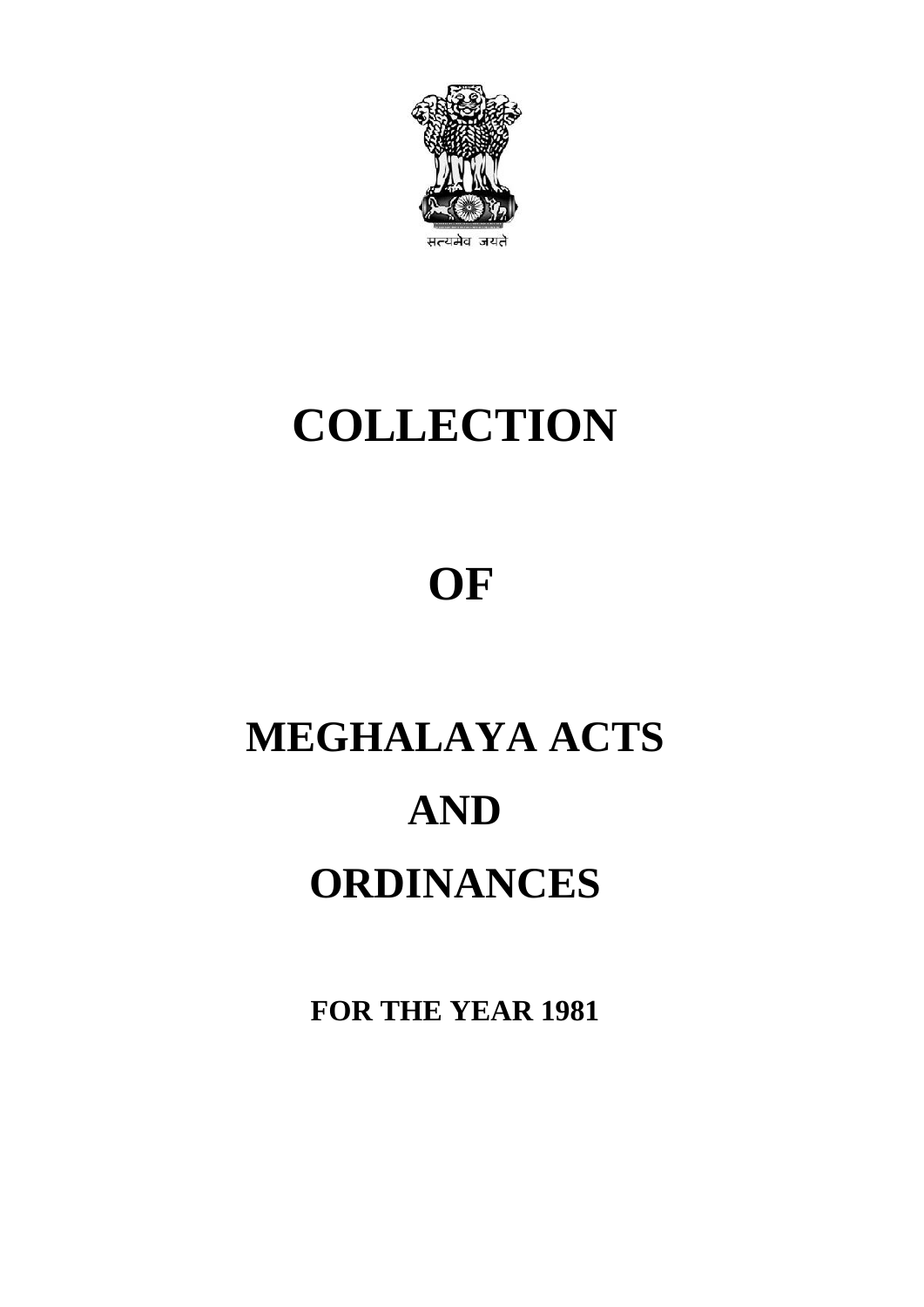सत्यमेव जयते

# COLLECTION

# OF

# MEGHALAYA ACTS

# AND

# ORDINANCES

**FOR THE YEAR 1981**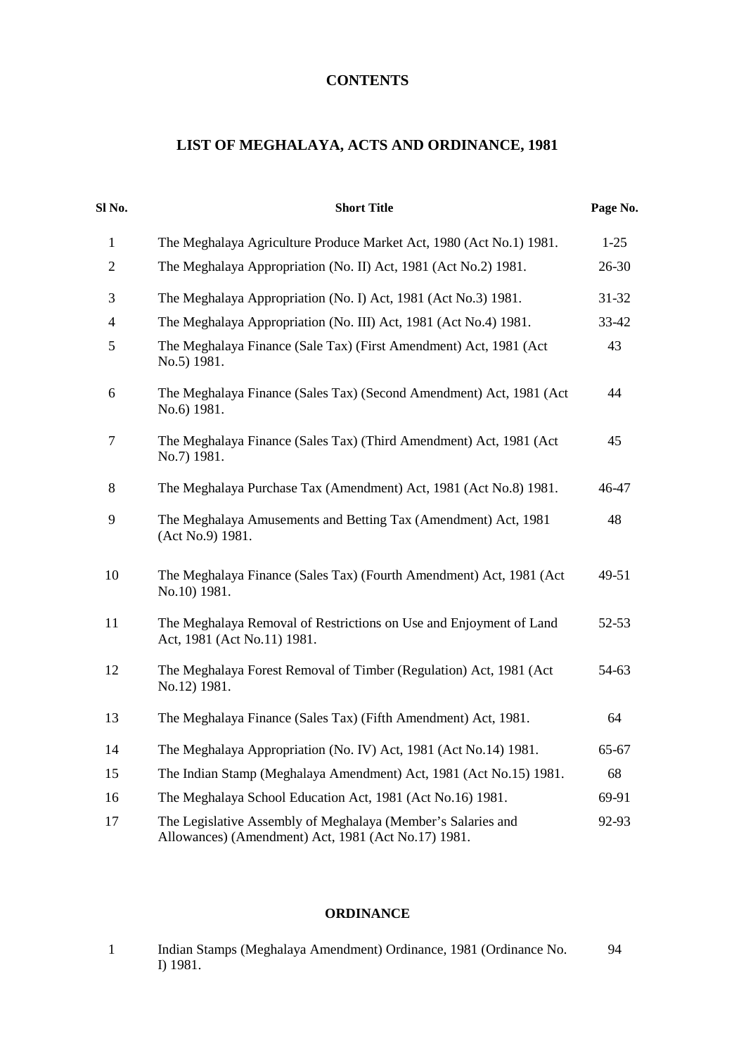# CONTENTS

## LIST OF MEGHALAYA, ACTS AND ORDINANCE, 1981

| Sl No. | Short Title | Page No. |
|---|---|---|
| 1 | The Meghalaya Agriculture Produce Market Act, 1980 (Act No.1) 1981. | 1-25 |
| 2 | The Meghalaya Appropriation (No. II) Act, 1981 (Act No.2) 1981. | 26-30 |
| 3 | The Meghalaya Appropriation (No. I) Act, 1981 (Act No.3) 1981. | 31-32 |
| 4 | The Meghalaya Appropriation (No. III) Act, 1981 (Act No.4) 1981. | 33-42 |
| 5 | The Meghalaya Finance (Sale Tax) (First Amendment) Act, 1981 (Act No.5) 1981. | 43 |
| 6 | The Meghalaya Finance (Sales Tax) (Second Amendment) Act, 1981 (Act No.6) 1981. | 44 |
| 7 | The Meghalaya Finance (Sales Tax) (Third Amendment) Act, 1981 (Act No.7) 1981. | 45 |
| 8 | The Meghalaya Purchase Tax (Amendment) Act, 1981 (Act No.8) 1981. | 46-47 |
| 9 | The Meghalaya Amusements and Betting Tax (Amendment) Act, 1981 (Act No.9) 1981. | 48 |
| 10 | The Meghalaya Finance (Sales Tax) (Fourth Amendment) Act, 1981 (Act No.10) 1981. | 49-51 |
| 11 | The Meghalaya Removal of Restrictions on Use and Enjoyment of Land Act, 1981 (Act No.11) 1981. | 52-53 |
| 12 | The Meghalaya Forest Removal of Timber (Regulation) Act, 1981 (Act No.12) 1981. | 54-63 |
| 13 | The Meghalaya Finance (Sales Tax) (Fifth Amendment) Act, 1981. | 64 |
| 14 | The Meghalaya Appropriation (No. IV) Act, 1981 (Act No.14) 1981. | 65-67 |
| 15 | The Indian Stamp (Meghalaya Amendment) Act, 1981 (Act No.15) 1981. | 68 |
| 16 | The Meghalaya School Education Act, 1981 (Act No.16) 1981. | 69-91 |
| 17 | The Legislative Assembly of Meghalaya (Member's Salaries and Allowances) (Amendment) Act, 1981 (Act No.17) 1981. | 92-93 |

### ORDINANCE

| Sl No. | Short Title | Page No. |
|---|---|---|
| 1 | Indian Stamps (Meghalaya Amendment) Ordinance, 1981 (Ordinance No. I) 1981. | 94 |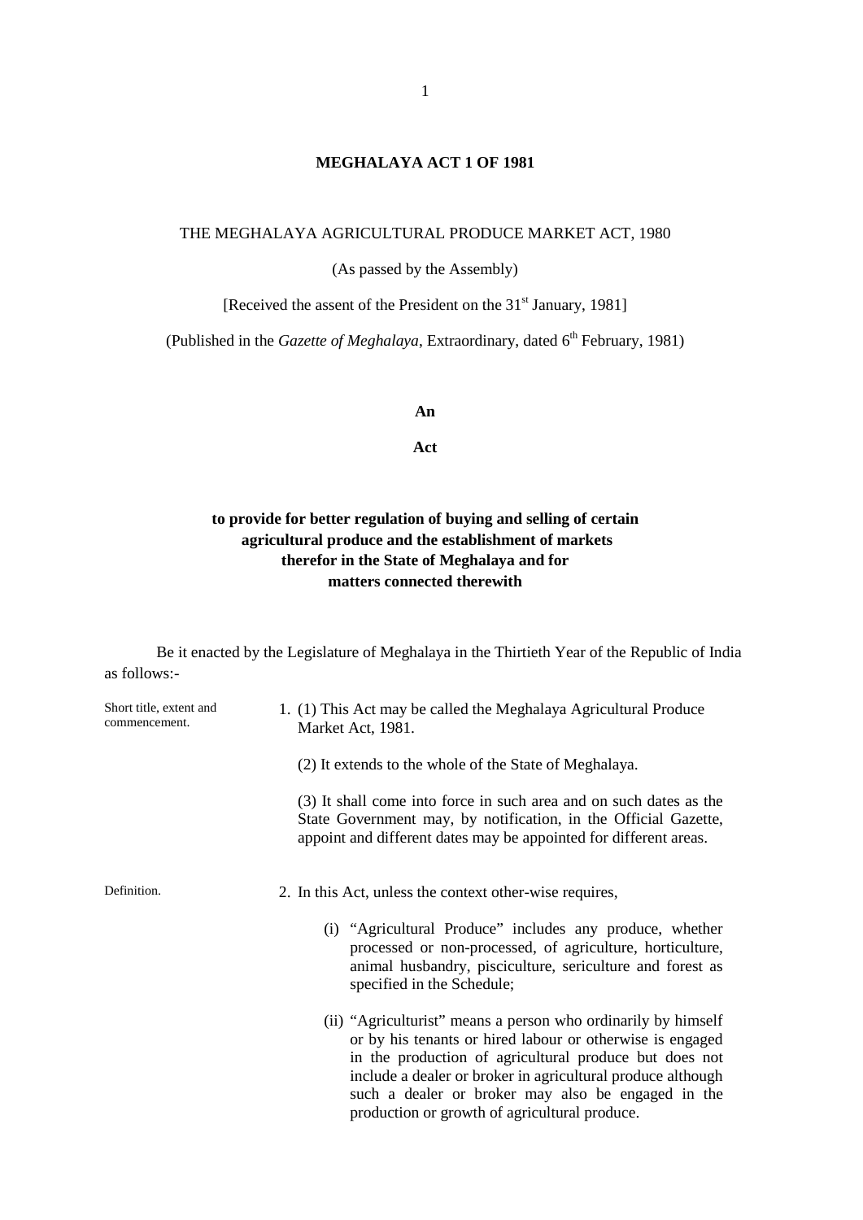# MEGHALAYA ACT 1 OF 1981

THE MEGHALAYA AGRICULTURAL PRODUCE MARKET ACT, 1980

(As passed by the Assembly)

[Received the assent of the President on the 31st January, 1981]

(Published in the *Gazette of Meghalaya*, Extraordinary, dated 6th February, 1981)

**An**

**Act**

**to provide for better regulation of buying and selling of certain agricultural produce and the establishment of markets therefor in the State of Meghalaya and for matters connected therewith**

Be it enacted by the Legislature of Meghalaya in the Thirtieth Year of the Republic of India as follows:-

Short title, extent and commencement.

1. (1) This Act may be called the Meghalaya Agricultural Produce Market Act, 1981.

   (2) It extends to the whole of the State of Meghalaya.

   (3) It shall come into force in such area and on such dates as the State Government may, by notification, in the Official Gazette, appoint and different dates may be appointed for different areas.

Definition.

2. In this Act, unless the context other-wise requires,

   (i) "Agricultural Produce" includes any produce, whether processed or non-processed, of agriculture, horticulture, animal husbandry, pisciculture, sericulture and forest as specified in the Schedule;

   (ii) "Agriculturist" means a person who ordinarily by himself or by his tenants or hired labour or otherwise is engaged in the production of agricultural produce but does not include a dealer or broker in agricultural produce although such a dealer or broker may also be engaged in the production or growth of agricultural produce.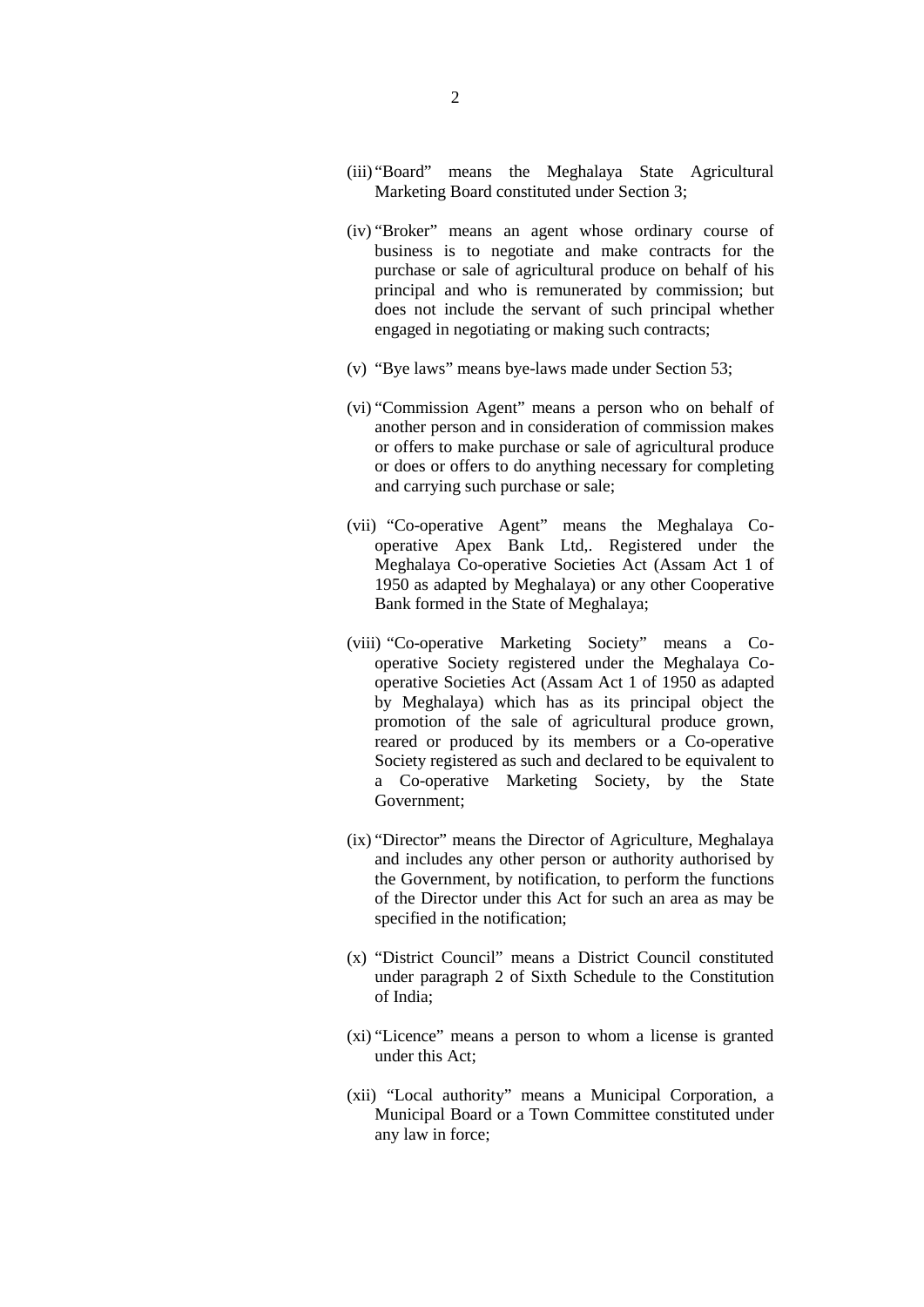(iii) "Board" means the Meghalaya State Agricultural Marketing Board constituted under Section 3;

(iv) "Broker" means an agent whose ordinary course of business is to negotiate and make contracts for the purchase or sale of agricultural produce on behalf of his principal and who is remunerated by commission; but does not include the servant of such principal whether engaged in negotiating or making such contracts;

(v) "Bye laws" means bye-laws made under Section 53;

(vi) "Commission Agent" means a person who on behalf of another person and in consideration of commission makes or offers to make purchase or sale of agricultural produce or does or offers to do anything necessary for completing and carrying such purchase or sale;

(vii) "Co-operative Agent" means the Meghalaya Co-operative Apex Bank Ltd,. Registered under the Meghalaya Co-operative Societies Act (Assam Act 1 of 1950 as adapted by Meghalaya) or any other Cooperative Bank formed in the State of Meghalaya;

(viii) "Co-operative Marketing Society" means a Co-operative Society registered under the Meghalaya Co-operative Societies Act (Assam Act 1 of 1950 as adapted by Meghalaya) which has as its principal object the promotion of the sale of agricultural produce grown, reared or produced by its members or a Co-operative Society registered as such and declared to be equivalent to a Co-operative Marketing Society, by the State Government;

(ix) "Director" means the Director of Agriculture, Meghalaya and includes any other person or authority authorised by the Government, by notification, to perform the functions of the Director under this Act for such an area as may be specified in the notification;

(x) "District Council" means a District Council constituted under paragraph 2 of Sixth Schedule to the Constitution of India;

(xi) "Licence" means a person to whom a license is granted under this Act;

(xii) "Local authority" means a Municipal Corporation, a Municipal Board or a Town Committee constituted under any law in force;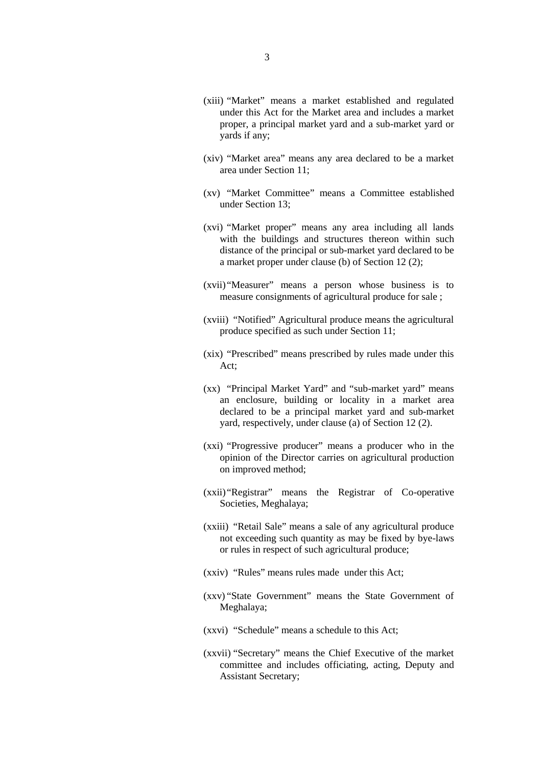(xiii) "Market" means a market established and regulated under this Act for the Market area and includes a market proper, a principal market yard and a sub-market yard or yards if any;

(xiv) "Market area" means any area declared to be a market area under Section 11;

(xv) "Market Committee" means a Committee established under Section 13;

(xvi) "Market proper" means any area including all lands with the buildings and structures thereon within such distance of the principal or sub-market yard declared to be a market proper under clause (b) of Section 12 (2);

(xvii) "Measurer" means a person whose business is to measure consignments of agricultural produce for sale ;

(xviii) "Notified" Agricultural produce means the agricultural produce specified as such under Section 11;

(xix) "Prescribed" means prescribed by rules made under this Act;

(xx) "Principal Market Yard" and "sub-market yard" means an enclosure, building or locality in a market area declared to be a principal market yard and sub-market yard, respectively, under clause (a) of Section 12 (2).

(xxi) "Progressive producer" means a producer who in the opinion of the Director carries on agricultural production on improved method;

(xxii) "Registrar" means the Registrar of Co-operative Societies, Meghalaya;

(xxiii) "Retail Sale" means a sale of any agricultural produce not exceeding such quantity as may be fixed by bye-laws or rules in respect of such agricultural produce;

(xxiv) "Rules" means rules made under this Act;

(xxv) "State Government" means the State Government of Meghalaya;

(xxvi) "Schedule" means a schedule to this Act;

(xxvii) "Secretary" means the Chief Executive of the market committee and includes officiating, acting, Deputy and Assistant Secretary;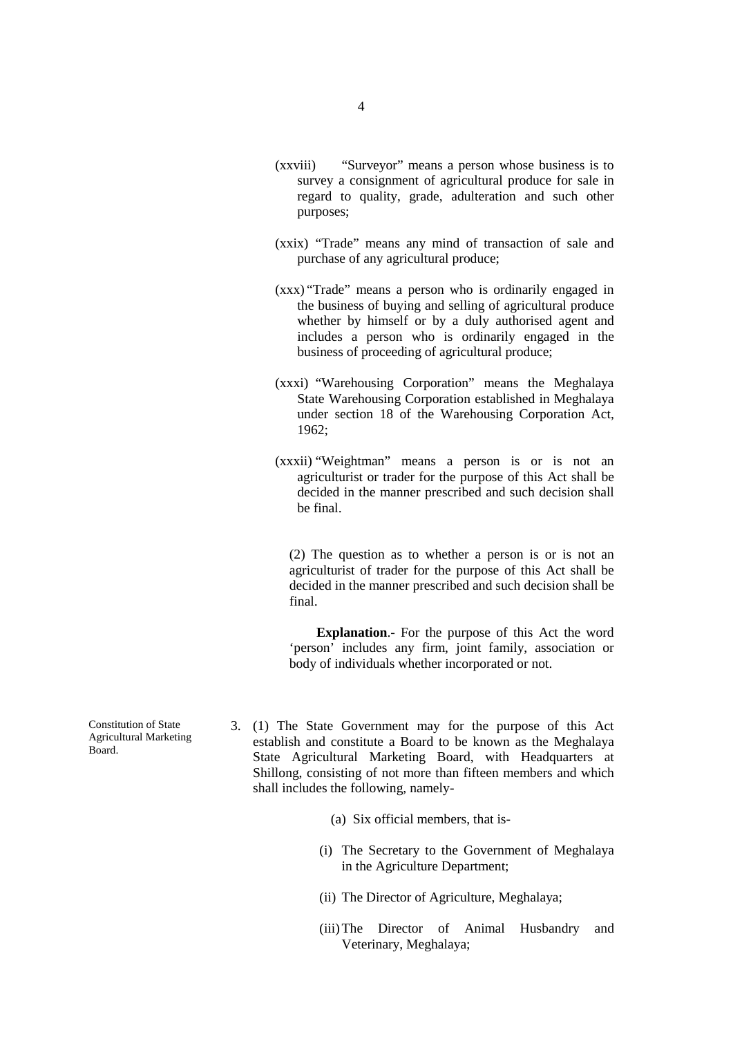(xxviii) "Surveyor" means a person whose business is to survey a consignment of agricultural produce for sale in regard to quality, grade, adulteration and such other purposes;

(xxix) "Trade" means any mind of transaction of sale and purchase of any agricultural produce;

(xxx) "Trade" means a person who is ordinarily engaged in the business of buying and selling of agricultural produce whether by himself or by a duly authorised agent and includes a person who is ordinarily engaged in the business of proceeding of agricultural produce;

(xxxi) "Warehousing Corporation" means the Meghalaya State Warehousing Corporation established in Meghalaya under section 18 of the Warehousing Corporation Act, 1962;

(xxxii) "Weightman" means a person is or is not an agriculturist or trader for the purpose of this Act shall be decided in the manner prescribed and such decision shall be final.

(2) The question as to whether a person is or is not an agriculturist of trader for the purpose of this Act shall be decided in the manner prescribed and such decision shall be final.

**Explanation**.- For the purpose of this Act the word 'person' includes any firm, joint family, association or body of individuals whether incorporated or not.

Constitution of State Agricultural Marketing Board.

3. (1) The State Government may for the purpose of this Act establish and constitute a Board to be known as the Meghalaya State Agricultural Marketing Board, with Headquarters at Shillong, consisting of not more than fifteen members and which shall includes the following, namely-

(a) Six official members, that is-

(i) The Secretary to the Government of Meghalaya in the Agriculture Department;

(ii) The Director of Agriculture, Meghalaya;

(iii) The Director of Animal Husbandry and Veterinary, Meghalaya;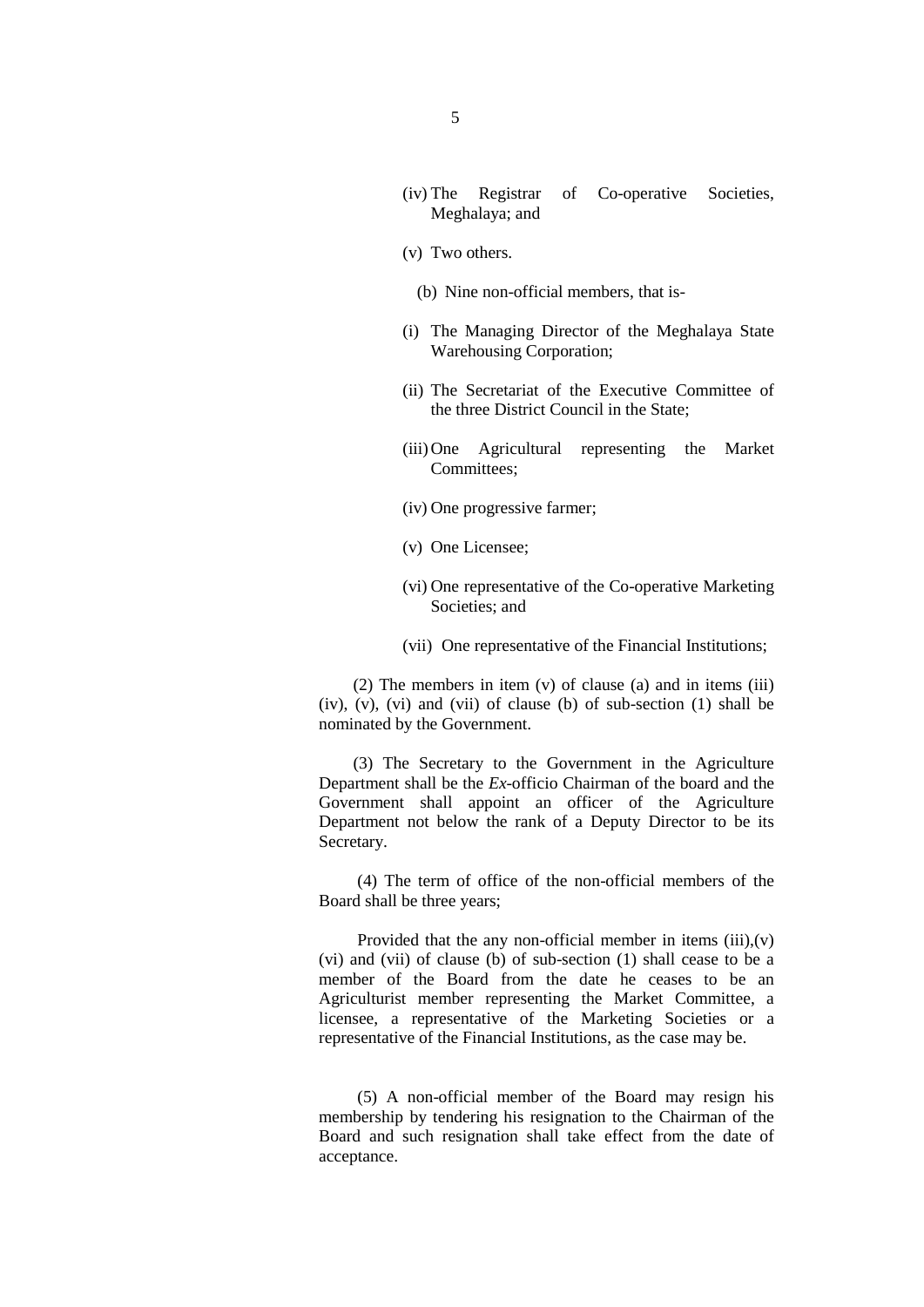(iv) The Registrar of Co-operative Societies, Meghalaya; and

(v) Two others.

(b) Nine non-official members, that is-

(i) The Managing Director of the Meghalaya State Warehousing Corporation;

(ii) The Secretariat of the Executive Committee of the three District Council in the State;

(iii) One Agricultural representing the Market Committees;

(iv) One progressive farmer;

(v) One Licensee;

(vi) One representative of the Co-operative Marketing Societies; and

(vii) One representative of the Financial Institutions;

(2) The members in item (v) of clause (a) and in items (iii) (iv), (v), (vi) and (vii) of clause (b) of sub-section (1) shall be nominated by the Government.

(3) The Secretary to the Government in the Agriculture Department shall be the *Ex*-officio Chairman of the board and the Government shall appoint an officer of the Agriculture Department not below the rank of a Deputy Director to be its Secretary.

(4) The term of office of the non-official members of the Board shall be three years;

Provided that the any non-official member in items (iii),(v) (vi) and (vii) of clause (b) of sub-section (1) shall cease to be a member of the Board from the date he ceases to be an Agriculturist member representing the Market Committee, a licensee, a representative of the Marketing Societies or a representative of the Financial Institutions, as the case may be.

(5) A non-official member of the Board may resign his membership by tendering his resignation to the Chairman of the Board and such resignation shall take effect from the date of acceptance.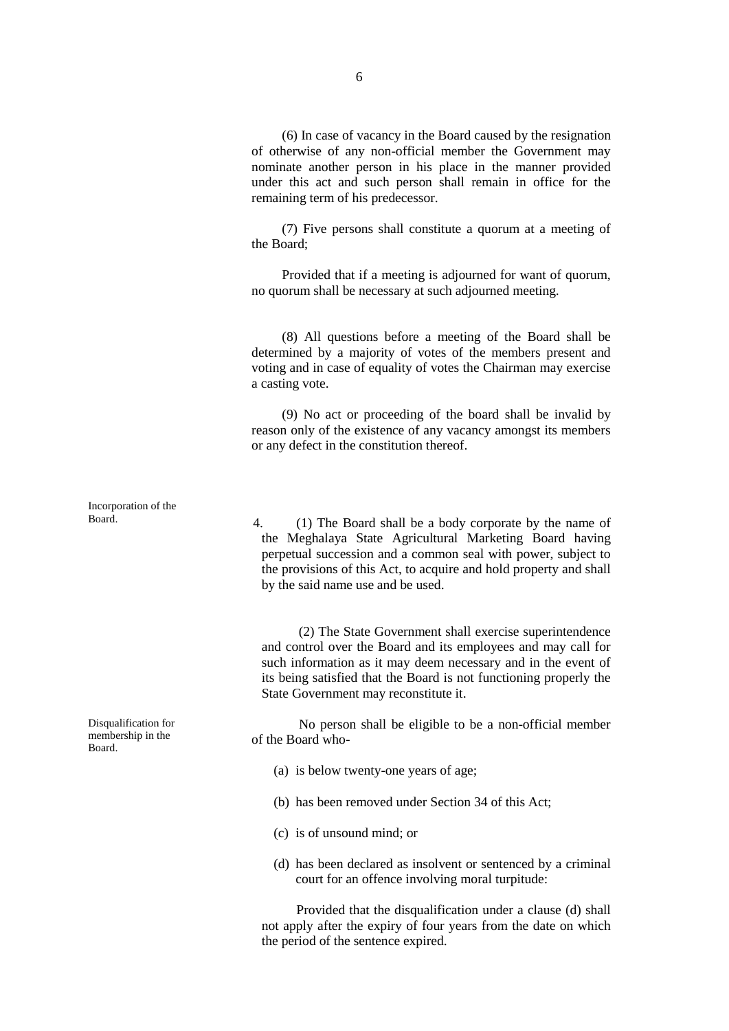(6) In case of vacancy in the Board caused by the resignation of otherwise of any non-official member the Government may nominate another person in his place in the manner provided under this act and such person shall remain in office for the remaining term of his predecessor.

(7) Five persons shall constitute a quorum at a meeting of the Board;

Provided that if a meeting is adjourned for want of quorum, no quorum shall be necessary at such adjourned meeting.

(8) All questions before a meeting of the Board shall be determined by a majority of votes of the members present and voting and in case of equality of votes the Chairman may exercise a casting vote.

(9) No act or proceeding of the board shall be invalid by reason only of the existence of any vacancy amongst its members or any defect in the constitution thereof.

*Incorporation of the Board.*

4. (1) The Board shall be a body corporate by the name of the Meghalaya State Agricultural Marketing Board having perpetual succession and a common seal with power, subject to the provisions of this Act, to acquire and hold property and shall by the said name use and be used.

(2) The State Government shall exercise superintendence and control over the Board and its employees and may call for such information as it may deem necessary and in the event of its being satisfied that the Board is not functioning properly the State Government may reconstitute it.

*Disqualification for membership in the Board.*

No person shall be eligible to be a non-official member of the Board who-

(a) is below twenty-one years of age;

(b) has been removed under Section 34 of this Act;

(c) is of unsound mind; or

(d) has been declared as insolvent or sentenced by a criminal court for an offence involving moral turpitude:

Provided that the disqualification under a clause (d) shall not apply after the expiry of four years from the date on which the period of the sentence expired.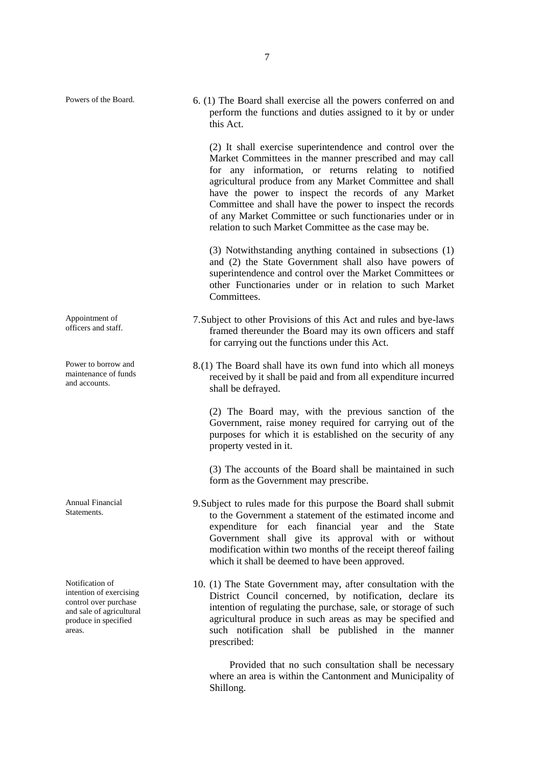Powers of the Board.

6. (1) The Board shall exercise all the powers conferred on and perform the functions and duties assigned to it by or under this Act.

(2) It shall exercise superintendence and control over the Market Committees in the manner prescribed and may call for any information, or returns relating to notified agricultural produce from any Market Committee and shall have the power to inspect the records of any Market Committee and shall have the power to inspect the records of any Market Committee or such functionaries under or in relation to such Market Committee as the case may be.

(3) Notwithstanding anything contained in subsections (1) and (2) the State Government shall also have powers of superintendence and control over the Market Committees or other Functionaries under or in relation to such Market Committees.

Appointment of officers and staff.

7. Subject to other Provisions of this Act and rules and bye-laws framed thereunder the Board may its own officers and staff for carrying out the functions under this Act.

Power to borrow and maintenance of funds and accounts.

8. (1) The Board shall have its own fund into which all moneys received by it shall be paid and from all expenditure incurred shall be defrayed.

(2) The Board may, with the previous sanction of the Government, raise money required for carrying out of the purposes for which it is established on the security of any property vested in it.

(3) The accounts of the Board shall be maintained in such form as the Government may prescribe.

Annual Financial Statements.

9. Subject to rules made for this purpose the Board shall submit to the Government a statement of the estimated income and expenditure for each financial year and the State Government shall give its approval with or without modification within two months of the receipt thereof failing which it shall be deemed to have been approved.

Notification of intention of exercising control over purchase and sale of agricultural produce in specified areas.

10. (1) The State Government may, after consultation with the District Council concerned, by notification, declare its intention of regulating the purchase, sale, or storage of such agricultural produce in such areas as may be specified and such notification shall be published in the manner prescribed:

Provided that no such consultation shall be necessary where an area is within the Cantonment and Municipality of Shillong.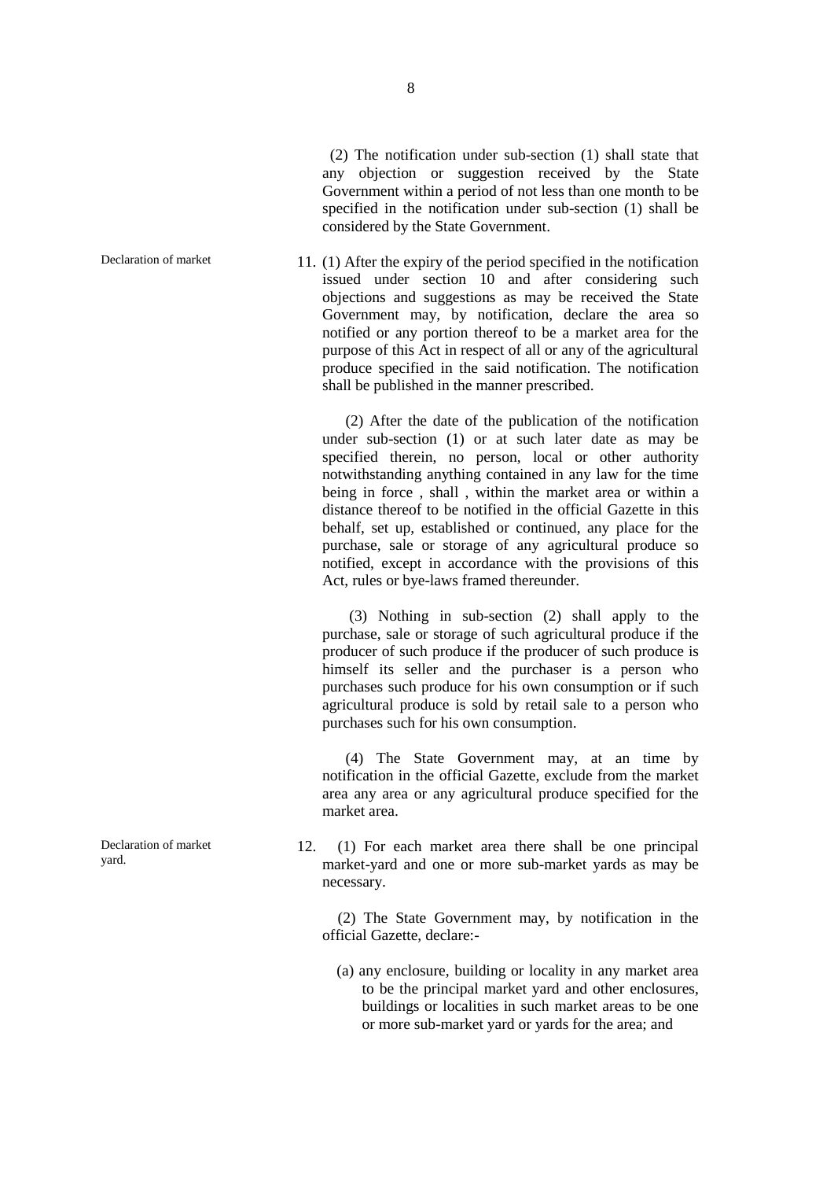(2) The notification under sub-section (1) shall state that any objection or suggestion received by the State Government within a period of not less than one month to be specified in the notification under sub-section (1) shall be considered by the State Government.

Declaration of market

11. (1) After the expiry of the period specified in the notification issued under section 10 and after considering such objections and suggestions as may be received the State Government may, by notification, declare the area so notified or any portion thereof to be a market area for the purpose of this Act in respect of all or any of the agricultural produce specified in the said notification. The notification shall be published in the manner prescribed.

(2) After the date of the publication of the notification under sub-section (1) or at such later date as may be specified therein, no person, local or other authority notwithstanding anything contained in any law for the time being in force , shall , within the market area or within a distance thereof to be notified in the official Gazette in this behalf, set up, established or continued, any place for the purchase, sale or storage of any agricultural produce so notified, except in accordance with the provisions of this Act, rules or bye-laws framed thereunder.

(3) Nothing in sub-section (2) shall apply to the purchase, sale or storage of such agricultural produce if the producer of such produce if the producer of such produce is himself its seller and the purchaser is a person who purchases such produce for his own consumption or if such agricultural produce is sold by retail sale to a person who purchases such for his own consumption.

(4) The State Government may, at an time by notification in the official Gazette, exclude from the market area any area or any agricultural produce specified for the market area.

Declaration of market yard.

12. (1) For each market area there shall be one principal market-yard and one or more sub-market yards as may be necessary.

(2) The State Government may, by notification in the official Gazette, declare:-

(a) any enclosure, building or locality in any market area to be the principal market yard and other enclosures, buildings or localities in such market areas to be one or more sub-market yard or yards for the area; and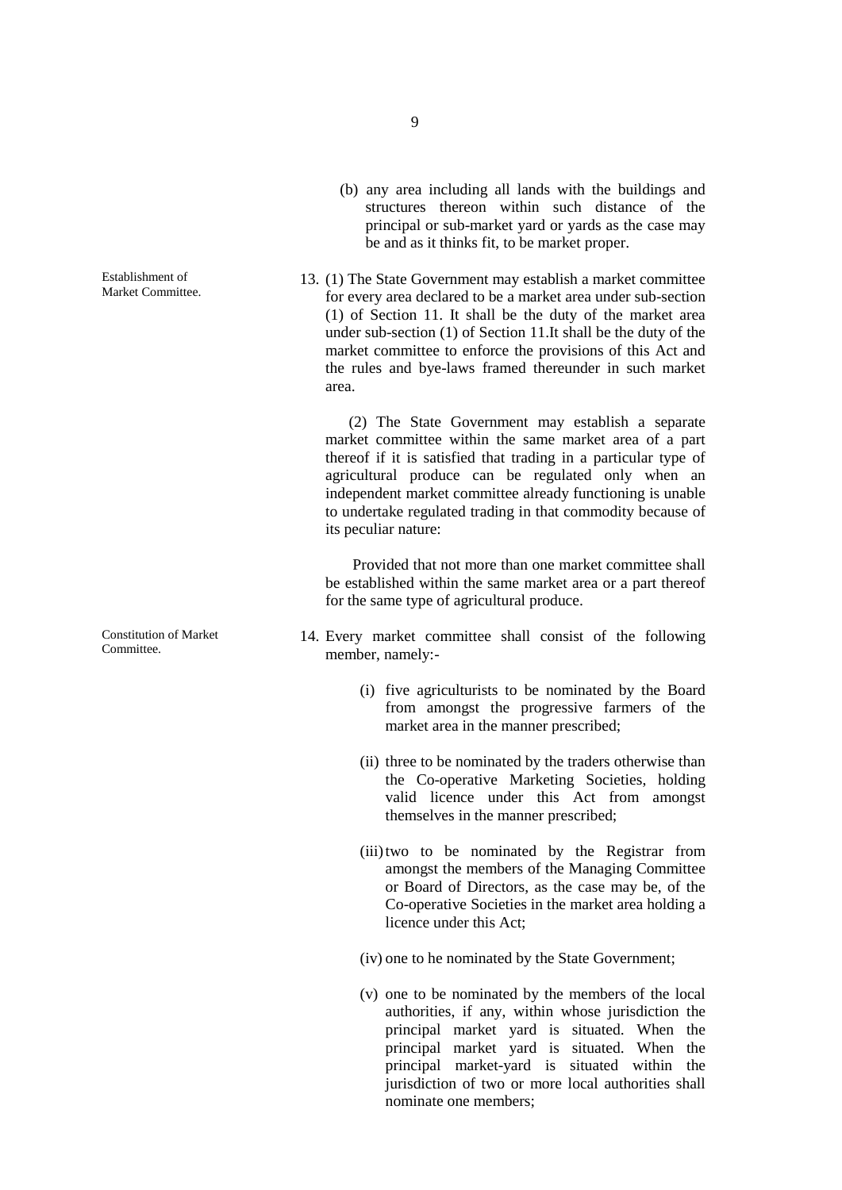(b) any area including all lands with the buildings and structures thereon within such distance of the principal or sub-market yard or yards as the case may be and as it thinks fit, to be market proper.

Establishment of Market Committee.

13. (1) The State Government may establish a market committee for every area declared to be a market area under sub-section (1) of Section 11. It shall be the duty of the market area under sub-section (1) of Section 11.It shall be the duty of the market committee to enforce the provisions of this Act and the rules and bye-laws framed thereunder in such market area.

(2) The State Government may establish a separate market committee within the same market area of a part thereof if it is satisfied that trading in a particular type of agricultural produce can be regulated only when an independent market committee already functioning is unable to undertake regulated trading in that commodity because of its peculiar nature:

Provided that not more than one market committee shall be established within the same market area or a part thereof for the same type of agricultural produce.

Constitution of Market Committee.

14. Every market committee shall consist of the following member, namely:-

(i) five agriculturists to be nominated by the Board from amongst the progressive farmers of the market area in the manner prescribed;

(ii) three to be nominated by the traders otherwise than the Co-operative Marketing Societies, holding valid licence under this Act from amongst themselves in the manner prescribed;

(iii) two to be nominated by the Registrar from amongst the members of the Managing Committee or Board of Directors, as the case may be, of the Co-operative Societies in the market area holding a licence under this Act;

(iv) one to he nominated by the State Government;

(v) one to be nominated by the members of the local authorities, if any, within whose jurisdiction the principal market yard is situated. When the principal market yard is situated. When the principal market-yard is situated within the jurisdiction of two or more local authorities shall nominate one members;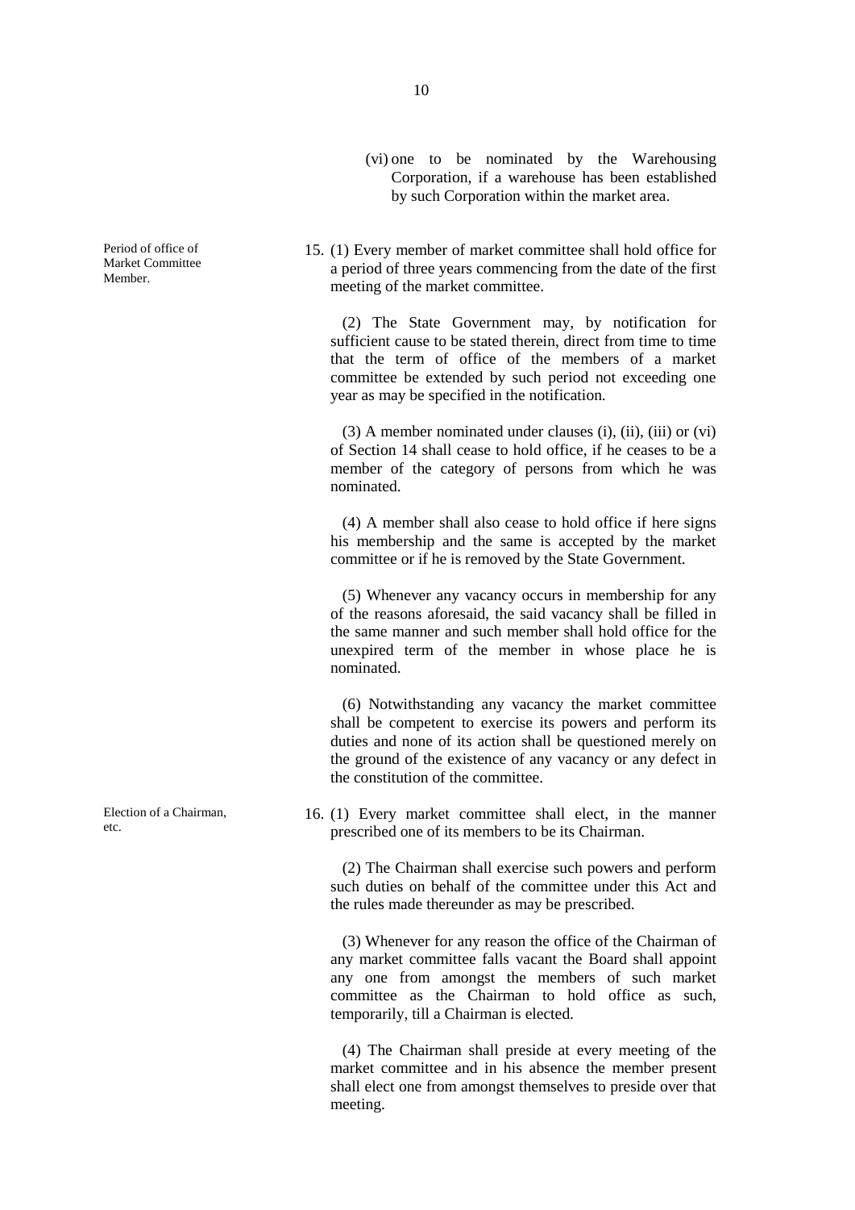(vi) one to be nominated by the Warehousing Corporation, if a warehouse has been established by such Corporation within the market area.

Period of office of Market Committee Member.

15. (1) Every member of market committee shall hold office for a period of three years commencing from the date of the first meeting of the market committee.

(2) The State Government may, by notification for sufficient cause to be stated therein, direct from time to time that the term of office of the members of a market committee be extended by such period not exceeding one year as may be specified in the notification.

(3) A member nominated under clauses (i), (ii), (iii) or (vi) of Section 14 shall cease to hold office, if he ceases to be a member of the category of persons from which he was nominated.

(4) A member shall also cease to hold office if here signs his membership and the same is accepted by the market committee or if he is removed by the State Government.

(5) Whenever any vacancy occurs in membership for any of the reasons aforesaid, the said vacancy shall be filled in the same manner and such member shall hold office for the unexpired term of the member in whose place he is nominated.

(6) Notwithstanding any vacancy the market committee shall be competent to exercise its powers and perform its duties and none of its action shall be questioned merely on the ground of the existence of any vacancy or any defect in the constitution of the committee.

Election of a Chairman, etc.

16. (1) Every market committee shall elect, in the manner prescribed one of its members to be its Chairman.

(2) The Chairman shall exercise such powers and perform such duties on behalf of the committee under this Act and the rules made thereunder as may be prescribed.

(3) Whenever for any reason the office of the Chairman of any market committee falls vacant the Board shall appoint any one from amongst the members of such market committee as the Chairman to hold office as such, temporarily, till a Chairman is elected.

(4) The Chairman shall preside at every meeting of the market committee and in his absence the member present shall elect one from amongst themselves to preside over that meeting.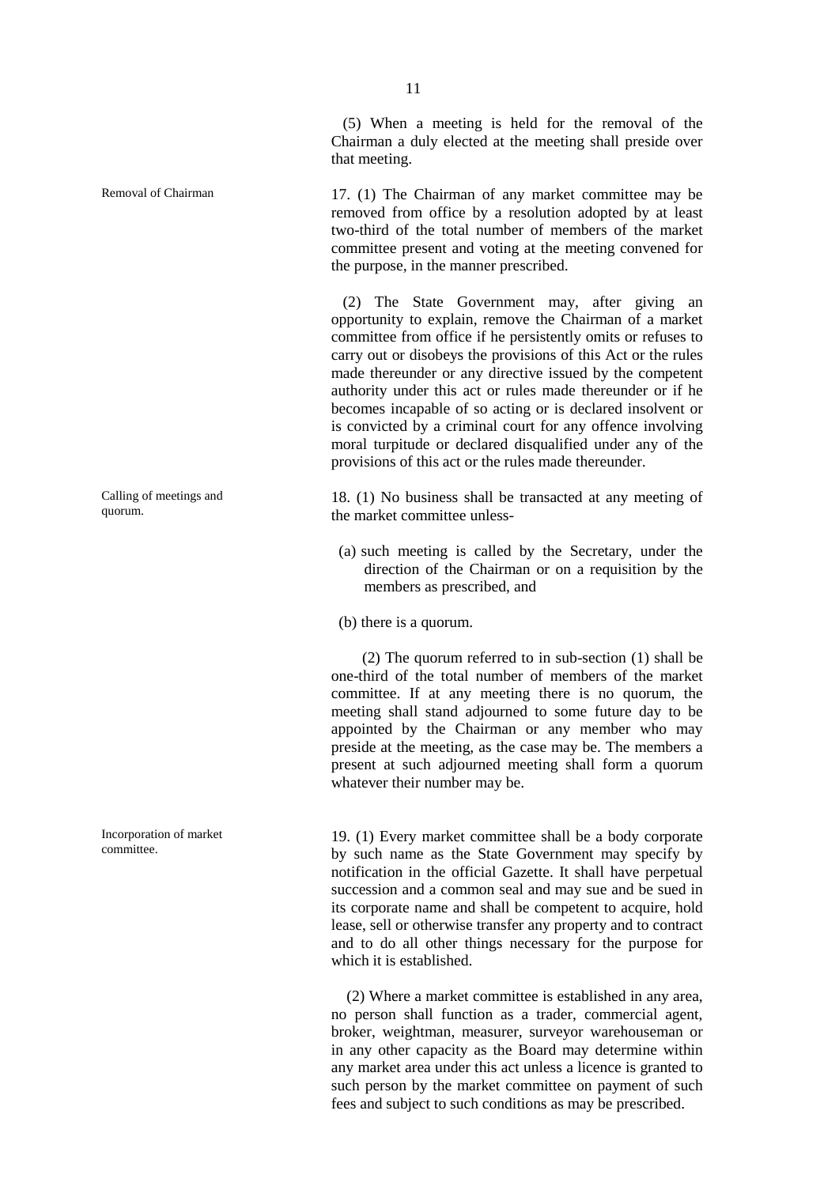(5) When a meeting is held for the removal of the Chairman a duly elected at the meeting shall preside over that meeting.

**Removal of Chairman**

17. (1) The Chairman of any market committee may be removed from office by a resolution adopted by at least two-third of the total number of members of the market committee present and voting at the meeting convened for the purpose, in the manner prescribed.

(2) The State Government may, after giving an opportunity to explain, remove the Chairman of a market committee from office if he persistently omits or refuses to carry out or disobeys the provisions of this Act or the rules made thereunder or any directive issued by the competent authority under this act or rules made thereunder or if he becomes incapable of so acting or is declared insolvent or is convicted by a criminal court for any offence involving moral turpitude or declared disqualified under any of the provisions of this act or the rules made thereunder.

**Calling of meetings and quorum.**

18. (1) No business shall be transacted at any meeting of the market committee unless-

(a) such meeting is called by the Secretary, under the direction of the Chairman or on a requisition by the members as prescribed, and

(b) there is a quorum.

(2) The quorum referred to in sub-section (1) shall be one-third of the total number of members of the market committee. If at any meeting there is no quorum, the meeting shall stand adjourned to some future day to be appointed by the Chairman or any member who may preside at the meeting, as the case may be. The members a present at such adjourned meeting shall form a quorum whatever their number may be.

**Incorporation of market committee.**

19. (1) Every market committee shall be a body corporate by such name as the State Government may specify by notification in the official Gazette. It shall have perpetual succession and a common seal and may sue and be sued in its corporate name and shall be competent to acquire, hold lease, sell or otherwise transfer any property and to contract and to do all other things necessary for the purpose for which it is established.

(2) Where a market committee is established in any area, no person shall function as a trader, commercial agent, broker, weightman, measurer, surveyor warehouseman or in any other capacity as the Board may determine within any market area under this act unless a licence is granted to such person by the market committee on payment of such fees and subject to such conditions as may be prescribed.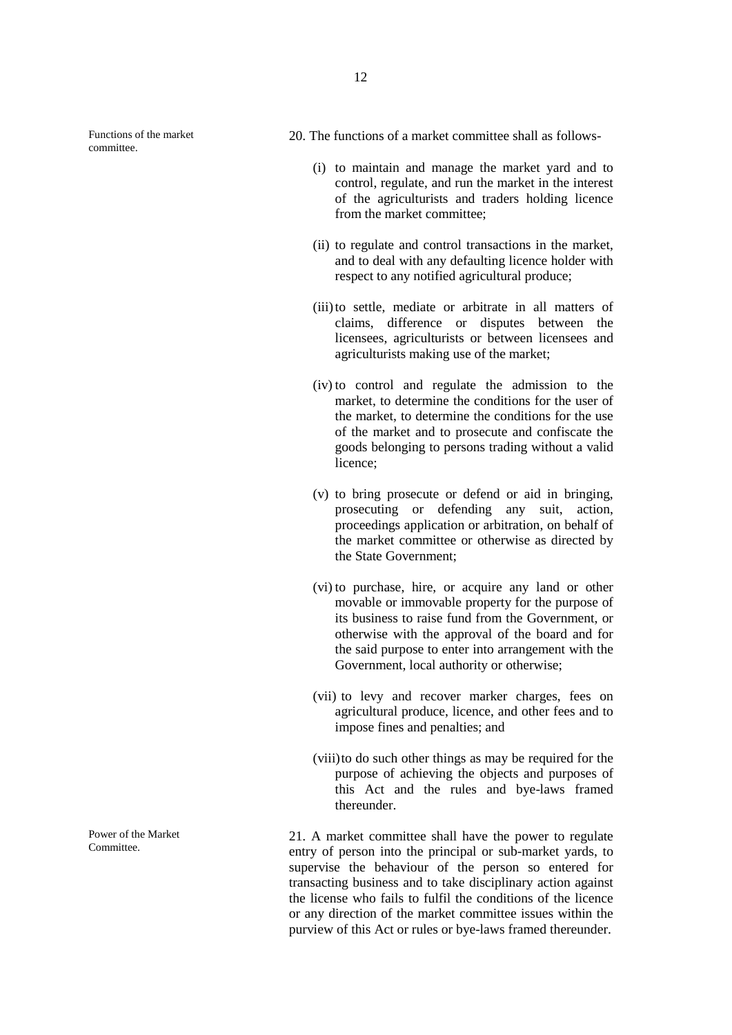Functions of the market committee.

20. The functions of a market committee shall as follows-

(i) to maintain and manage the market yard and to control, regulate, and run the market in the interest of the agriculturists and traders holding licence from the market committee;

(ii) to regulate and control transactions in the market, and to deal with any defaulting licence holder with respect to any notified agricultural produce;

(iii) to settle, mediate or arbitrate in all matters of claims, difference or disputes between the licensees, agriculturists or between licensees and agriculturists making use of the market;

(iv) to control and regulate the admission to the market, to determine the conditions for the user of the market, to determine the conditions for the use of the market and to prosecute and confiscate the goods belonging to persons trading without a valid licence;

(v) to bring prosecute or defend or aid in bringing, prosecuting or defending any suit, action, proceedings application or arbitration, on behalf of the market committee or otherwise as directed by the State Government;

(vi) to purchase, hire, or acquire any land or other movable or immovable property for the purpose of its business to raise fund from the Government, or otherwise with the approval of the board and for the said purpose to enter into arrangement with the Government, local authority or otherwise;

(vii) to levy and recover marker charges, fees on agricultural produce, licence, and other fees and to impose fines and penalties; and

(viii) to do such other things as may be required for the purpose of achieving the objects and purposes of this Act and the rules and bye-laws framed thereunder.

Power of the Market Committee.

21. A market committee shall have the power to regulate entry of person into the principal or sub-market yards, to supervise the behaviour of the person so entered for transacting business and to take disciplinary action against the license who fails to fulfil the conditions of the licence or any direction of the market committee issues within the purview of this Act or rules or bye-laws framed thereunder.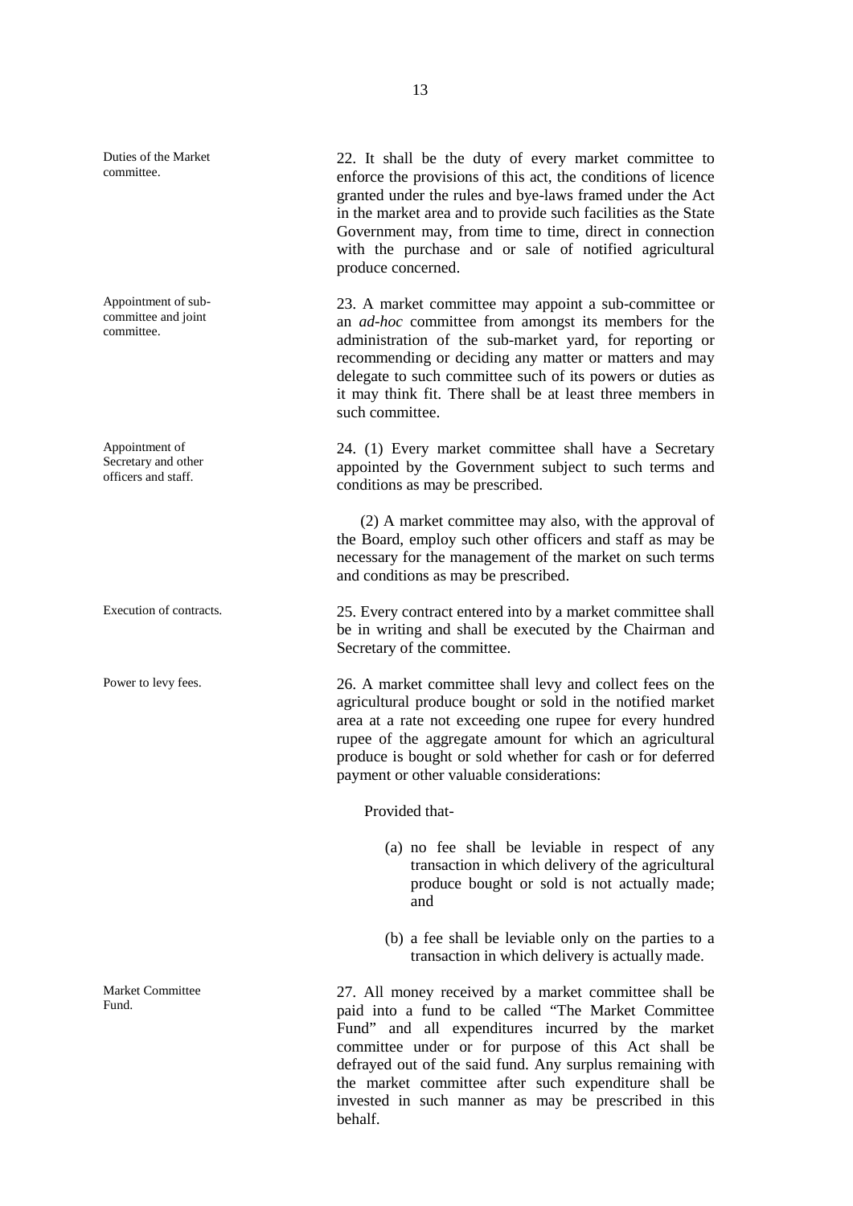**Duties of the Market committee.**

22. It shall be the duty of every market committee to enforce the provisions of this act, the conditions of licence granted under the rules and bye-laws framed under the Act in the market area and to provide such facilities as the State Government may, from time to time, direct in connection with the purchase and or sale of notified agricultural produce concerned.

**Appointment of sub-committee and joint committee.**

23. A market committee may appoint a sub-committee or an *ad-hoc* committee from amongst its members for the administration of the sub-market yard, for reporting or recommending or deciding any matter or matters and may delegate to such committee such of its powers or duties as it may think fit. There shall be at least three members in such committee.

**Appointment of Secretary and other officers and staff.**

24. (1) Every market committee shall have a Secretary appointed by the Government subject to such terms and conditions as may be prescribed.

(2) A market committee may also, with the approval of the Board, employ such other officers and staff as may be necessary for the management of the market on such terms and conditions as may be prescribed.

**Execution of contracts.**

25. Every contract entered into by a market committee shall be in writing and shall be executed by the Chairman and Secretary of the committee.

**Power to levy fees.**

26. A market committee shall levy and collect fees on the agricultural produce bought or sold in the notified market area at a rate not exceeding one rupee for every hundred rupee of the aggregate amount for which an agricultural produce is bought or sold whether for cash or for deferred payment or other valuable considerations:

Provided that-

(a) no fee shall be leviable in respect of any transaction in which delivery of the agricultural produce bought or sold is not actually made; and

(b) a fee shall be leviable only on the parties to a transaction in which delivery is actually made.

**Market Committee Fund.**

27. All money received by a market committee shall be paid into a fund to be called "The Market Committee Fund" and all expenditures incurred by the market committee under or for purpose of this Act shall be defrayed out of the said fund. Any surplus remaining with the market committee after such expenditure shall be invested in such manner as may be prescribed in this behalf.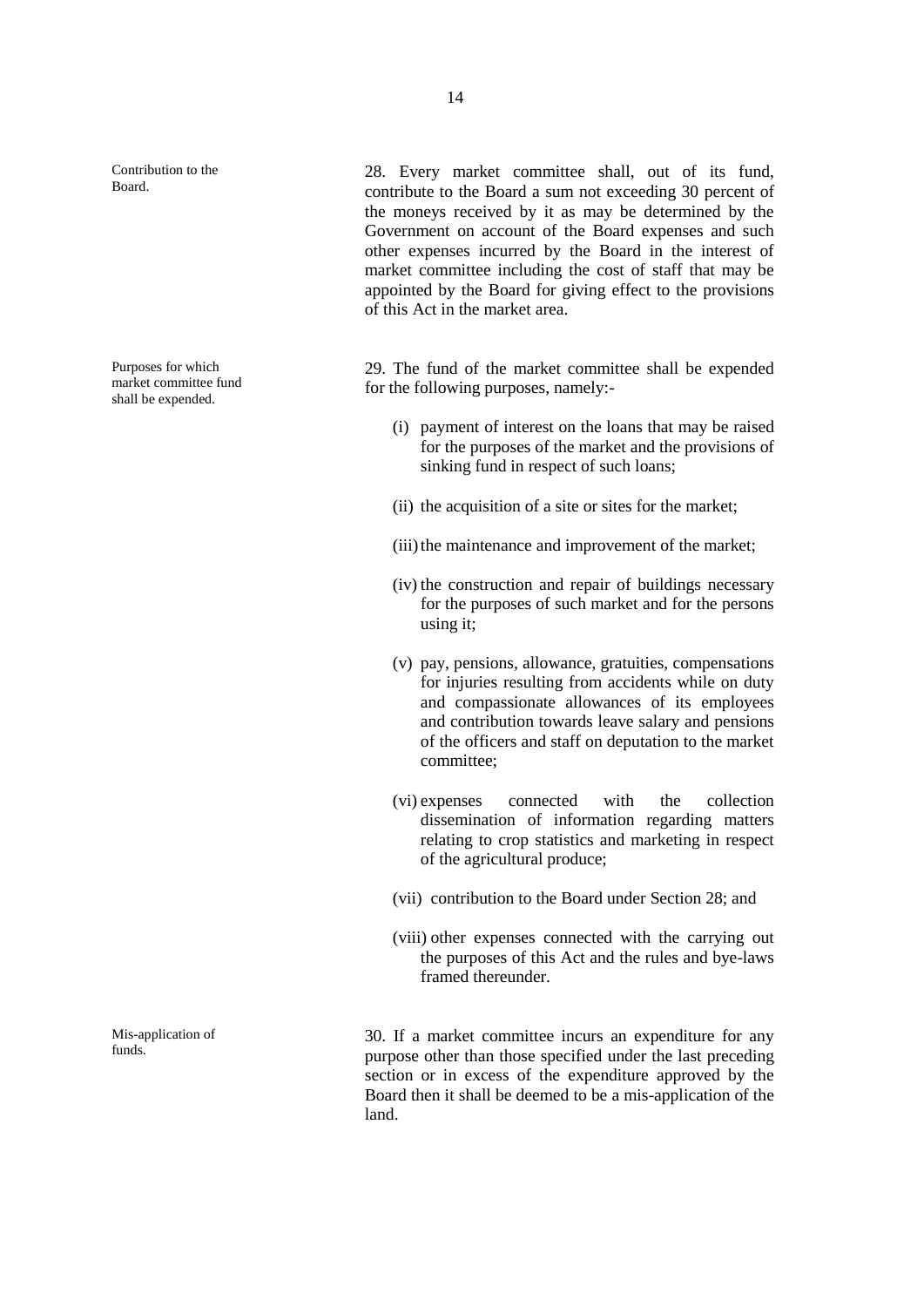**Contribution to the Board.**

28. Every market committee shall, out of its fund, contribute to the Board a sum not exceeding 30 percent of the moneys received by it as may be determined by the Government on account of the Board expenses and such other expenses incurred by the Board in the interest of market committee including the cost of staff that may be appointed by the Board for giving effect to the provisions of this Act in the market area.

**Purposes for which market committee fund shall be expended.**

29. The fund of the market committee shall be expended for the following purposes, namely:-

(i) payment of interest on the loans that may be raised for the purposes of the market and the provisions of sinking fund in respect of such loans;

(ii) the acquisition of a site or sites for the market;

(iii) the maintenance and improvement of the market;

(iv) the construction and repair of buildings necessary for the purposes of such market and for the persons using it;

(v) pay, pensions, allowance, gratuities, compensations for injuries resulting from accidents while on duty and compassionate allowances of its employees and contribution towards leave salary and pensions of the officers and staff on deputation to the market committee;

(vi) expenses connected with the collection dissemination of information regarding matters relating to crop statistics and marketing in respect of the agricultural produce;

(vii) contribution to the Board under Section 28; and

(viii) other expenses connected with the carrying out the purposes of this Act and the rules and bye-laws framed thereunder.

**Mis-application of funds.**

30. If a market committee incurs an expenditure for any purpose other than those specified under the last preceding section or in excess of the expenditure approved by the Board then it shall be deemed to be a mis-application of the land.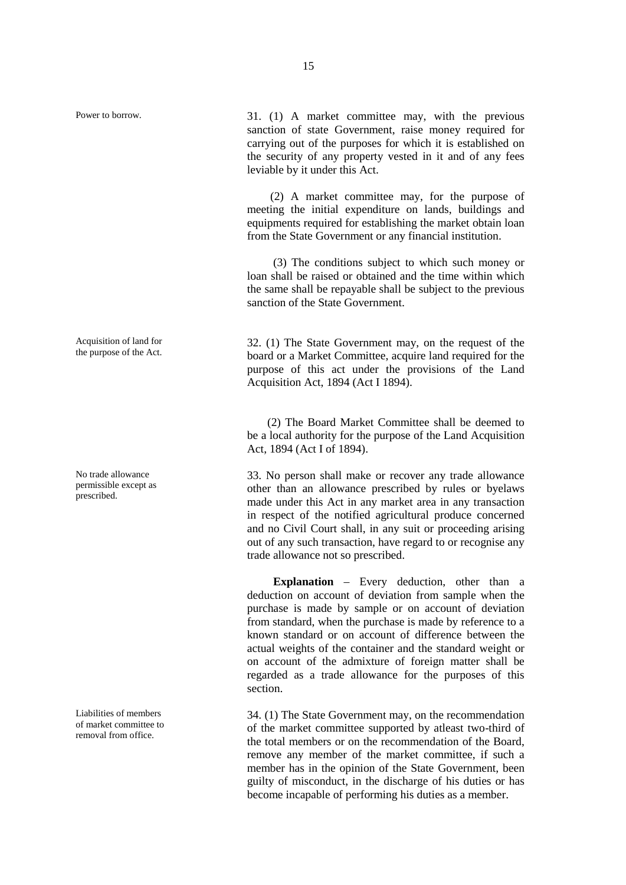Power to borrow.

31. (1) A market committee may, with the previous sanction of state Government, raise money required for carrying out of the purposes for which it is established on the security of any property vested in it and of any fees leviable by it under this Act.

(2) A market committee may, for the purpose of meeting the initial expenditure on lands, buildings and equipments required for establishing the market obtain loan from the State Government or any financial institution.

(3) The conditions subject to which such money or loan shall be raised or obtained and the time within which the same shall be repayable shall be subject to the previous sanction of the State Government.

Acquisition of land for the purpose of the Act.

32. (1) The State Government may, on the request of the board or a Market Committee, acquire land required for the purpose of this act under the provisions of the Land Acquisition Act, 1894 (Act I 1894).

(2) The Board Market Committee shall be deemed to be a local authority for the purpose of the Land Acquisition Act, 1894 (Act I of 1894).

No trade allowance permissible except as prescribed.

33. No person shall make or recover any trade allowance other than an allowance prescribed by rules or byelaws made under this Act in any market area in any transaction in respect of the notified agricultural produce concerned and no Civil Court shall, in any suit or proceeding arising out of any such transaction, have regard to or recognise any trade allowance not so prescribed.

**Explanation** – Every deduction, other than a deduction on account of deviation from sample when the purchase is made by sample or on account of deviation from standard, when the purchase is made by reference to a known standard or on account of difference between the actual weights of the container and the standard weight or on account of the admixture of foreign matter shall be regarded as a trade allowance for the purposes of this section.

Liabilities of members of market committee to removal from office.

34. (1) The State Government may, on the recommendation of the market committee supported by atleast two-third of the total members or on the recommendation of the Board, remove any member of the market committee, if such a member has in the opinion of the State Government, been guilty of misconduct, in the discharge of his duties or has become incapable of performing his duties as a member.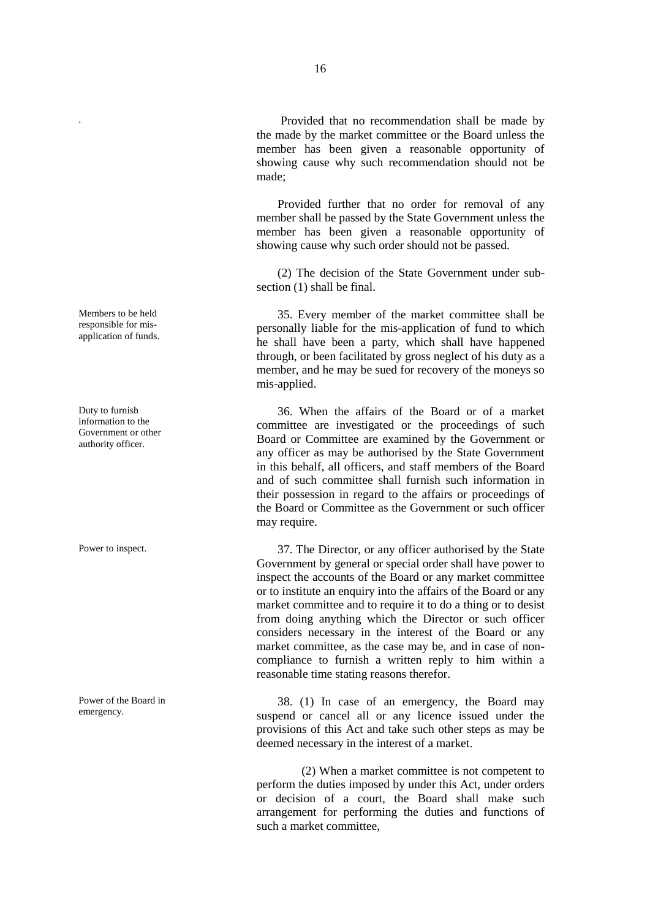Provided that no recommendation shall be made by the made by the market committee or the Board unless the member has been given a reasonable opportunity of showing cause why such recommendation should not be made;

Provided further that no order for removal of any member shall be passed by the State Government unless the member has been given a reasonable opportunity of showing cause why such order should not be passed.

(2) The decision of the State Government under sub-section (1) shall be final.

**Members to be held responsible for mis-application of funds.**

35. Every member of the market committee shall be personally liable for the mis-application of fund to which he shall have been a party, which shall have happened through, or been facilitated by gross neglect of his duty as a member, and he may be sued for recovery of the moneys so mis-applied.

**Duty to furnish information to the Government or other authority officer.**

36. When the affairs of the Board or of a market committee are investigated or the proceedings of such Board or Committee are examined by the Government or any officer as may be authorised by the State Government in this behalf, all officers, and staff members of the Board and of such committee shall furnish such information in their possession in regard to the affairs or proceedings of the Board or Committee as the Government or such officer may require.

**Power to inspect.**

37. The Director, or any officer authorised by the State Government by general or special order shall have power to inspect the accounts of the Board or any market committee or to institute an enquiry into the affairs of the Board or any market committee and to require it to do a thing or to desist from doing anything which the Director or such officer considers necessary in the interest of the Board or any market committee, as the case may be, and in case of non-compliance to furnish a written reply to him within a reasonable time stating reasons therefor.

**Power of the Board in emergency.**

38. (1) In case of an emergency, the Board may suspend or cancel all or any licence issued under the provisions of this Act and take such other steps as may be deemed necessary in the interest of a market.

(2) When a market committee is not competent to perform the duties imposed by under this Act, under orders or decision of a court, the Board shall make such arrangement for performing the duties and functions of such a market committee,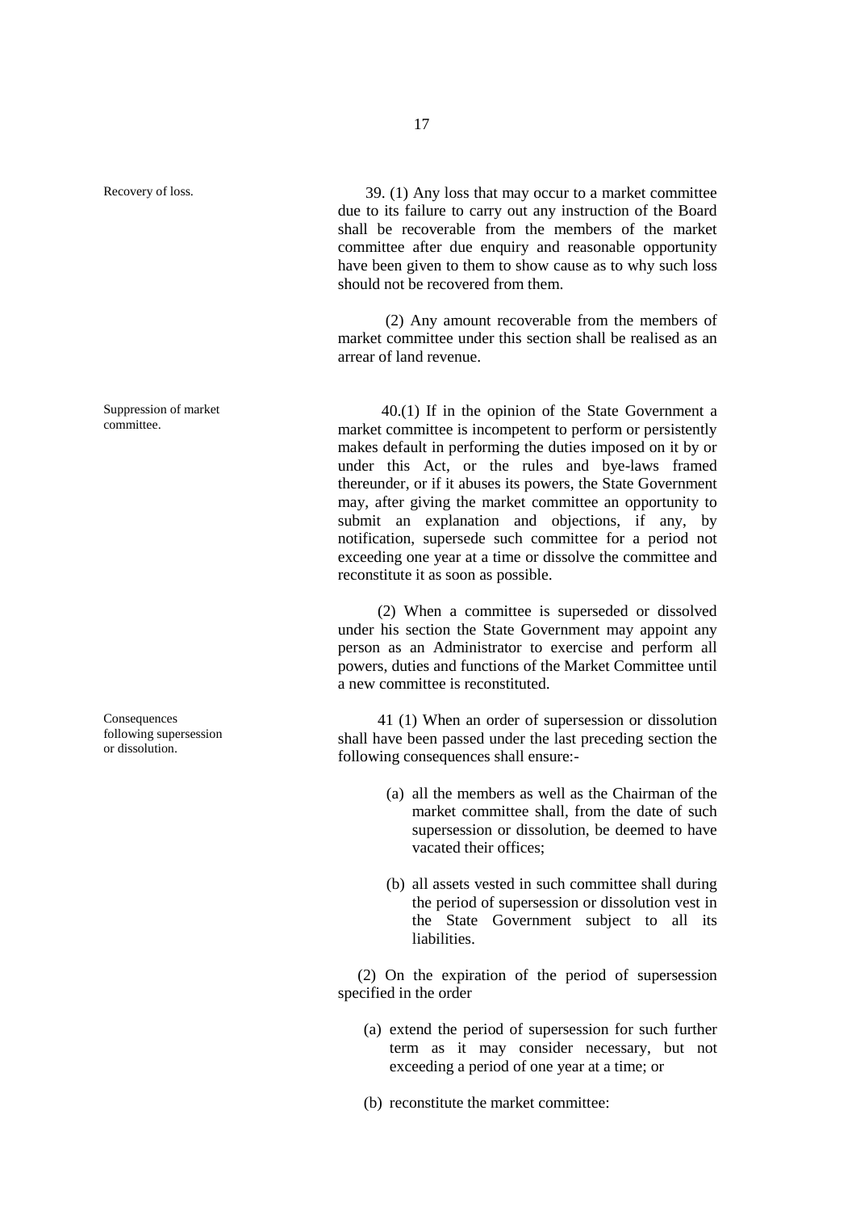**Recovery of loss.**

39. (1) Any loss that may occur to a market committee due to its failure to carry out any instruction of the Board shall be recoverable from the members of the market committee after due enquiry and reasonable opportunity have been given to them to show cause as to why such loss should not be recovered from them.

(2) Any amount recoverable from the members of market committee under this section shall be realised as an arrear of land revenue.

**Suppression of market committee.**

40.(1) If in the opinion of the State Government a market committee is incompetent to perform or persistently makes default in performing the duties imposed on it by or under this Act, or the rules and bye-laws framed thereunder, or if it abuses its powers, the State Government may, after giving the market committee an opportunity to submit an explanation and objections, if any, by notification, supersede such committee for a period not exceeding one year at a time or dissolve the committee and reconstitute it as soon as possible.

(2) When a committee is superseded or dissolved under his section the State Government may appoint any person as an Administrator to exercise and perform all powers, duties and functions of the Market Committee until a new committee is reconstituted.

**Consequences following supersession or dissolution.**

41 (1) When an order of supersession or dissolution shall have been passed under the last preceding section the following consequences shall ensure:-

(a) all the members as well as the Chairman of the market committee shall, from the date of such supersession or dissolution, be deemed to have vacated their offices;

(b) all assets vested in such committee shall during the period of supersession or dissolution vest in the State Government subject to all its liabilities.

(2) On the expiration of the period of supersession specified in the order

(a) extend the period of supersession for such further term as it may consider necessary, but not exceeding a period of one year at a time; or

(b) reconstitute the market committee: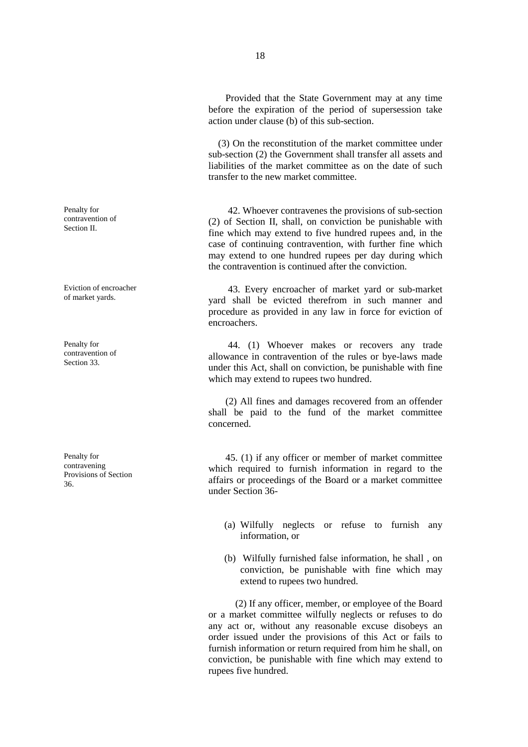Provided that the State Government may at any time before the expiration of the period of supersession take action under clause (b) of this sub-section.

(3) On the reconstitution of the market committee under sub-section (2) the Government shall transfer all assets and liabilities of the market committee as on the date of such transfer to the new market committee.

**Penalty for contravention of Section II.**

42. Whoever contravenes the provisions of sub-section (2) of Section II, shall, on conviction be punishable with fine which may extend to five hundred rupees and, in the case of continuing contravention, with further fine which may extend to one hundred rupees per day during which the contravention is continued after the conviction.

**Eviction of encroacher of market yards.**

43. Every encroacher of market yard or sub-market yard shall be evicted therefrom in such manner and procedure as provided in any law in force for eviction of encroachers.

**Penalty for contravention of Section 33.**

44. (1) Whoever makes or recovers any trade allowance in contravention of the rules or bye-laws made under this Act, shall on conviction, be punishable with fine which may extend to rupees two hundred.

(2) All fines and damages recovered from an offender shall be paid to the fund of the market committee concerned.

**Penalty for contravening Provisions of Section 36.**

45. (1) if any officer or member of market committee which required to furnish information in regard to the affairs or proceedings of the Board or a market committee under Section 36-

(a) Wilfully neglects or refuse to furnish any information, or

(b) Wilfully furnished false information, he shall , on conviction, be punishable with fine which may extend to rupees two hundred.

(2) If any officer, member, or employee of the Board or a market committee wilfully neglects or refuses to do any act or, without any reasonable excuse disobeys an order issued under the provisions of this Act or fails to furnish information or return required from him he shall, on conviction, be punishable with fine which may extend to rupees five hundred.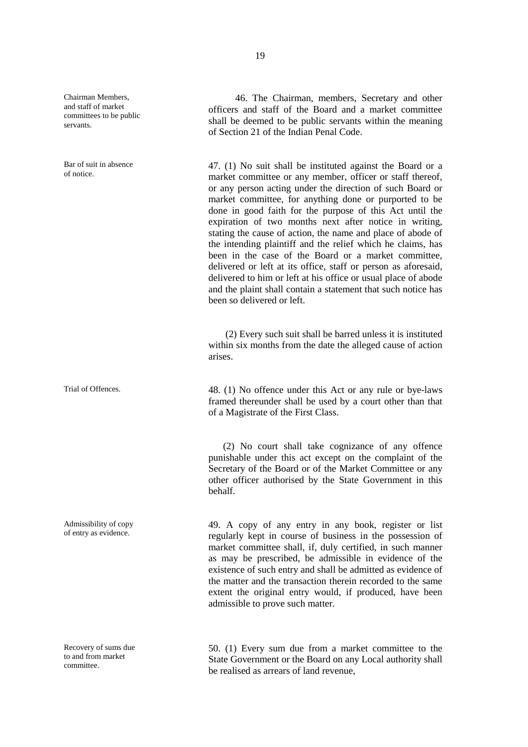**Chairman Members, and staff of market committees to be public servants.**

46. The Chairman, members, Secretary and other officers and staff of the Board and a market committee shall be deemed to be public servants within the meaning of Section 21 of the Indian Penal Code.

**Bar of suit in absence of notice.**

47. (1) No suit shall be instituted against the Board or a market committee or any member, officer or staff thereof, or any person acting under the direction of such Board or market committee, for anything done or purported to be done in good faith for the purpose of this Act until the expiration of two months next after notice in writing, stating the cause of action, the name and place of abode of the intending plaintiff and the relief which he claims, has been in the case of the Board or a market committee, delivered or left at its office, staff or person as aforesaid, delivered to him or left at his office or usual place of abode and the plaint shall contain a statement that such notice has been so delivered or left.

(2) Every such suit shall be barred unless it is instituted within six months from the date the alleged cause of action arises.

**Trial of Offences.**

48. (1) No offence under this Act or any rule or bye-laws framed thereunder shall be used by a court other than that of a Magistrate of the First Class.

(2) No court shall take cognizance of any offence punishable under this act except on the complaint of the Secretary of the Board or of the Market Committee or any other officer authorised by the State Government in this behalf.

**Admissibility of copy of entry as evidence.**

49. A copy of any entry in any book, register or list regularly kept in course of business in the possession of market committee shall, if, duly certified, in such manner as may be prescribed, be admissible in evidence of the existence of such entry and shall be admitted as evidence of the matter and the transaction therein recorded to the same extent the original entry would, if produced, have been admissible to prove such matter.

**Recovery of sums due to and from market committee.**

50. (1) Every sum due from a market committee to the State Government or the Board on any Local authority shall be realised as arrears of land revenue,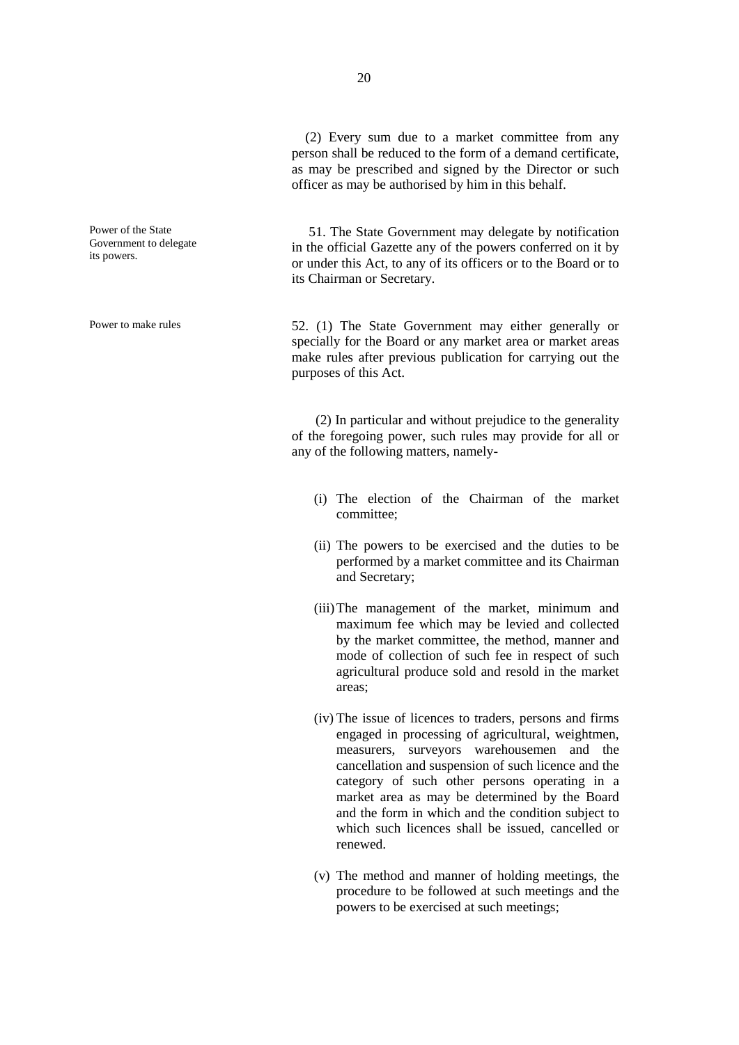(2) Every sum due to a market committee from any person shall be reduced to the form of a demand certificate, as may be prescribed and signed by the Director or such officer as may be authorised by him in this behalf.

*Power of the State Government to delegate its powers.*

51. The State Government may delegate by notification in the official Gazette any of the powers conferred on it by or under this Act, to any of its officers or to the Board or to its Chairman or Secretary.

*Power to make rules*

52. (1) The State Government may either generally or specially for the Board or any market area or market areas make rules after previous publication for carrying out the purposes of this Act.

(2) In particular and without prejudice to the generality of the foregoing power, such rules may provide for all or any of the following matters, namely-

(i) The election of the Chairman of the market committee;

(ii) The powers to be exercised and the duties to be performed by a market committee and its Chairman and Secretary;

(iii) The management of the market, minimum and maximum fee which may be levied and collected by the market committee, the method, manner and mode of collection of such fee in respect of such agricultural produce sold and resold in the market areas;

(iv) The issue of licences to traders, persons and firms engaged in processing of agricultural, weightmen, measurers, surveyors warehousemen and the cancellation and suspension of such licence and the category of such other persons operating in a market area as may be determined by the Board and the form in which and the condition subject to which such licences shall be issued, cancelled or renewed.

(v) The method and manner of holding meetings, the procedure to be followed at such meetings and the powers to be exercised at such meetings;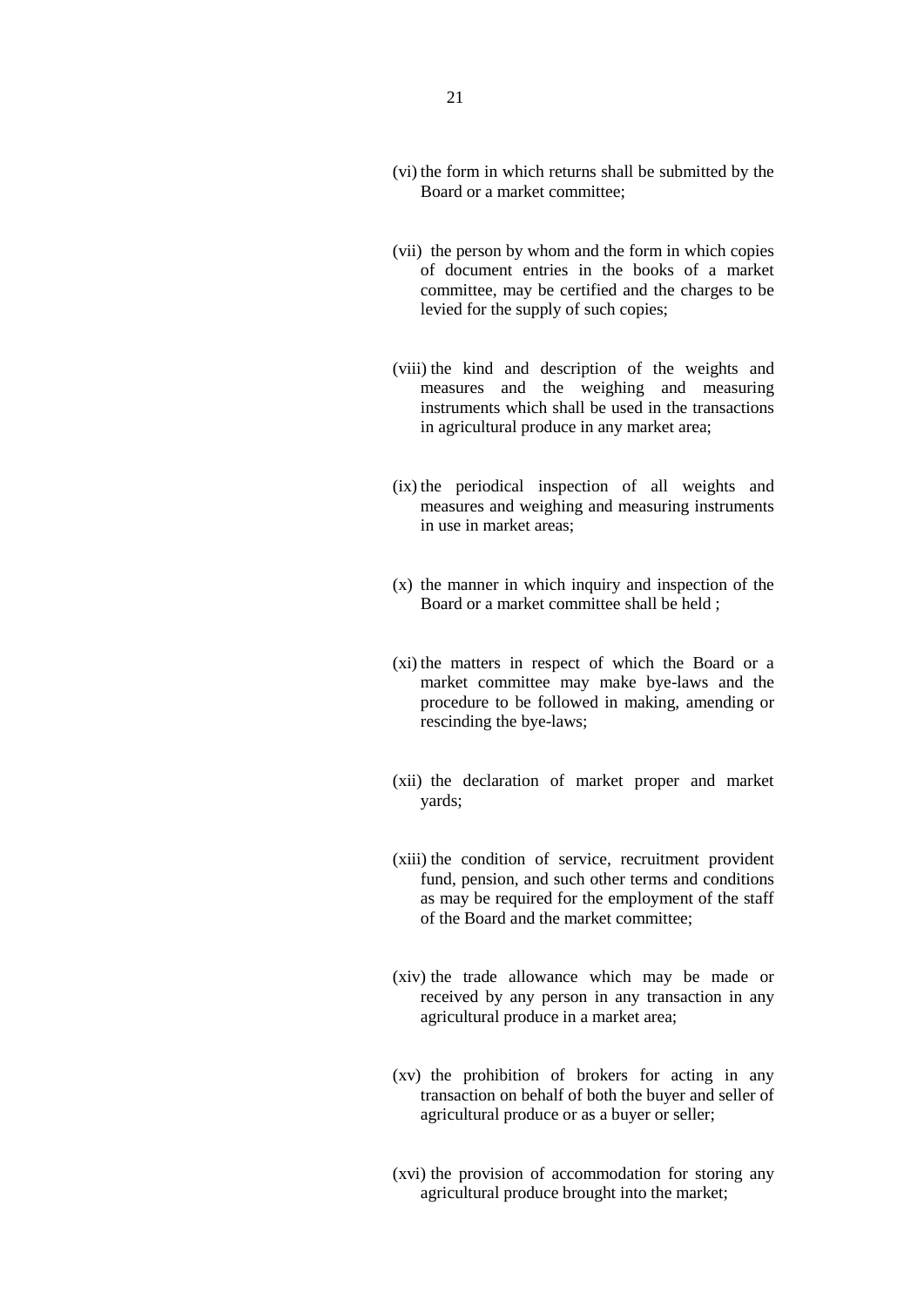(vi) the form in which returns shall be submitted by the Board or a market committee;

(vii) the person by whom and the form in which copies of document entries in the books of a market committee, may be certified and the charges to be levied for the supply of such copies;

(viii) the kind and description of the weights and measures and the weighing and measuring instruments which shall be used in the transactions in agricultural produce in any market area;

(ix) the periodical inspection of all weights and measures and weighing and measuring instruments in use in market areas;

(x) the manner in which inquiry and inspection of the Board or a market committee shall be held ;

(xi) the matters in respect of which the Board or a market committee may make bye-laws and the procedure to be followed in making, amending or rescinding the bye-laws;

(xii) the declaration of market proper and market yards;

(xiii) the condition of service, recruitment provident fund, pension, and such other terms and conditions as may be required for the employment of the staff of the Board and the market committee;

(xiv) the trade allowance which may be made or received by any person in any transaction in any agricultural produce in a market area;

(xv) the prohibition of brokers for acting in any transaction on behalf of both the buyer and seller of agricultural produce or as a buyer or seller;

(xvi) the provision of accommodation for storing any agricultural produce brought into the market;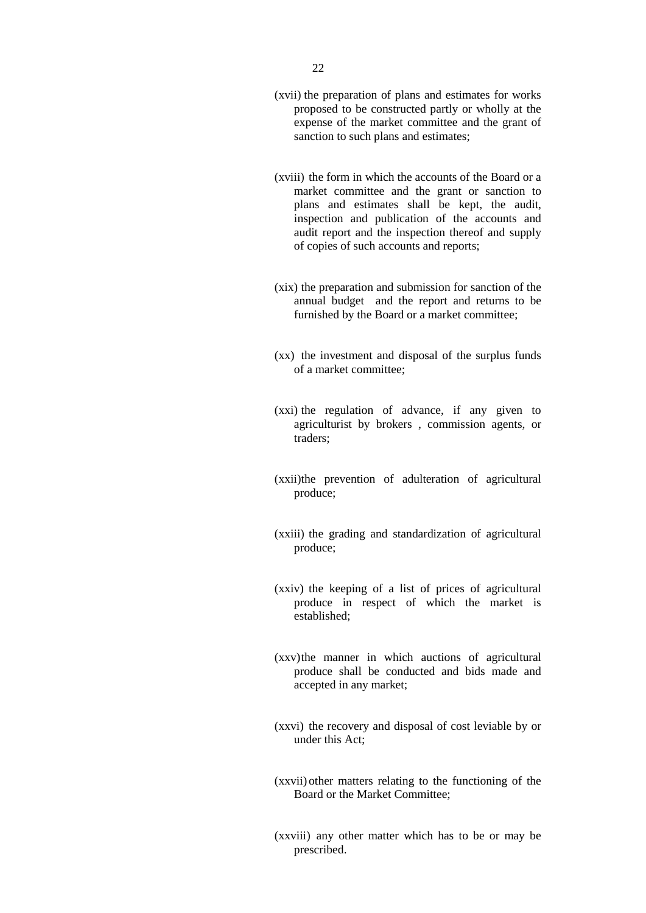(xvii) the preparation of plans and estimates for works proposed to be constructed partly or wholly at the expense of the market committee and the grant of sanction to such plans and estimates;

(xviii) the form in which the accounts of the Board or a market committee and the grant or sanction to plans and estimates shall be kept, the audit, inspection and publication of the accounts and audit report and the inspection thereof and supply of copies of such accounts and reports;

(xix) the preparation and submission for sanction of the annual budget and the report and returns to be furnished by the Board or a market committee;

(xx) the investment and disposal of the surplus funds of a market committee;

(xxi) the regulation of advance, if any given to agriculturist by brokers , commission agents, or traders;

(xxii)the prevention of adulteration of agricultural produce;

(xxiii) the grading and standardization of agricultural produce;

(xxiv) the keeping of a list of prices of agricultural produce in respect of which the market is established;

(xxv)the manner in which auctions of agricultural produce shall be conducted and bids made and accepted in any market;

(xxvi) the recovery and disposal of cost leviable by or under this Act;

(xxvii) other matters relating to the functioning of the Board or the Market Committee;

(xxviii) any other matter which has to be or may be prescribed.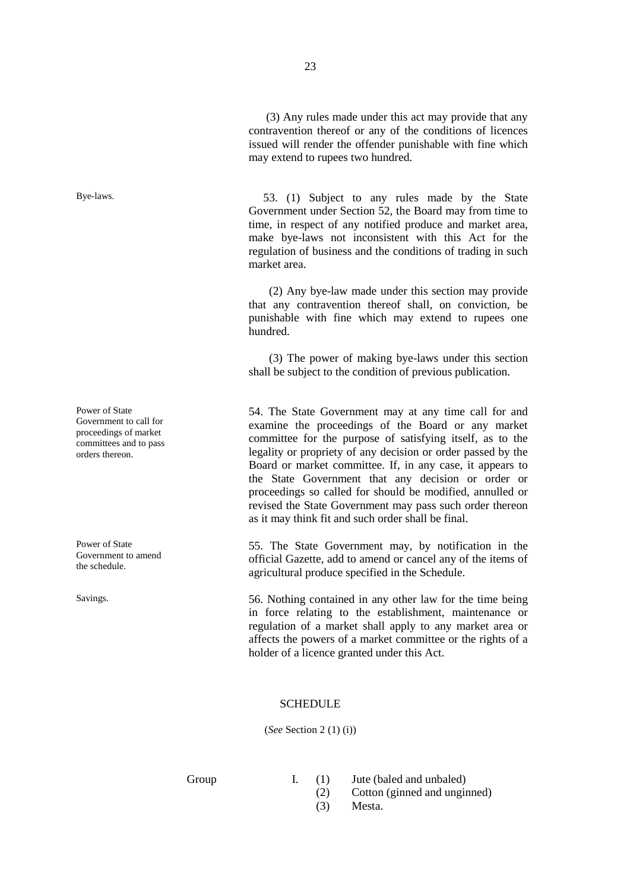(3) Any rules made under this act may provide that any contravention thereof or any of the conditions of licences issued will render the offender punishable with fine which may extend to rupees two hundred.

Bye-laws.

53. (1) Subject to any rules made by the State Government under Section 52, the Board may from time to time, in respect of any notified produce and market area, make bye-laws not inconsistent with this Act for the regulation of business and the conditions of trading in such market area.

(2) Any bye-law made under this section may provide that any contravention thereof shall, on conviction, be punishable with fine which may extend to rupees one hundred.

(3) The power of making bye-laws under this section shall be subject to the condition of previous publication.

Power of State Government to call for proceedings of market committees and to pass orders thereon.

54. The State Government may at any time call for and examine the proceedings of the Board or any market committee for the purpose of satisfying itself, as to the legality or propriety of any decision or order passed by the Board or market committee. If, in any case, it appears to the State Government that any decision or order or proceedings so called for should be modified, annulled or revised the State Government may pass such order thereon as it may think fit and such order shall be final.

Power of State Government to amend the schedule.

55. The State Government may, by notification in the official Gazette, add to amend or cancel any of the items of agricultural produce specified in the Schedule.

Savings.

56. Nothing contained in any other law for the time being in force relating to the establishment, maintenance or regulation of a market shall apply to any market area or affects the powers of a market committee or the rights of a holder of a licence granted under this Act.

## SCHEDULE

(*See* Section 2 (1) (i))

Group I.
- (1) Jute (baled and unbaled)
- (2) Cotton (ginned and unginned)
- (3) Mesta.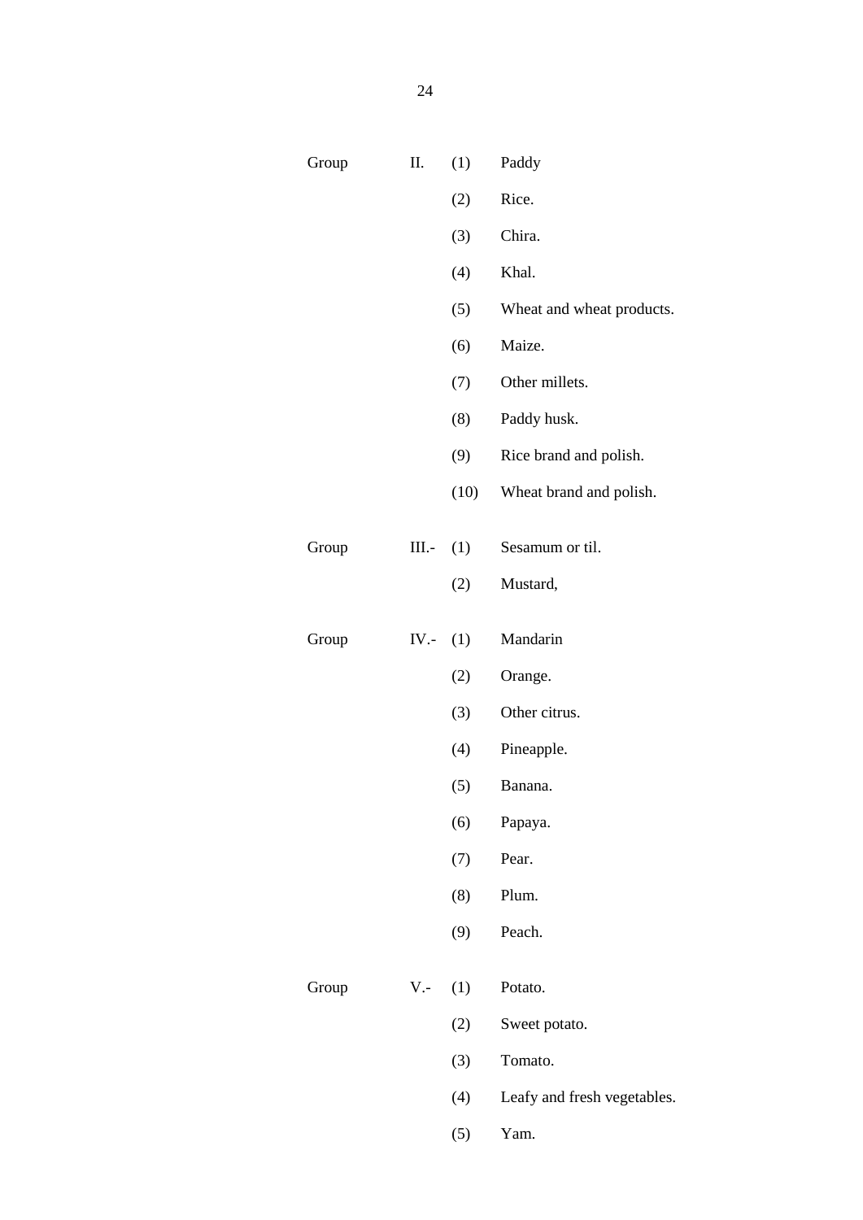Group II.

(1) Paddy

(2) Rice.

(3) Chira.

(4) Khal.

(5) Wheat and wheat products.

(6) Maize.

(7) Other millets.

(8) Paddy husk.

(9) Rice brand and polish.

(10) Wheat brand and polish.

Group III.-

(1) Sesamum or til.

(2) Mustard,

Group IV.-

(1) Mandarin

(2) Orange.

(3) Other citrus.

(4) Pineapple.

(5) Banana.

(6) Papaya.

(7) Pear.

(8) Plum.

(9) Peach.

Group V.-

(1) Potato.

(2) Sweet potato.

(3) Tomato.

(4) Leafy and fresh vegetables.

(5) Yam.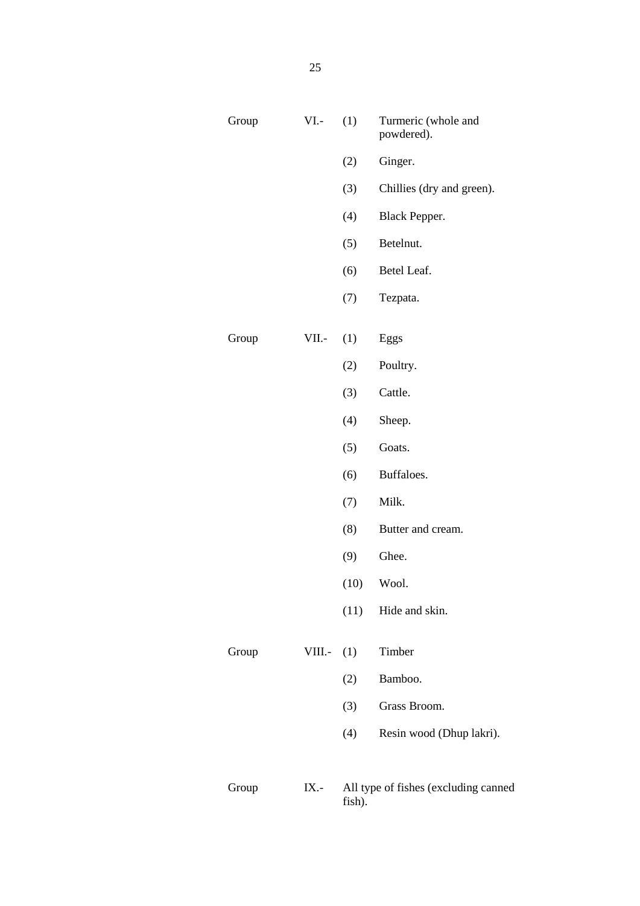Group VI.-

(1) Turmeric (whole and powdered).

(2) Ginger.

(3) Chillies (dry and green).

(4) Black Pepper.

(5) Betelnut.

(6) Betel Leaf.

(7) Tezpata.

Group VII.-

(1) Eggs

(2) Poultry.

(3) Cattle.

(4) Sheep.

(5) Goats.

(6) Buffaloes.

(7) Milk.

(8) Butter and cream.

(9) Ghee.

(10) Wool.

(11) Hide and skin.

Group VIII.-

(1) Timber

(2) Bamboo.

(3) Grass Broom.

(4) Resin wood (Dhup lakri).

Group IX.- All type of fishes (excluding canned fish).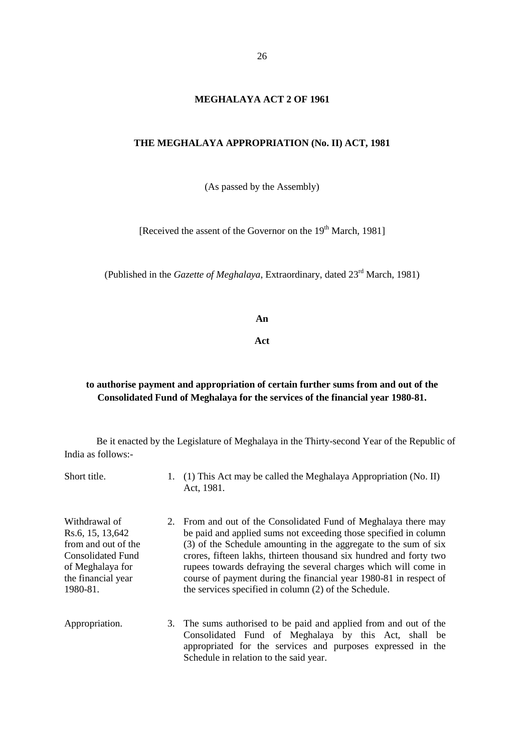**MEGHALAYA ACT 2 OF 1961**

**THE MEGHALAYA APPROPRIATION (No. II) ACT, 1981**

(As passed by the Assembly)

[Received the assent of the Governor on the 19th March, 1981]

(Published in the *Gazette of Meghalaya*, Extraordinary, dated 23rd March, 1981)

**An**

**Act**

**to authorise payment and appropriation of certain further sums from and out of the Consolidated Fund of Meghalaya for the services of the financial year 1980-81.**

Be it enacted by the Legislature of Meghalaya in the Thirty-second Year of the Republic of India as follows:-

Short title.

1. (1) This Act may be called the Meghalaya Appropriation (No. II) Act, 1981.

Withdrawal of Rs.6, 15, 13,642 from and out of the Consolidated Fund of Meghalaya for the financial year 1980-81.

2. From and out of the Consolidated Fund of Meghalaya there may be paid and applied sums not exceeding those specified in column (3) of the Schedule amounting in the aggregate to the sum of six crores, fifteen lakhs, thirteen thousand six hundred and forty two rupees towards defraying the several charges which will come in course of payment during the financial year 1980-81 in respect of the services specified in column (2) of the Schedule.

Appropriation.

3. The sums authorised to be paid and applied from and out of the Consolidated Fund of Meghalaya by this Act, shall be appropriated for the services and purposes expressed in the Schedule in relation to the said year.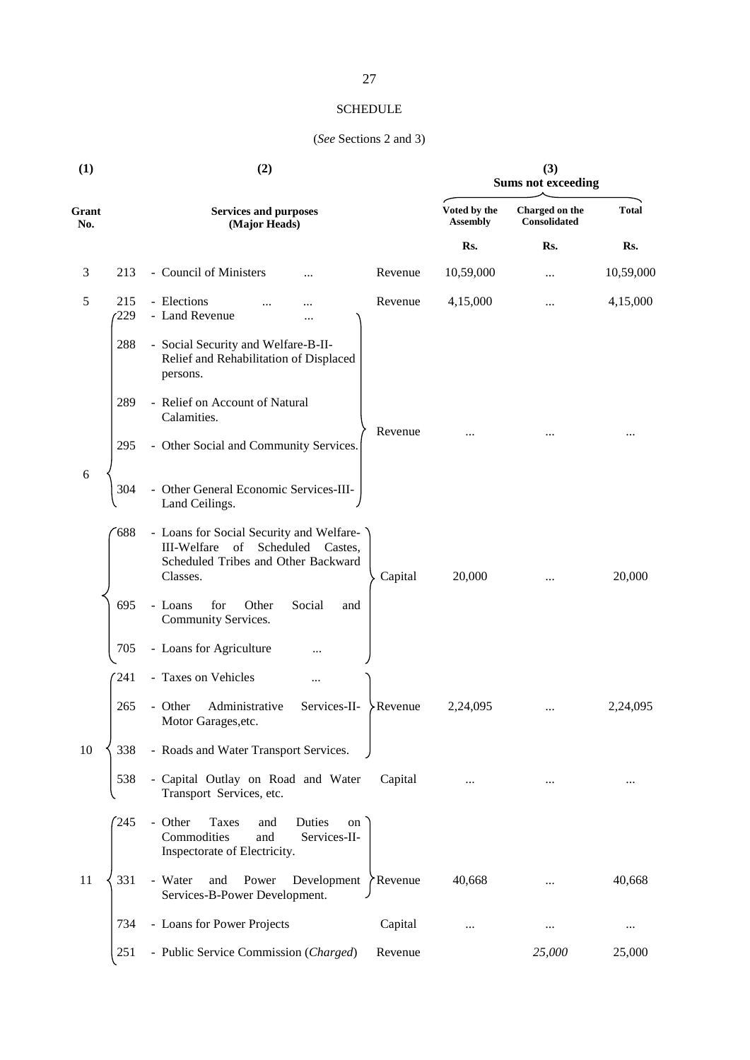SCHEDULE

(*See* Sections 2 and 3)

| (1) | | (2) | | (3) Sums not exceeding | | |
|---|---|---|---|---|---|---|
| Grant No. | | Services and purposes (Major Heads) | | Voted by the Assembly | Charged on the Consolidated | Total |
| | | | | Rs. | Rs. | Rs. |
| 3 | 213 | - Council of Ministers ... | Revenue | 10,59,000 | ... | 10,59,000 |
| 5 | 215 | - Elections ... ... | Revenue | 4,15,000 | ... | 4,15,000 |
| 6 | 229 | - Land Revenue ... | Revenue | ... | ... | ... |
| | 288 | - Social Security and Welfare-B-II-Relief and Rehabilitation of Displaced persons. | | | | |
| | 289 | - Relief on Account of Natural Calamities. | | | | |
| | 295 | - Other Social and Community Services. | | | | |
| | 304 | - Other General Economic Services-III-Land Ceilings. | | | | |
| | 688 | - Loans for Social Security and Welfare-III-Welfare of Scheduled Castes, Scheduled Tribes and Other Backward Classes. | Capital | 20,000 | ... | 20,000 |
| | 695 | - Loans for Other Social and Community Services. | | | | |
| | 705 | - Loans for Agriculture ... | | | | |
| 10 | 241 | - Taxes on Vehicles ... | Revenue | 2,24,095 | ... | 2,24,095 |
| | 265 | - Other Administrative Services-II-Motor Garages,etc. | | | | |
| | 338 | - Roads and Water Transport Services. | | | | |
| | 538 | - Capital Outlay on Road and Water Transport Services, etc. | Capital | ... | ... | ... |
| 11 | 245 | - Other Taxes and Duties on Commodities and Services-II-Inspectorate of Electricity. | Revenue | 40,668 | ... | 40,668 |
| | 331 | - Water and Power Development Services-B-Power Development. | | | | |
| | 734 | - Loans for Power Projects | Capital | ... | ... | ... |
| | 251 | - Public Service Commission (*Charged*) | Revenue | | *25,000* | 25,000 |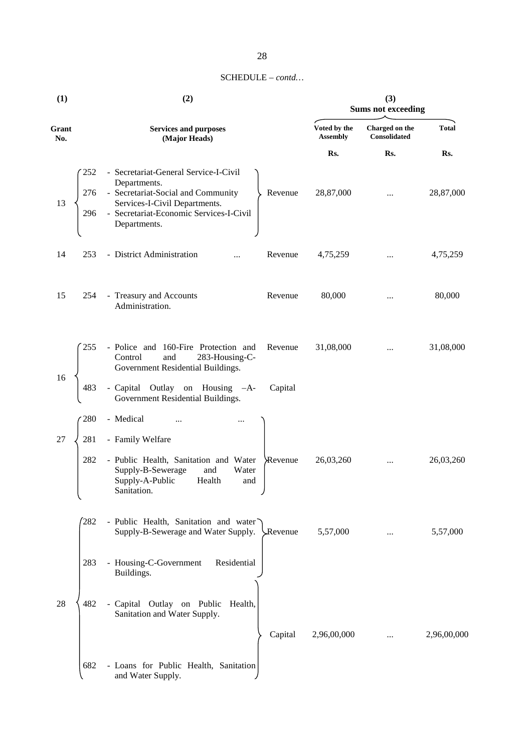SCHEDULE – *contd…*

| (1) | (2) | | | (3) Sums not exceeding | | |
|---|---|---|---|---|---|---|
| Grant No. | | Services and purposes (Major Heads) | | Voted by the Assembly | Charged on the Consolidated | Total |
| | | | | Rs. | Rs. | Rs. |
| 13 | 252 | - Secretariat-General Service-I-Civil Departments. | Revenue | 28,87,000 | ... | 28,87,000 |
| | 276 | - Secretariat-Social and Community Services-I-Civil Departments. | | | | |
| | 296 | - Secretariat-Economic Services-I-Civil Departments. | | | | |
| 14 | 253 | - District Administration ... | Revenue | 4,75,259 | ... | 4,75,259 |
| 15 | 254 | - Treasury and Accounts Administration. | Revenue | 80,000 | ... | 80,000 |
| 16 | 255 | - Police and 160-Fire Protection and Control and 283-Housing-C-Government Residential Buildings. | Revenue | 31,08,000 | ... | 31,08,000 |
| | 483 | - Capital Outlay on Housing –A-Government Residential Buildings. | Capital | | | |
| 27 | 280 | - Medical ... ... | Revenue | 26,03,260 | ... | 26,03,260 |
| | 281 | - Family Welfare | | | | |
| | 282 | - Public Health, Sanitation and Water Supply-B-Sewerage and Water Supply-A-Public Health and Sanitation. | | | | |
| 28 | 282 | - Public Health, Sanitation and water Supply-B-Sewerage and Water Supply. | Revenue | 5,57,000 | ... | 5,57,000 |
| | 283 | - Housing-C-Government Residential Buildings. | | | | |
| | 482 | - Capital Outlay on Public Health, Sanitation and Water Supply. | Capital | 2,96,00,000 | ... | 2,96,00,000 |
| | 682 | - Loans for Public Health, Sanitation and Water Supply. | | | | |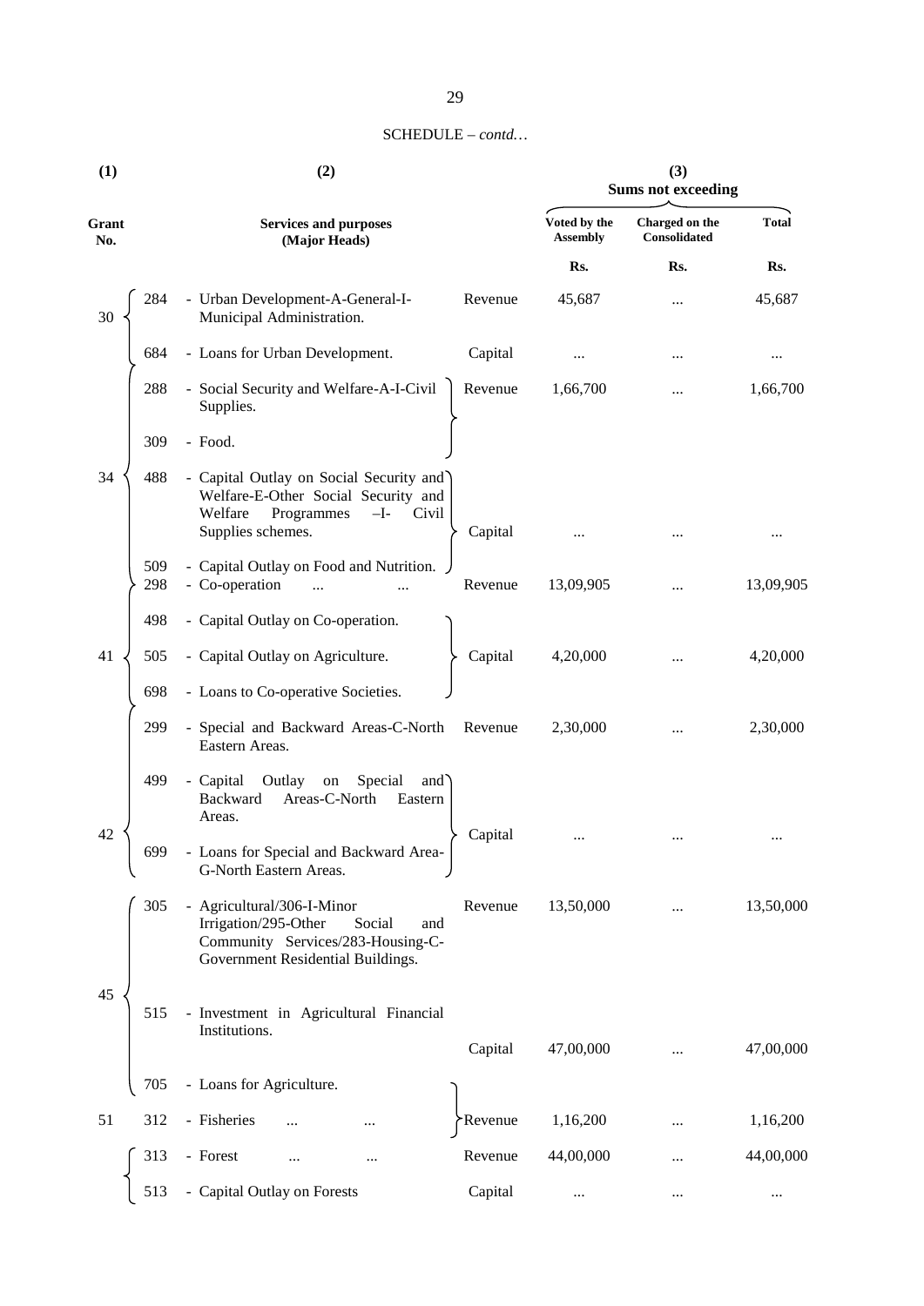SCHEDULE – *contd…*

| (1) | | (2) | | (3) Sums not exceeding | | |
|---|---|---|---|---|---|---|
| Grant No. | | Services and purposes (Major Heads) | | Voted by the Assembly | Charged on the Consolidated | Total |
| | | | | Rs. | Rs. | Rs. |
| 30 | 284 | - Urban Development-A-General-I-Municipal Administration. | Revenue | 45,687 | ... | 45,687 |
| | 684 | - Loans for Urban Development. | Capital | ... | ... | ... |
| 34 | 288 | - Social Security and Welfare-A-I-Civil Supplies. | Revenue | 1,66,700 | ... | 1,66,700 |
| | 309 | - Food. | | | | |
| | 488 | - Capital Outlay on Social Security and Welfare-E-Other Social Security and Welfare Programmes –I- Civil Supplies schemes. | Capital | ... | ... | ... |
| | 509 | - Capital Outlay on Food and Nutrition. | | | | |
| 41 | 298 | - Co-operation ... ... | Revenue | 13,09,905 | ... | 13,09,905 |
| | 498 | - Capital Outlay on Co-operation. | Capital | 4,20,000 | ... | 4,20,000 |
| | 505 | - Capital Outlay on Agriculture. | | | | |
| | 698 | - Loans to Co-operative Societies. | | | | |
| 42 | 299 | - Special and Backward Areas-C-North Eastern Areas. | Revenue | 2,30,000 | ... | 2,30,000 |
| | 499 | - Capital Outlay on Special and Backward Areas-C-North Eastern Areas. | Capital | ... | ... | ... |
| | 699 | - Loans for Special and Backward Area-G-North Eastern Areas. | | | | |
| 45 | 305 | - Agricultural/306-I-Minor Irrigation/295-Other Social and Community Services/283-Housing-C-Government Residential Buildings. | Revenue | 13,50,000 | ... | 13,50,000 |
| | 515 | - Investment in Agricultural Financial Institutions. | Capital | 47,00,000 | ... | 47,00,000 |
| | 705 | - Loans for Agriculture. | | | | |
| 51 | 312 | - Fisheries ... ... | Revenue | 1,16,200 | ... | 1,16,200 |
| | 313 | - Forest ... ... | Revenue | 44,00,000 | ... | 44,00,000 |
| | 513 | - Capital Outlay on Forests | Capital | ... | ... | ... |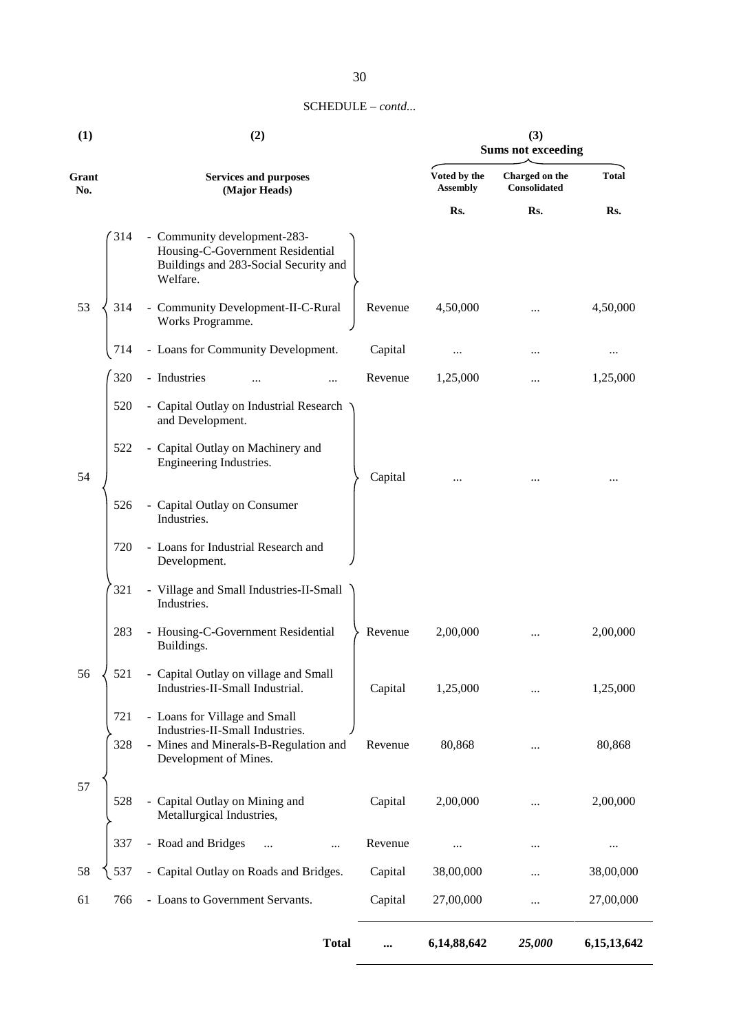SCHEDULE – *contd...*

| (1) | | (2) | | (3) Sums not exceeding | | |
|---|---|---|---|---|---|---|
| Grant No. | | Services and purposes (Major Heads) | | Voted by the Assembly | Charged on the Consolidated | Total |
| | | | | Rs. | Rs. | Rs. |
| 53 | 314 | - Community development-283-Housing-C-Government Residential Buildings and 283-Social Security and Welfare. | | | | |
| | 314 | - Community Development-II-C-Rural Works Programme. | Revenue | 4,50,000 | ... | 4,50,000 |
| | 714 | - Loans for Community Development. | Capital | ... | ... | ... |
| 54 | 320 | - Industries ... ... | Revenue | 1,25,000 | ... | 1,25,000 |
| | 520 | - Capital Outlay on Industrial Research and Development. | | | | |
| | 522 | - Capital Outlay on Machinery and Engineering Industries. | Capital | ... | ... | ... |
| | 526 | - Capital Outlay on Consumer Industries. | | | | |
| | 720 | - Loans for Industrial Research and Development. | | | | |
| 56 | 321 | - Village and Small Industries-II-Small Industries. | | | | |
| | 283 | - Housing-C-Government Residential Buildings. | Revenue | 2,00,000 | ... | 2,00,000 |
| | 521 | - Capital Outlay on village and Small Industries-II-Small Industrial. | Capital | 1,25,000 | ... | 1,25,000 |
| | 721 | - Loans for Village and Small Industries-II-Small Industries. | | | | |
| 57 | 328 | - Mines and Minerals-B-Regulation and Development of Mines. | Revenue | 80,868 | ... | 80,868 |
| | 528 | - Capital Outlay on Mining and Metallurgical Industries, | Capital | 2,00,000 | ... | 2,00,000 |
| 58 | 337 | - Road and Bridges ... ... | Revenue | ... | ... | ... |
| | 537 | - Capital Outlay on Roads and Bridges. | Capital | 38,00,000 | ... | 38,00,000 |
| 61 | 766 | - Loans to Government Servants. | Capital | 27,00,000 | ... | 27,00,000 |
| | | **Total** | **...** | **6,14,88,642** | ***25,000*** | **6,15,13,642** |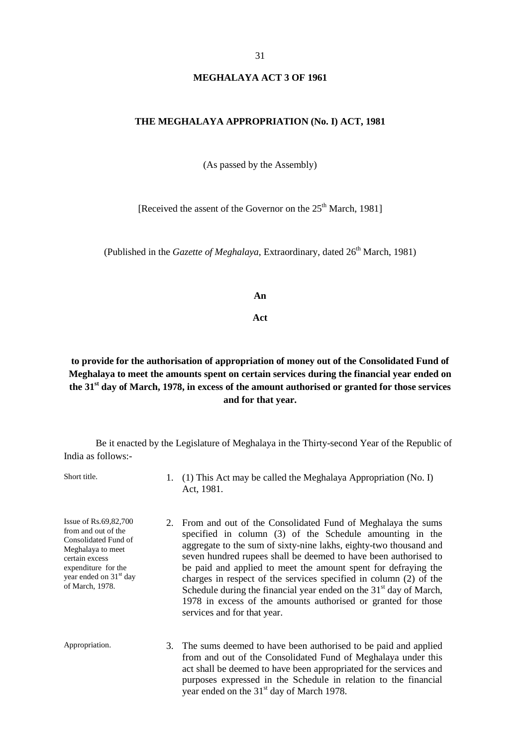# MEGHALAYA ACT 3 OF 1961

## THE MEGHALAYA APPROPRIATION (No. I) ACT, 1981

(As passed by the Assembly)

[Received the assent of the Governor on the 25th March, 1981]

(Published in the *Gazette of Meghalaya*, Extraordinary, dated 26th March, 1981)

**An**

**Act**

**to provide for the authorisation of appropriation of money out of the Consolidated Fund of Meghalaya to meet the amounts spent on certain services during the financial year ended on the 31st day of March, 1978, in excess of the amount authorised or granted for those services and for that year.**

Be it enacted by the Legislature of Meghalaya in the Thirty-second Year of the Republic of India as follows:-

Short title.

1. (1) This Act may be called the Meghalaya Appropriation (No. I) Act, 1981.

Issue of Rs.69,82,700 from and out of the Consolidated Fund of Meghalaya to meet certain excess expenditure for the year ended on 31st day of March, 1978.

2. From and out of the Consolidated Fund of Meghalaya the sums specified in column (3) of the Schedule amounting in the aggregate to the sum of sixty-nine lakhs, eighty-two thousand and seven hundred rupees shall be deemed to have been authorised to be paid and applied to meet the amount spent for defraying the charges in respect of the services specified in column (2) of the Schedule during the financial year ended on the 31st day of March, 1978 in excess of the amounts authorised or granted for those services and for that year.

Appropriation.

3. The sums deemed to have been authorised to be paid and applied from and out of the Consolidated Fund of Meghalaya under this act shall be deemed to have been appropriated for the services and purposes expressed in the Schedule in relation to the financial year ended on the 31st day of March 1978.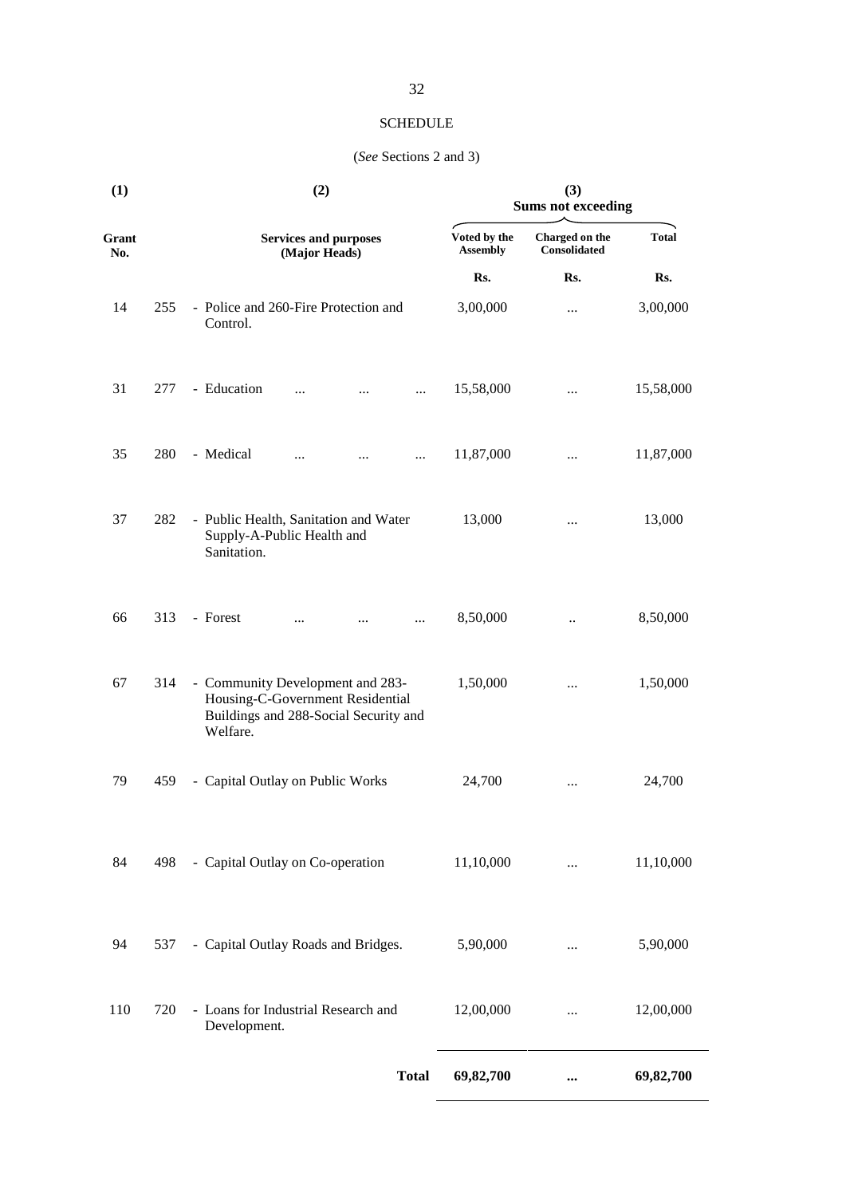## SCHEDULE

(*See* Sections 2 and 3)

| (1) | | (2) | (3) Sums not exceeding | | |
|---|---|---|---|---|---|
| Grant No. | | Services and purposes (Major Heads) | Voted by the Assembly | Charged on the Consolidated | Total |
| | | | Rs. | Rs. | Rs. |
| 14 | 255 | - Police and 260-Fire Protection and Control. | 3,00,000 | ... | 3,00,000 |
| 31 | 277 | - Education ... ... ... | 15,58,000 | ... | 15,58,000 |
| 35 | 280 | - Medical ... ... ... | 11,87,000 | ... | 11,87,000 |
| 37 | 282 | - Public Health, Sanitation and Water Supply-A-Public Health and Sanitation. | 13,000 | ... | 13,000 |
| 66 | 313 | - Forest ... ... ... | 8,50,000 | .. | 8,50,000 |
| 67 | 314 | - Community Development and 283-Housing-C-Government Residential Buildings and 288-Social Security and Welfare. | 1,50,000 | ... | 1,50,000 |
| 79 | 459 | - Capital Outlay on Public Works | 24,700 | ... | 24,700 |
| 84 | 498 | - Capital Outlay on Co-operation | 11,10,000 | ... | 11,10,000 |
| 94 | 537 | - Capital Outlay Roads and Bridges. | 5,90,000 | ... | 5,90,000 |
| 110 | 720 | - Loans for Industrial Research and Development. | 12,00,000 | ... | 12,00,000 |
| | | **Total** | **69,82,700** | **...** | **69,82,700** |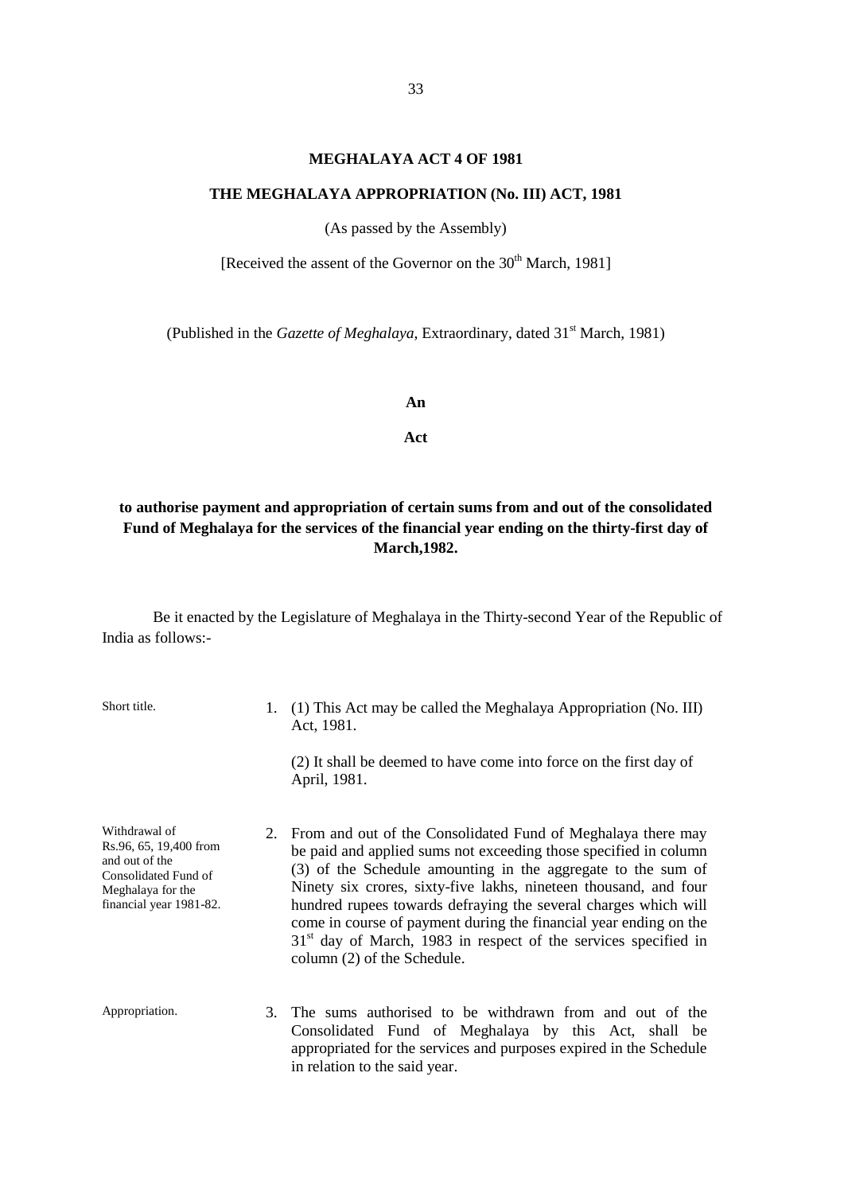# MEGHALAYA ACT 4 OF 1981

## THE MEGHALAYA APPROPRIATION (No. III) ACT, 1981

(As passed by the Assembly)

[Received the assent of the Governor on the 30th March, 1981]

(Published in the *Gazette of Meghalaya*, Extraordinary, dated 31st March, 1981)

**An**

**Act**

**to authorise payment and appropriation of certain sums from and out of the consolidated Fund of Meghalaya for the services of the financial year ending on the thirty-first day of March,1982.**

Be it enacted by the Legislature of Meghalaya in the Thirty-second Year of the Republic of India as follows:-

Short title.

1. (1) This Act may be called the Meghalaya Appropriation (No. III) Act, 1981.

   (2) It shall be deemed to have come into force on the first day of April, 1981.

Withdrawal of Rs.96, 65, 19,400 from and out of the Consolidated Fund of Meghalaya for the financial year 1981-82.

2. From and out of the Consolidated Fund of Meghalaya there may be paid and applied sums not exceeding those specified in column (3) of the Schedule amounting in the aggregate to the sum of Ninety six crores, sixty-five lakhs, nineteen thousand, and four hundred rupees towards defraying the several charges which will come in course of payment during the financial year ending on the 31st day of March, 1983 in respect of the services specified in column (2) of the Schedule.

Appropriation.

3. The sums authorised to be withdrawn from and out of the Consolidated Fund of Meghalaya by this Act, shall be appropriated for the services and purposes expired in the Schedule in relation to the said year.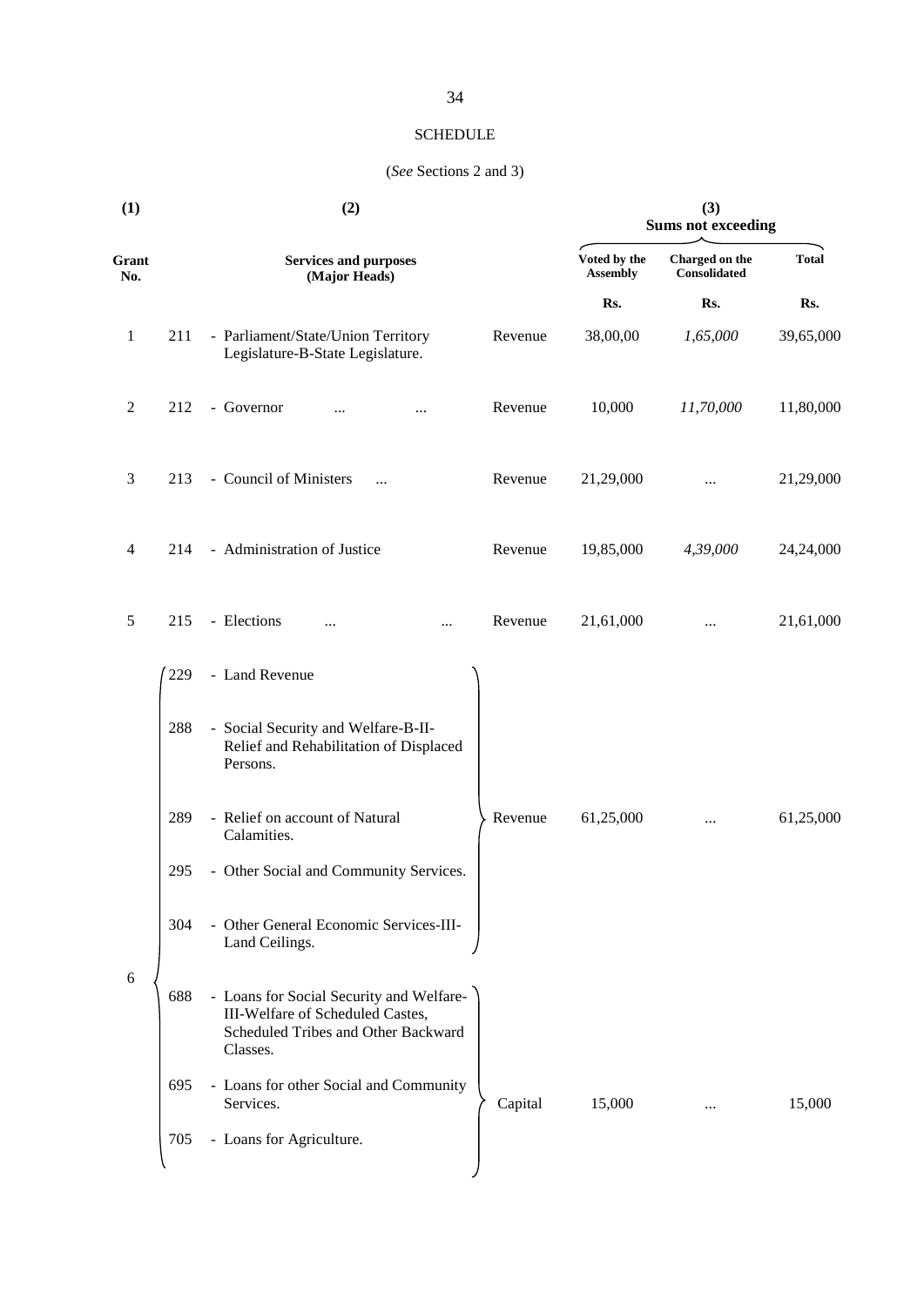# SCHEDULE

(*See* Sections 2 and 3)

| (1) | | (2) | | (3) Sums not exceeding | | |
|---|---|---|---|---|---|---|
| Grant No. | | Services and purposes (Major Heads) | | Voted by the Assembly | Charged on the Consolidated | Total |
| | | | | Rs. | Rs. | Rs. |
| 1 | 211 | - Parliament/State/Union Territory Legislature-B-State Legislature. | Revenue | 38,00,00 | *1,65,000* | 39,65,000 |
| 2 | 212 | - Governor ... ... | Revenue | 10,000 | *11,70,000* | 11,80,000 |
| 3 | 213 | - Council of Ministers ... | Revenue | 21,29,000 | ... | 21,29,000 |
| 4 | 214 | - Administration of Justice | Revenue | 19,85,000 | *4,39,000* | 24,24,000 |
| 5 | 215 | - Elections ... ... | Revenue | 21,61,000 | ... | 21,61,000 |
| 6 | 229 | - Land Revenue | Revenue | 61,25,000 | ... | 61,25,000 |
| | 288 | - Social Security and Welfare-B-II-Relief and Rehabilitation of Displaced Persons. | | | | |
| | 289 | - Relief on account of Natural Calamities. | | | | |
| | 295 | - Other Social and Community Services. | | | | |
| | 304 | - Other General Economic Services-III-Land Ceilings. | | | | |
| | 688 | - Loans for Social Security and Welfare-III-Welfare of Scheduled Castes, Scheduled Tribes and Other Backward Classes. | Capital | 15,000 | ... | 15,000 |
| | 695 | - Loans for other Social and Community Services. | | | | |
| | 705 | - Loans for Agriculture. | | | | |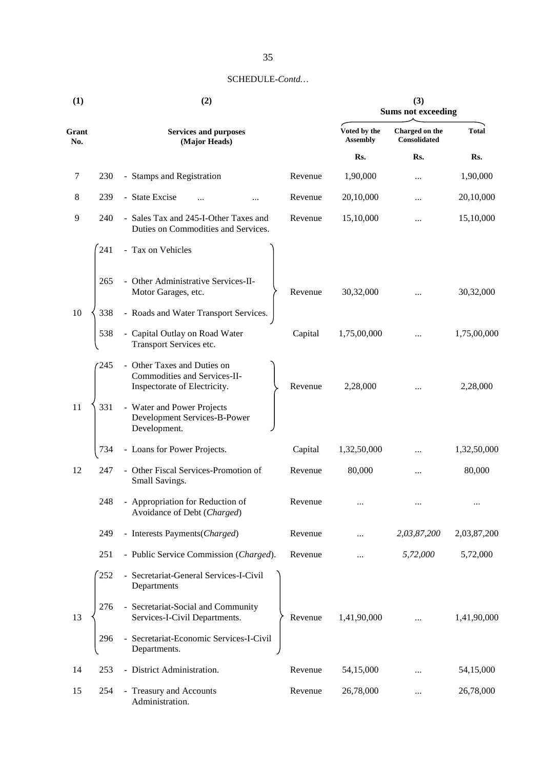SCHEDULE-*Contd…*

| (1) | | (2) | | (3) Sums not exceeding | | |
|---|---|---|---|---|---|---|
| Grant No. | | Services and purposes (Major Heads) | | Voted by the Assembly | Charged on the Consolidated | Total |
| | | | | Rs. | Rs. | Rs. |
| 7 | 230 | - Stamps and Registration | Revenue | 1,90,000 | ... | 1,90,000 |
| 8 | 239 | - State Excise ... ... | Revenue | 20,10,000 | ... | 20,10,000 |
| 9 | 240 | - Sales Tax and 245-I-Other Taxes and Duties on Commodities and Services. | Revenue | 15,10,000 | ... | 15,10,000 |
| 10 | 241 | - Tax on Vehicles | | | | |
| | 265 | - Other Administrative Services-II-Motor Garages, etc. | Revenue | 30,32,000 | ... | 30,32,000 |
| | 338 | - Roads and Water Transport Services. | | | | |
| | 538 | - Capital Outlay on Road Water Transport Services etc. | Capital | 1,75,00,000 | ... | 1,75,00,000 |
| 11 | 245 | - Other Taxes and Duties on Commodities and Services-II-Inspectorate of Electricity. | Revenue | 2,28,000 | ... | 2,28,000 |
| | 331 | - Water and Power Projects Development Services-B-Power Development. | | | | |
| | 734 | - Loans for Power Projects. | Capital | 1,32,50,000 | ... | 1,32,50,000 |
| 12 | 247 | - Other Fiscal Services-Promotion of Small Savings. | Revenue | 80,000 | ... | 80,000 |
| | 248 | - Appropriation for Reduction of Avoidance of Debt (*Charged*) | Revenue | ... | ... | ... |
| | 249 | - Interests Payments(*Charged*) | Revenue | ... | *2,03,87,200* | 2,03,87,200 |
| | 251 | - Public Service Commission (*Charged*). | Revenue | ... | *5,72,000* | 5,72,000 |
| 13 | 252 | - Secretariat-General Services-I-Civil Departments | | | | |
| | 276 | - Secretariat-Social and Community Services-I-Civil Departments. | Revenue | 1,41,90,000 | ... | 1,41,90,000 |
| | 296 | - Secretariat-Economic Services-I-Civil Departments. | | | | |
| 14 | 253 | - District Administration. | Revenue | 54,15,000 | ... | 54,15,000 |
| 15 | 254 | - Treasury and Accounts Administration. | Revenue | 26,78,000 | ... | 26,78,000 |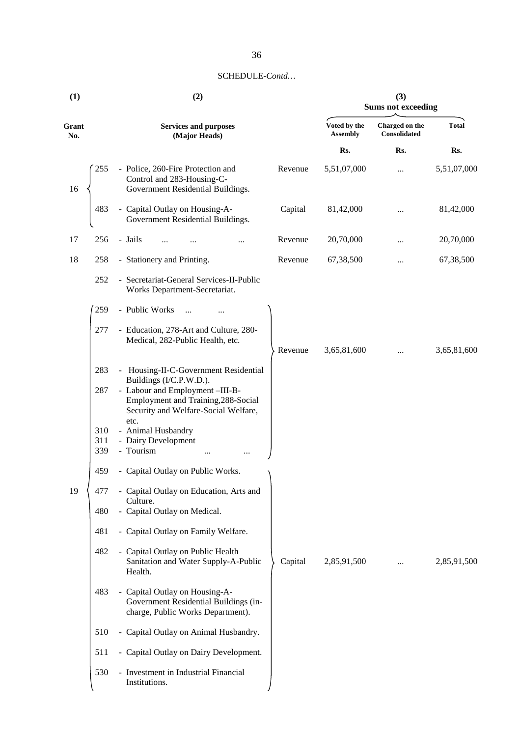SCHEDULE-*Contd…*

| (1) | (2) | | | (3) Sums not exceeding | | |
|---|---|---|---|---|---|---|
| Grant No. | Services and purposes (Major Heads) | | | Voted by the Assembly | Charged on the Consolidated | Total |
| | | | | Rs. | Rs. | Rs. |
| 16 | 255 | - Police, 260-Fire Protection and Control and 283-Housing-C-Government Residential Buildings. | Revenue | 5,51,07,000 | ... | 5,51,07,000 |
| | 483 | - Capital Outlay on Housing-A-Government Residential Buildings. | Capital | 81,42,000 | ... | 81,42,000 |
| 17 | 256 | - Jails ... ... ... | Revenue | 20,70,000 | ... | 20,70,000 |
| 18 | 258 | - Stationery and Printing. | Revenue | 67,38,500 | ... | 67,38,500 |
| | 252 | - Secretariat-General Services-II-Public Works Department-Secretariat. | | | | |
| 19 | 259 | - Public Works ... ... | Revenue | 3,65,81,600 | ... | 3,65,81,600 |
| | 277 | - Education, 278-Art and Culture, 280-Medical, 282-Public Health, etc. | | | | |
| | 283 | - Housing-II-C-Government Residential Buildings (I/C.P.W.D.). | | | | |
| | 287 | - Labour and Employment –III-B-Employment and Training,288-Social Security and Welfare-Social Welfare, etc. | | | | |
| | 310 | - Animal Husbandry | | | | |
| | 311 | - Dairy Development | | | | |
| | 339 | - Tourism ... ... | | | | |
| | 459 | - Capital Outlay on Public Works. | Capital | 2,85,91,500 | ... | 2,85,91,500 |
| | 477 | - Capital Outlay on Education, Arts and Culture. | | | | |
| | 480 | - Capital Outlay on Medical. | | | | |
| | 481 | - Capital Outlay on Family Welfare. | | | | |
| | 482 | - Capital Outlay on Public Health Sanitation and Water Supply-A-Public Health. | | | | |
| | 483 | - Capital Outlay on Housing-A-Government Residential Buildings (in-charge, Public Works Department). | | | | |
| | 510 | - Capital Outlay on Animal Husbandry. | | | | |
| | 511 | - Capital Outlay on Dairy Development. | | | | |
| | 530 | - Investment in Industrial Financial Institutions. | | | | |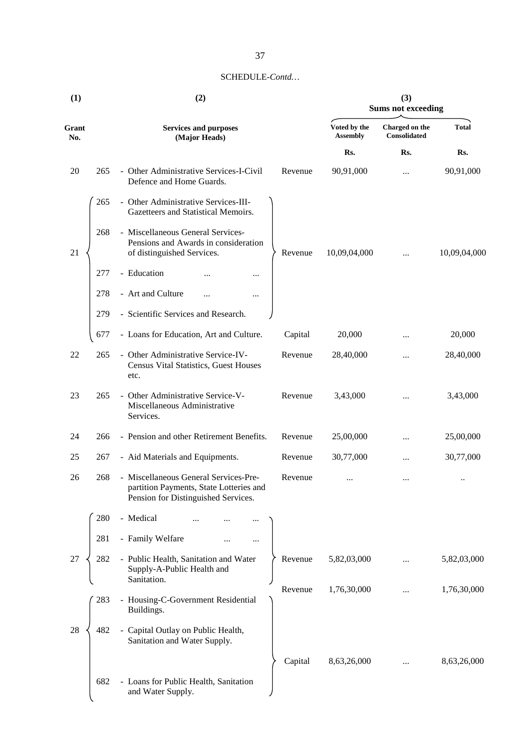SCHEDULE-*Contd…*

| (1) | | (2) | | (3) Sums not exceeding | | |
|---|---|---|---|---|---|---|
| Grant No. | | Services and purposes (Major Heads) | | Voted by the Assembly | Charged on the Consolidated | Total |
| | | | | Rs. | Rs. | Rs. |
| 20 | 265 | - Other Administrative Services-I-Civil Defence and Home Guards. | Revenue | 90,91,000 | ... | 90,91,000 |
| 21 | 265 | - Other Administrative Services-III-Gazetteers and Statistical Memoirs. | Revenue | 10,09,04,000 | ... | 10,09,04,000 |
| | 268 | - Miscellaneous General Services-Pensions and Awards in consideration of distinguished Services. | | | | |
| | 277 | - Education ... ... | | | | |
| | 278 | - Art and Culture ... ... | | | | |
| | 279 | - Scientific Services and Research. | | | | |
| | 677 | - Loans for Education, Art and Culture. | Capital | 20,000 | ... | 20,000 |
| 22 | 265 | - Other Administrative Service-IV-Census Vital Statistics, Guest Houses etc. | Revenue | 28,40,000 | ... | 28,40,000 |
| 23 | 265 | - Other Administrative Service-V-Miscellaneous Administrative Services. | Revenue | 3,43,000 | ... | 3,43,000 |
| 24 | 266 | - Pension and other Retirement Benefits. | Revenue | 25,00,000 | ... | 25,00,000 |
| 25 | 267 | - Aid Materials and Equipments. | Revenue | 30,77,000 | ... | 30,77,000 |
| 26 | 268 | - Miscellaneous General Services-Pre-partition Payments, State Lotteries and Pension for Distinguished Services. | Revenue | ... | ... | .. |
| 27 | 280 | - Medical ... ... ... | Revenue | 5,82,03,000 | ... | 5,82,03,000 |
| | 281 | - Family Welfare ... ... | | | | |
| | 282 | - Public Health, Sanitation and Water Supply-A-Public Health and Sanitation. | | | | |
| 28 | 283 | - Housing-C-Government Residential Buildings. | Revenue | 1,76,30,000 | ... | 1,76,30,000 |
| | 482 | - Capital Outlay on Public Health, Sanitation and Water Supply. | Capital | 8,63,26,000 | ... | 8,63,26,000 |
| | 682 | - Loans for Public Health, Sanitation and Water Supply. | | | | |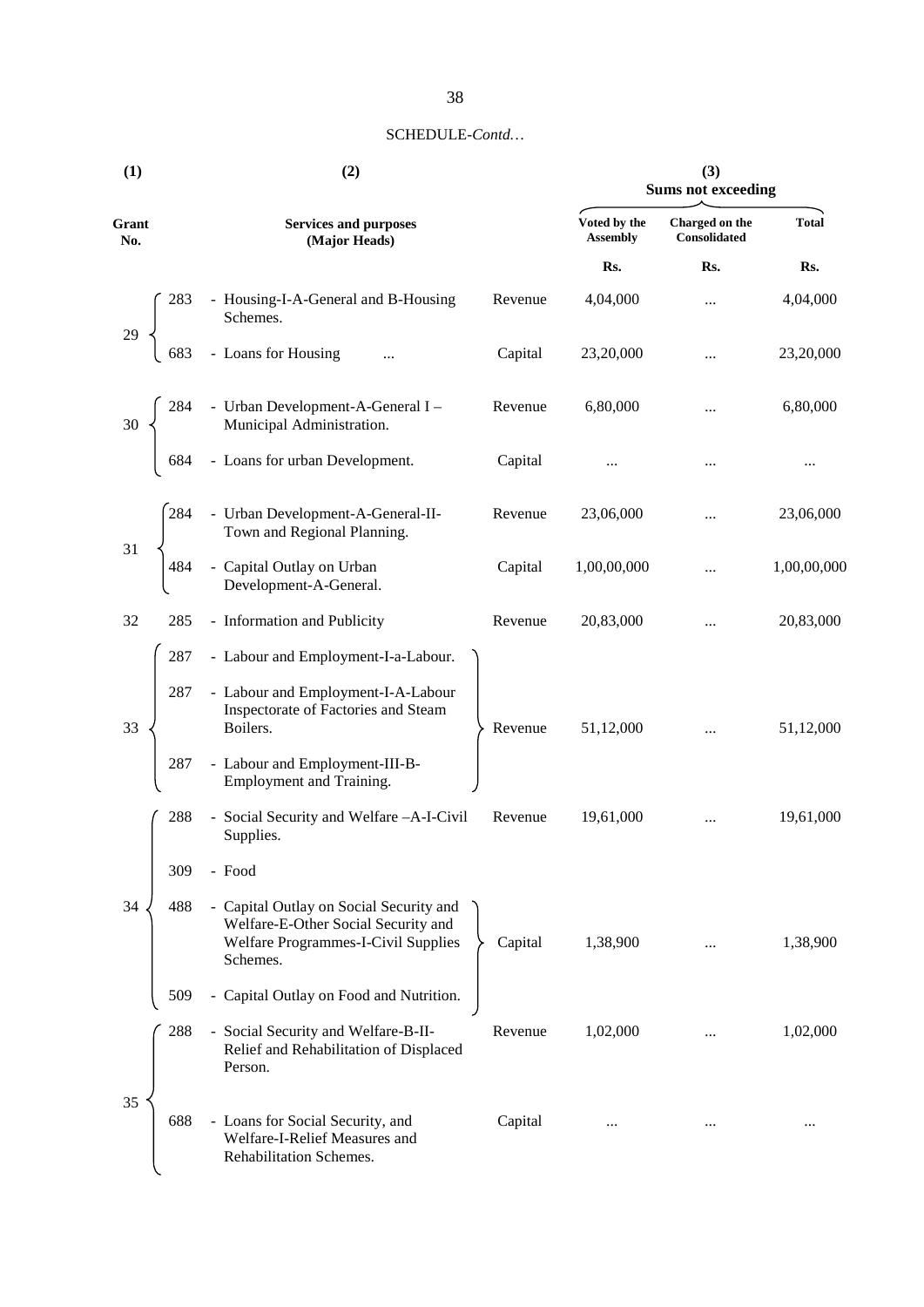SCHEDULE-*Contd…*

| (1) | | (2) | | (3) Sums not exceeding | | |
|---|---|---|---|---|---|---|
| Grant No. | | Services and purposes (Major Heads) | | Voted by the Assembly | Charged on the Consolidated | Total |
| | | | | Rs. | Rs. | Rs. |
| 29 | 283 | - Housing-I-A-General and B-Housing Schemes. | Revenue | 4,04,000 | ... | 4,04,000 |
| | 683 | - Loans for Housing ... | Capital | 23,20,000 | ... | 23,20,000 |
| 30 | 284 | - Urban Development-A-General I – Municipal Administration. | Revenue | 6,80,000 | ... | 6,80,000 |
| | 684 | - Loans for urban Development. | Capital | ... | ... | ... |
| 31 | 284 | - Urban Development-A-General-II-Town and Regional Planning. | Revenue | 23,06,000 | ... | 23,06,000 |
| | 484 | - Capital Outlay on Urban Development-A-General. | Capital | 1,00,00,000 | ... | 1,00,00,000 |
| 32 | 285 | - Information and Publicity | Revenue | 20,83,000 | ... | 20,83,000 |
| 33 | 287 | - Labour and Employment-I-a-Labour. | Revenue | 51,12,000 | ... | 51,12,000 |
| | 287 | - Labour and Employment-I-A-Labour Inspectorate of Factories and Steam Boilers. | | | | |
| | 287 | - Labour and Employment-III-B-Employment and Training. | | | | |
| 34 | 288 | - Social Security and Welfare –A-I-Civil Supplies. | Revenue | 19,61,000 | ... | 19,61,000 |
| | 309 | - Food | | | | |
| | 488 | - Capital Outlay on Social Security and Welfare-E-Other Social Security and Welfare Programmes-I-Civil Supplies Schemes. | Capital | 1,38,900 | ... | 1,38,900 |
| | 509 | - Capital Outlay on Food and Nutrition. | | | | |
| 35 | 288 | - Social Security and Welfare-B-II-Relief and Rehabilitation of Displaced Person. | Revenue | 1,02,000 | ... | 1,02,000 |
| | 688 | - Loans for Social Security, and Welfare-I-Relief Measures and Rehabilitation Schemes. | Capital | ... | ... | ... |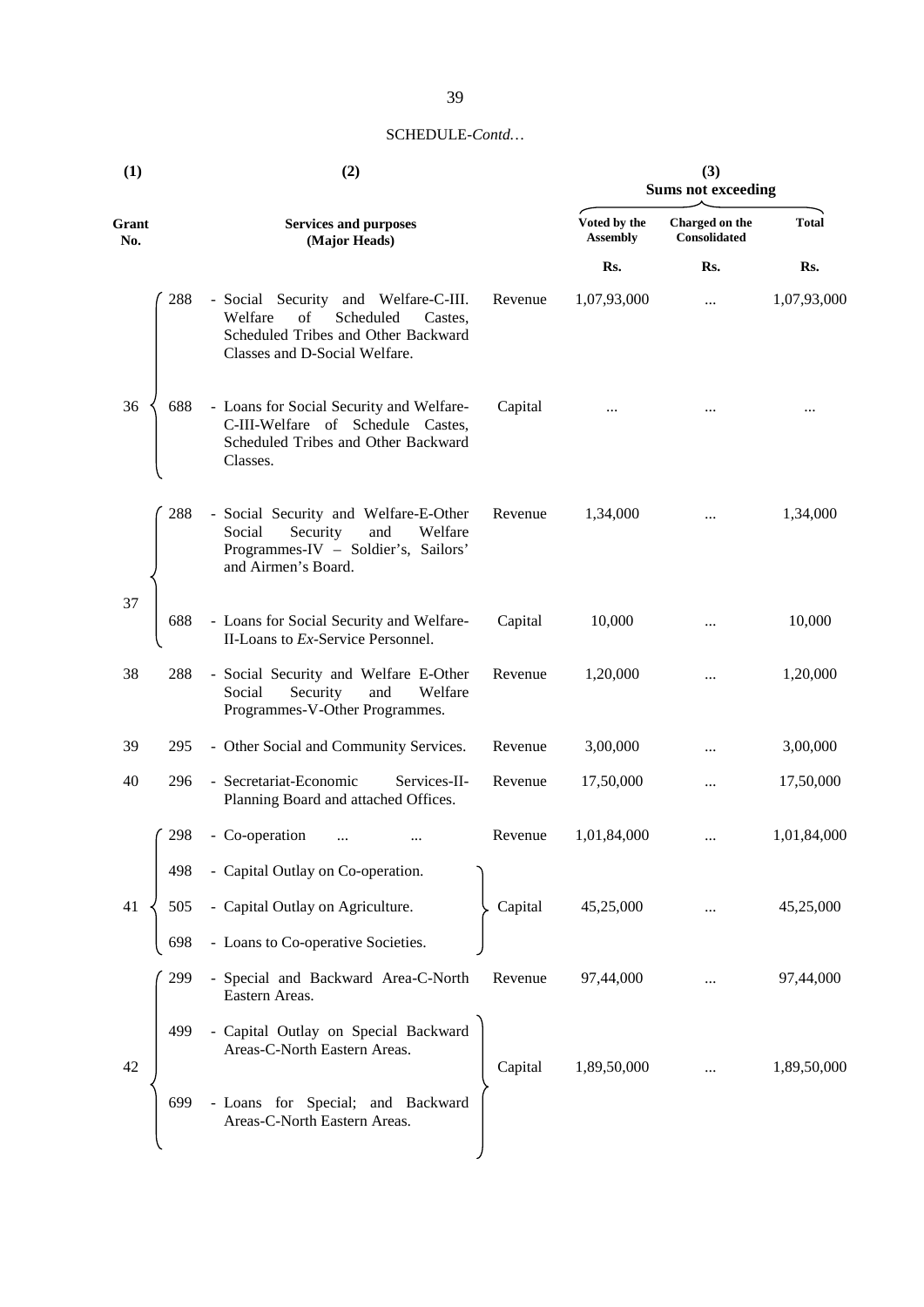SCHEDULE-*Contd…*

| (1) | | (2) | | (3) Sums not exceeding | | |
|---|---|---|---|---|---|---|
| Grant No. | | Services and purposes (Major Heads) | | Voted by the Assembly | Charged on the Consolidated | Total |
| | | | | Rs. | Rs. | Rs. |
| 36 | 288 | - Social Security and Welfare-C-III. Welfare of Scheduled Castes, Scheduled Tribes and Other Backward Classes and D-Social Welfare. | Revenue | 1,07,93,000 | ... | 1,07,93,000 |
| | 688 | - Loans for Social Security and Welfare-C-III-Welfare of Schedule Castes, Scheduled Tribes and Other Backward Classes. | Capital | ... | ... | ... |
| 37 | 288 | - Social Security and Welfare-E-Other Social Security and Welfare Programmes-IV – Soldier's, Sailors' and Airmen's Board. | Revenue | 1,34,000 | ... | 1,34,000 |
| | 688 | - Loans for Social Security and Welfare-II-Loans to *Ex*-Service Personnel. | Capital | 10,000 | ... | 10,000 |
| 38 | 288 | - Social Security and Welfare E-Other Social Security and Welfare Programmes-V-Other Programmes. | Revenue | 1,20,000 | ... | 1,20,000 |
| 39 | 295 | - Other Social and Community Services. | Revenue | 3,00,000 | ... | 3,00,000 |
| 40 | 296 | - Secretariat-Economic Services-II-Planning Board and attached Offices. | Revenue | 17,50,000 | ... | 17,50,000 |
| 41 | 298 | - Co-operation ... ... | Revenue | 1,01,84,000 | ... | 1,01,84,000 |
| | 498 | - Capital Outlay on Co-operation. | Capital | 45,25,000 | ... | 45,25,000 |
| | 505 | - Capital Outlay on Agriculture. | | | | |
| | 698 | - Loans to Co-operative Societies. | | | | |
| 42 | 299 | - Special and Backward Area-C-North Eastern Areas. | Revenue | 97,44,000 | ... | 97,44,000 |
| | 499 | - Capital Outlay on Special Backward Areas-C-North Eastern Areas. | Capital | 1,89,50,000 | ... | 1,89,50,000 |
| | 699 | - Loans for Special; and Backward Areas-C-North Eastern Areas. | | | | |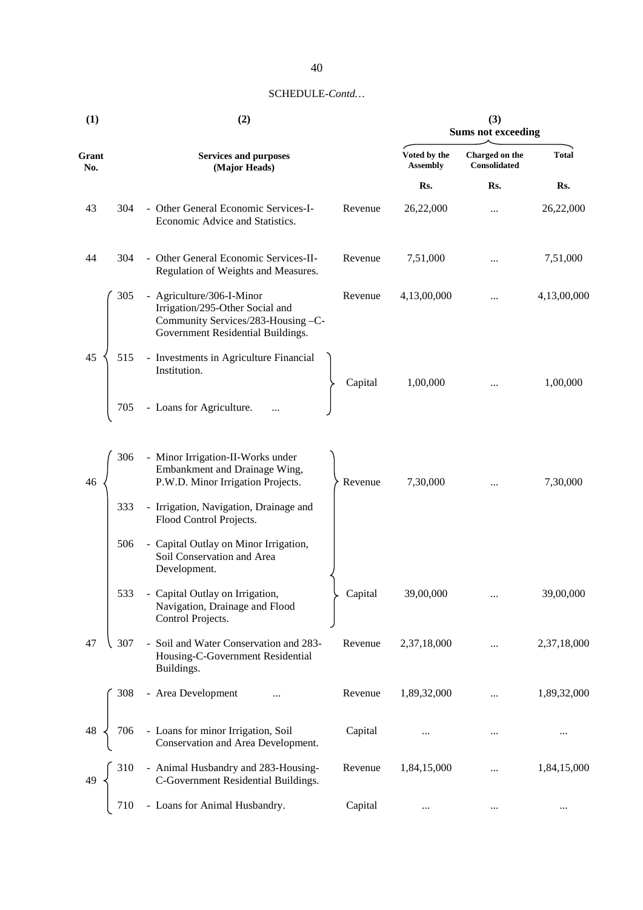SCHEDULE-*Contd…*

| (1) | | (2) | | (3) Sums not exceeding | | |
|---|---|---|---|---|---|---|
| Grant No. | | Services and purposes (Major Heads) | | Voted by the Assembly | Charged on the Consolidated | Total |
| | | | | Rs. | Rs. | Rs. |
| 43 | 304 | - Other General Economic Services-I-Economic Advice and Statistics. | Revenue | 26,22,000 | ... | 26,22,000 |
| 44 | 304 | - Other General Economic Services-II-Regulation of Weights and Measures. | Revenue | 7,51,000 | ... | 7,51,000 |
| 45 | 305 | - Agriculture/306-I-Minor Irrigation/295-Other Social and Community Services/283-Housing –C-Government Residential Buildings. | Revenue | 4,13,00,000 | ... | 4,13,00,000 |
| | 515 | - Investments in Agriculture Financial Institution. | Capital | 1,00,000 | ... | 1,00,000 |
| | 705 | - Loans for Agriculture. ... | | | | |
| 46 | 306 | - Minor Irrigation-II-Works under Embankment and Drainage Wing, P.W.D. Minor Irrigation Projects. | Revenue | 7,30,000 | ... | 7,30,000 |
| | 333 | - Irrigation, Navigation, Drainage and Flood Control Projects. | | | | |
| | 506 | - Capital Outlay on Minor Irrigation, Soil Conservation and Area Development. | Capital | 39,00,000 | ... | 39,00,000 |
| | 533 | - Capital Outlay on Irrigation, Navigation, Drainage and Flood Control Projects. | | | | |
| 47 | 307 | - Soil and Water Conservation and 283-Housing-C-Government Residential Buildings. | Revenue | 2,37,18,000 | ... | 2,37,18,000 |
| 48 | 308 | - Area Development ... | Revenue | 1,89,32,000 | ... | 1,89,32,000 |
| | 706 | - Loans for minor Irrigation, Soil Conservation and Area Development. | Capital | ... | ... | ... |
| 49 | 310 | - Animal Husbandry and 283-Housing-C-Government Residential Buildings. | Revenue | 1,84,15,000 | ... | 1,84,15,000 |
| | 710 | - Loans for Animal Husbandry. | Capital | ... | ... | ... |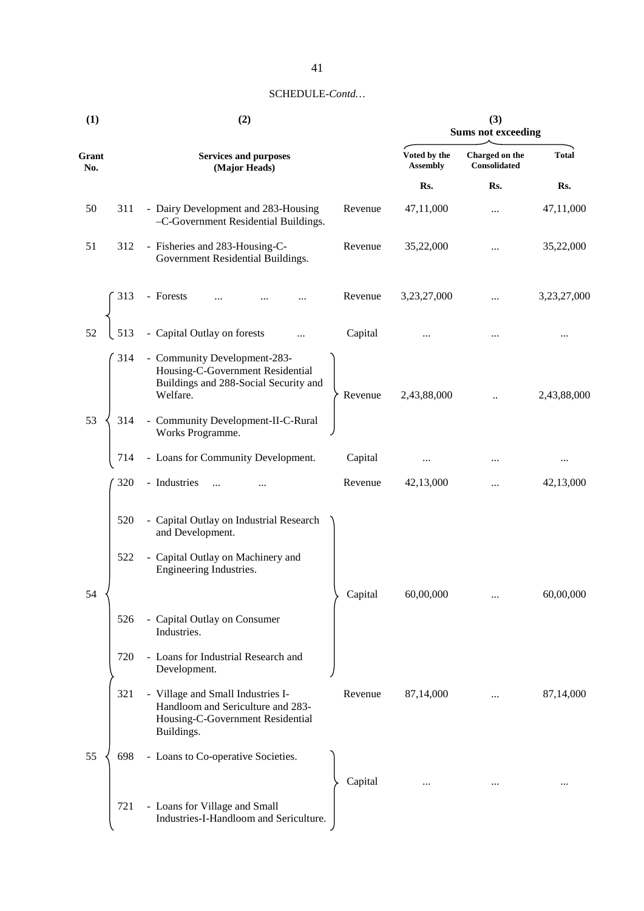SCHEDULE-*Contd…*

| (1) | | (2) | | (3) Sums not exceeding | | |
|---|---|---|---|---|---|---|
| Grant No. | | Services and purposes (Major Heads) | | Voted by the Assembly | Charged on the Consolidated | Total |
| | | | | Rs. | Rs. | Rs. |
| 50 | 311 | - Dairy Development and 283-Housing –C-Government Residential Buildings. | Revenue | 47,11,000 | ... | 47,11,000 |
| 51 | 312 | - Fisheries and 283-Housing-C-Government Residential Buildings. | Revenue | 35,22,000 | ... | 35,22,000 |
| 52 | 313 | - Forests ... ... ... | Revenue | 3,23,27,000 | ... | 3,23,27,000 |
| | 513 | - Capital Outlay on forests ... | Capital | ... | ... | ... |
| 53 | 314 | - Community Development-283-Housing-C-Government Residential Buildings and 288-Social Security and Welfare. | Revenue | 2,43,88,000 | .. | 2,43,88,000 |
| | 314 | - Community Development-II-C-Rural Works Programme. | | | | |
| | 714 | - Loans for Community Development. | Capital | ... | ... | ... |
| 54 | 320 | - Industries ... ... | Revenue | 42,13,000 | ... | 42,13,000 |
| | 520 | - Capital Outlay on Industrial Research and Development. | Capital | 60,00,000 | ... | 60,00,000 |
| | 522 | - Capital Outlay on Machinery and Engineering Industries. | | | | |
| | 526 | - Capital Outlay on Consumer Industries. | | | | |
| | 720 | - Loans for Industrial Research and Development. | | | | |
| 55 | 321 | - Village and Small Industries I-Handloom and Sericulture and 283-Housing-C-Government Residential Buildings. | Revenue | 87,14,000 | ... | 87,14,000 |
| | 698 | - Loans to Co-operative Societies. | Capital | ... | ... | ... |
| | 721 | - Loans for Village and Small Industries-I-Handloom and Sericulture. | | | | |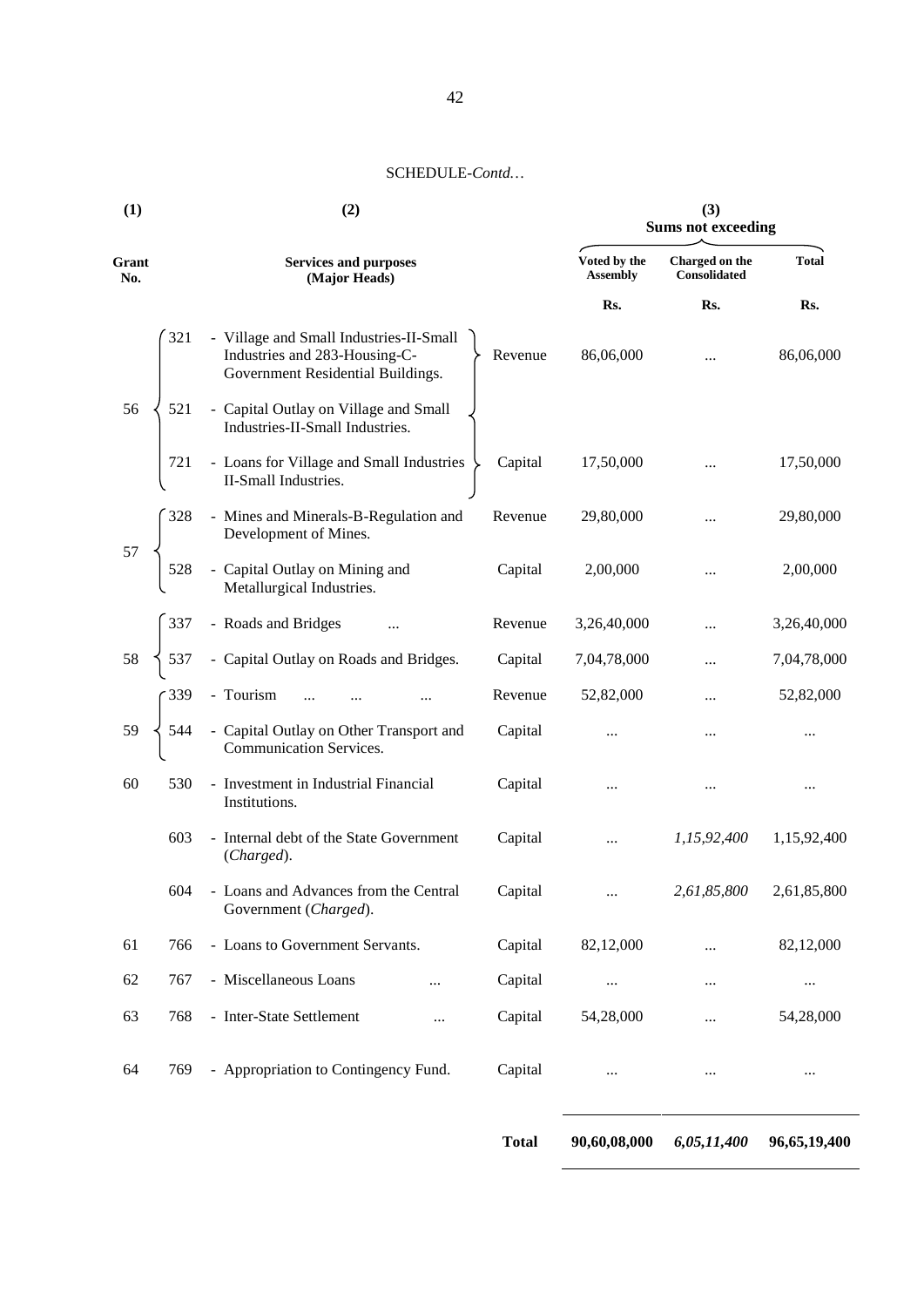SCHEDULE-*Contd…*

| (1) | | (2) | | (3) Sums not exceeding | | |
|---|---|---|---|---|---|---|
| Grant No. | | Services and purposes (Major Heads) | | Voted by the Assembly | Charged on the Consolidated | Total |
| | | | | Rs. | Rs. | Rs. |
| 56 | 321 | - Village and Small Industries-II-Small Industries and 283-Housing-C-Government Residential Buildings. | Revenue | 86,06,000 | ... | 86,06,000 |
| | 521 | - Capital Outlay on Village and Small Industries-II-Small Industries. | | | | |
| | 721 | - Loans for Village and Small Industries II-Small Industries. | Capital | 17,50,000 | ... | 17,50,000 |
| 57 | 328 | - Mines and Minerals-B-Regulation and Development of Mines. | Revenue | 29,80,000 | ... | 29,80,000 |
| | 528 | - Capital Outlay on Mining and Metallurgical Industries. | Capital | 2,00,000 | ... | 2,00,000 |
| 58 | 337 | - Roads and Bridges ... | Revenue | 3,26,40,000 | ... | 3,26,40,000 |
| | 537 | - Capital Outlay on Roads and Bridges. | Capital | 7,04,78,000 | ... | 7,04,78,000 |
| 59 | 339 | - Tourism ... ... ... | Revenue | 52,82,000 | ... | 52,82,000 |
| | 544 | - Capital Outlay on Other Transport and Communication Services. | Capital | ... | ... | ... |
| 60 | 530 | - Investment in Industrial Financial Institutions. | Capital | ... | ... | ... |
| | 603 | - Internal debt of the State Government (*Charged*). | Capital | ... | *1,15,92,400* | 1,15,92,400 |
| | 604 | - Loans and Advances from the Central Government (*Charged*). | Capital | ... | *2,61,85,800* | 2,61,85,800 |
| 61 | 766 | - Loans to Government Servants. | Capital | 82,12,000 | ... | 82,12,000 |
| 62 | 767 | - Miscellaneous Loans ... | Capital | ... | ... | ... |
| 63 | 768 | - Inter-State Settlement ... | Capital | 54,28,000 | ... | 54,28,000 |
| 64 | 769 | - Appropriation to Contingency Fund. | Capital | ... | ... | ... |
| | | | **Total** | **90,60,08,000** | ***6,05,11,400*** | **96,65,19,400** |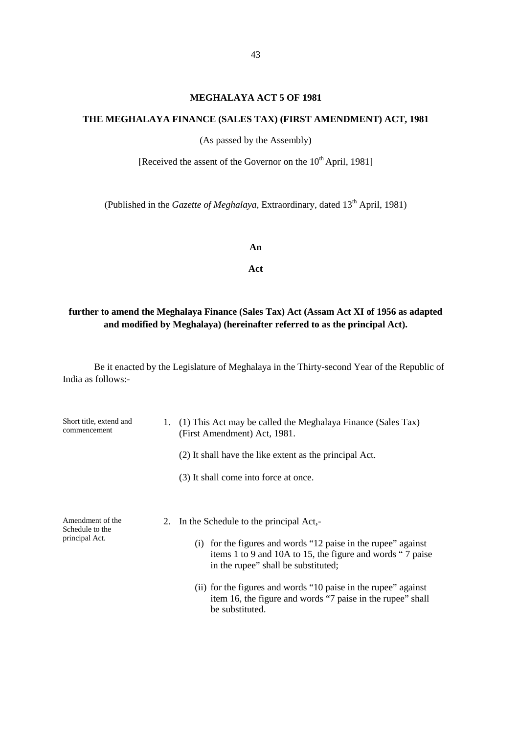# MEGHALAYA ACT 5 OF 1981

## THE MEGHALAYA FINANCE (SALES TAX) (FIRST AMENDMENT) ACT, 1981

(As passed by the Assembly)

[Received the assent of the Governor on the 10th April, 1981]

(Published in the *Gazette of Meghalaya*, Extraordinary, dated 13th April, 1981)

**An**

**Act**

**further to amend the Meghalaya Finance (Sales Tax) Act (Assam Act XI of 1956 as adapted and modified by Meghalaya) (hereinafter referred to as the principal Act).**

Be it enacted by the Legislature of Meghalaya in the Thirty-second Year of the Republic of India as follows:-

Short title, extend and commencement

1. (1) This Act may be called the Meghalaya Finance (Sales Tax) (First Amendment) Act, 1981.

   (2) It shall have the like extent as the principal Act.

   (3) It shall come into force at once.

Amendment of the Schedule to the principal Act.

2. In the Schedule to the principal Act,-

   (i) for the figures and words "12 paise in the rupee" against items 1 to 9 and 10A to 15, the figure and words " 7 paise in the rupee" shall be substituted;

   (ii) for the figures and words "10 paise in the rupee" against item 16, the figure and words "7 paise in the rupee" shall be substituted.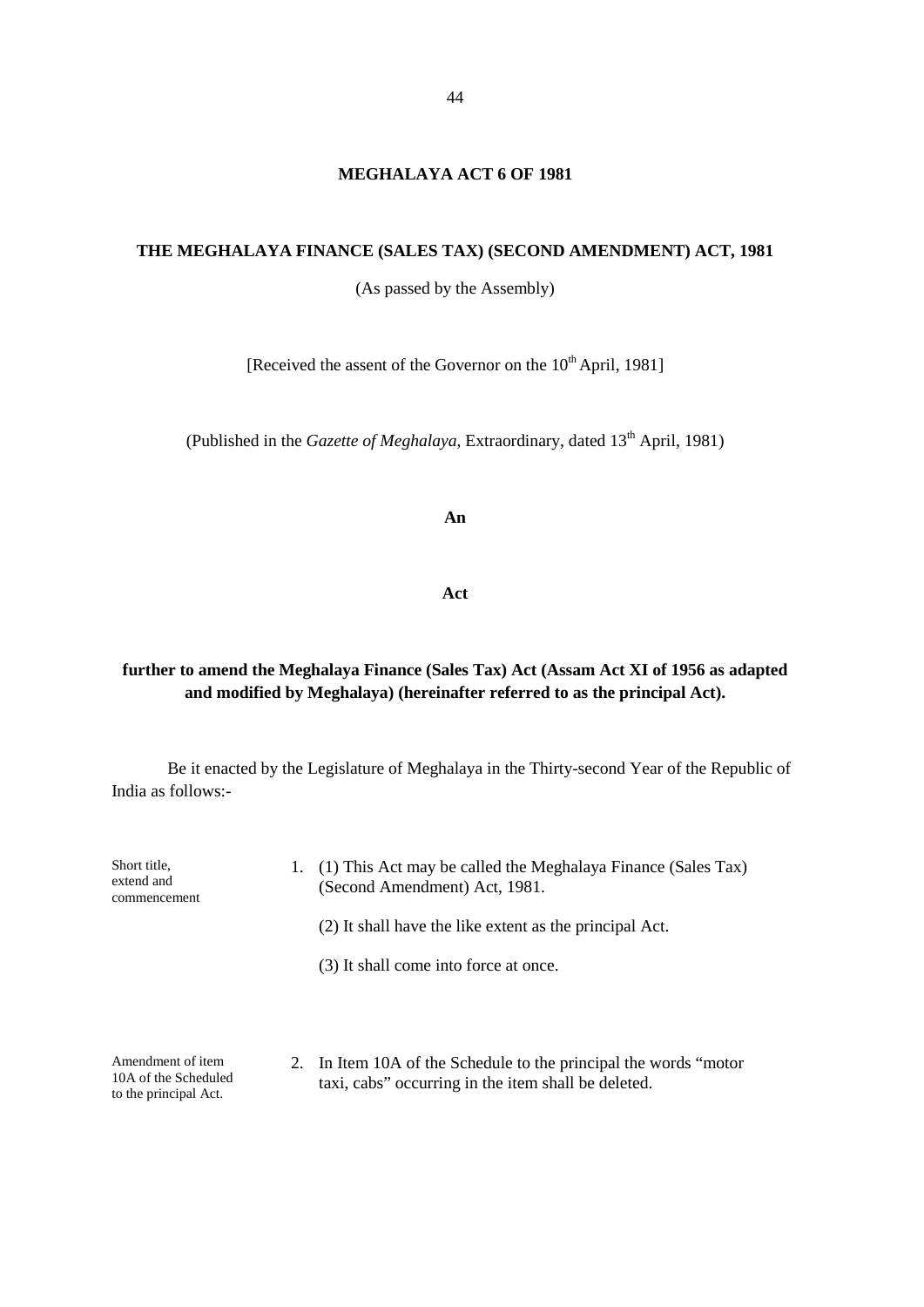# MEGHALAYA ACT 6 OF 1981

## THE MEGHALAYA FINANCE (SALES TAX) (SECOND AMENDMENT) ACT, 1981

(As passed by the Assembly)

[Received the assent of the Governor on the 10th April, 1981]

(Published in the *Gazette of Meghalaya*, Extraordinary, dated 13th April, 1981)

**An**

**Act**

**further to amend the Meghalaya Finance (Sales Tax) Act (Assam Act XI of 1956 as adapted and modified by Meghalaya) (hereinafter referred to as the principal Act).**

Be it enacted by the Legislature of Meghalaya in the Thirty-second Year of the Republic of India as follows:-

Short title, extend and commencement

1. (1) This Act may be called the Meghalaya Finance (Sales Tax) (Second Amendment) Act, 1981.

   (2) It shall have the like extent as the principal Act.

   (3) It shall come into force at once.

Amendment of item 10A of the Scheduled to the principal Act.

2. In Item 10A of the Schedule to the principal the words "motor taxi, cabs" occurring in the item shall be deleted.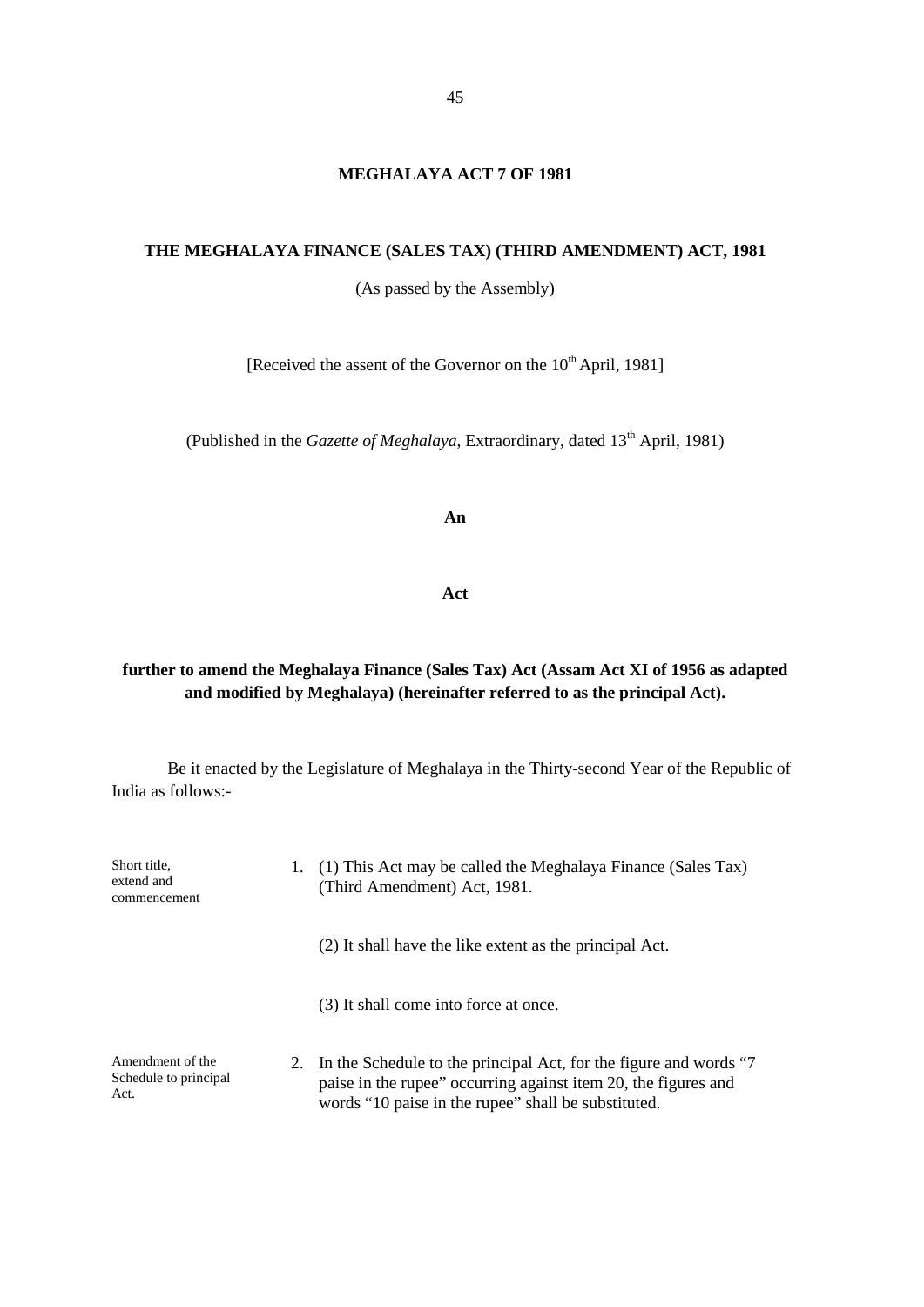# MEGHALAYA ACT 7 OF 1981

## THE MEGHALAYA FINANCE (SALES TAX) (THIRD AMENDMENT) ACT, 1981

(As passed by the Assembly)

[Received the assent of the Governor on the 10th April, 1981]

(Published in the *Gazette of Meghalaya*, Extraordinary, dated 13th April, 1981)

**An**

**Act**

**further to amend the Meghalaya Finance (Sales Tax) Act (Assam Act XI of 1956 as adapted and modified by Meghalaya) (hereinafter referred to as the principal Act).**

Be it enacted by the Legislature of Meghalaya in the Thirty-second Year of the Republic of India as follows:-

Short title, extend and commencement

1. (1) This Act may be called the Meghalaya Finance (Sales Tax) (Third Amendment) Act, 1981.

   (2) It shall have the like extent as the principal Act.

   (3) It shall come into force at once.

Amendment of the Schedule to principal Act.

2. In the Schedule to the principal Act, for the figure and words "7 paise in the rupee" occurring against item 20, the figures and words "10 paise in the rupee" shall be substituted.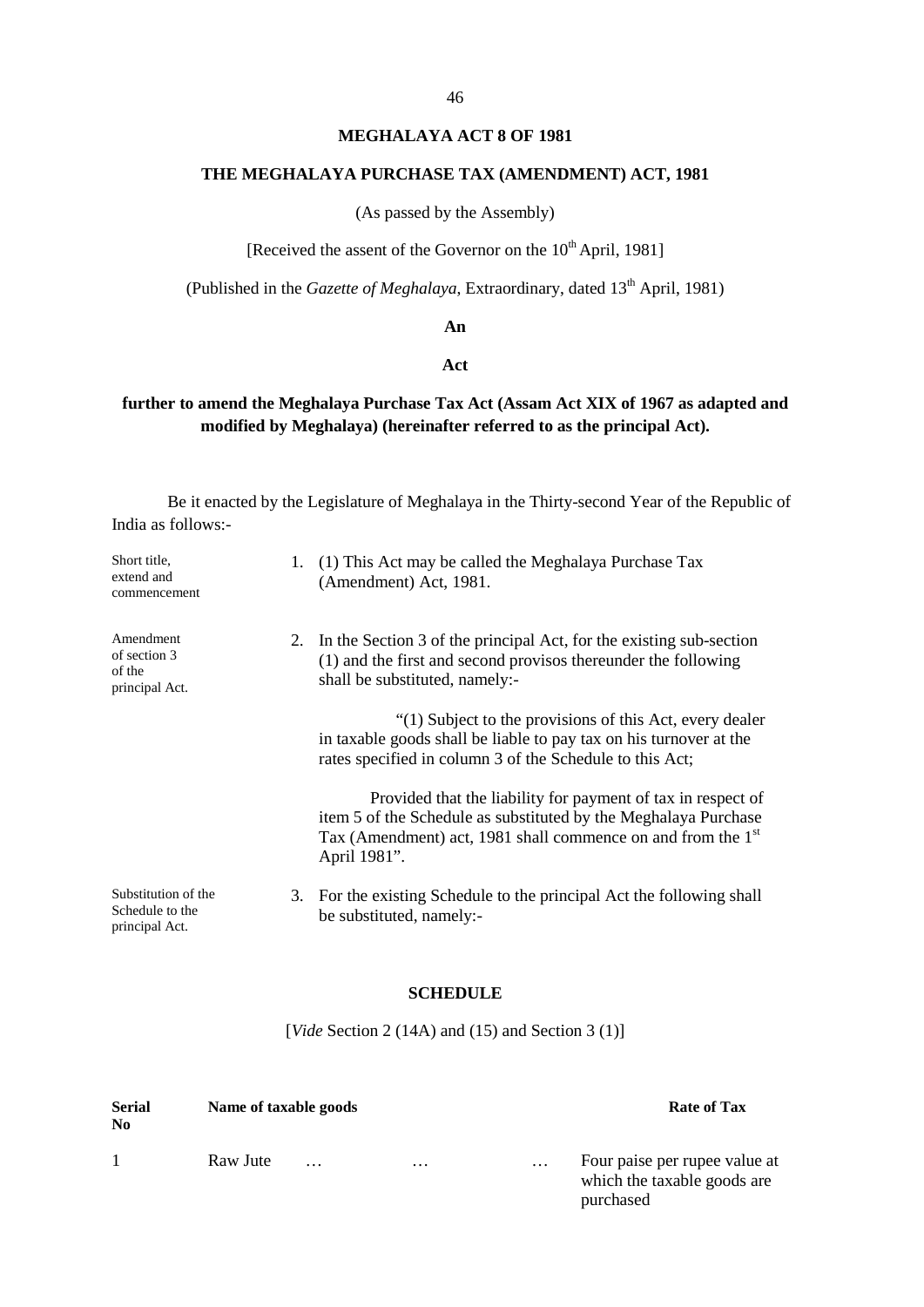# MEGHALAYA ACT 8 OF 1981

## THE MEGHALAYA PURCHASE TAX (AMENDMENT) ACT, 1981

(As passed by the Assembly)

[Received the assent of the Governor on the 10th April, 1981]

(Published in the *Gazette of Meghalaya*, Extraordinary, dated 13th April, 1981)

**An**

**Act**

**further to amend the Meghalaya Purchase Tax Act (Assam Act XIX of 1967 as adapted and modified by Meghalaya) (hereinafter referred to as the principal Act).**

Be it enacted by the Legislature of Meghalaya in the Thirty-second Year of the Republic of India as follows:-

Short title, extend and commencement

1. (1) This Act may be called the Meghalaya Purchase Tax (Amendment) Act, 1981.

Amendment of section 3 of the principal Act.

2. In the Section 3 of the principal Act, for the existing sub-section (1) and the first and second provisos thereunder the following shall be substituted, namely:-

"(1) Subject to the provisions of this Act, every dealer in taxable goods shall be liable to pay tax on his turnover at the rates specified in column 3 of the Schedule to this Act;

Provided that the liability for payment of tax in respect of item 5 of the Schedule as substituted by the Meghalaya Purchase Tax (Amendment) act, 1981 shall commence on and from the 1st April 1981".

Substitution of the Schedule to the principal Act.

3. For the existing Schedule to the principal Act the following shall be substituted, namely:-

### SCHEDULE

[*Vide* Section 2 (14A) and (15) and Section 3 (1)]

| Serial No | Name of taxable goods | Rate of Tax |
|---|---|---|
| 1 | Raw Jute … … … | Four paise per rupee value at which the taxable goods are purchased |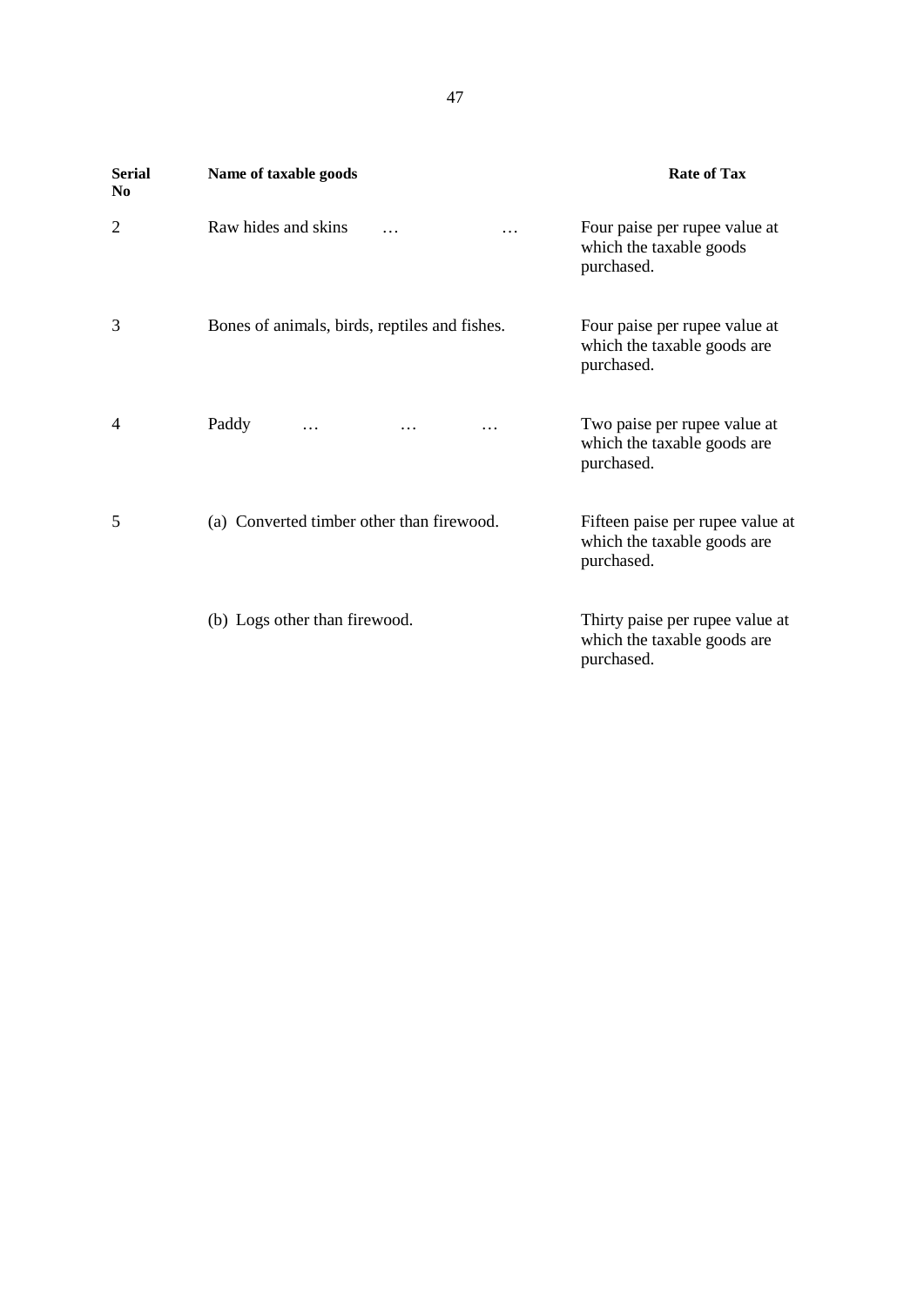| Serial No | Name of taxable goods | Rate of Tax |
|---|---|---|
| 2 | Raw hides and skins … … | Four paise per rupee value at which the taxable goods purchased. |
| 3 | Bones of animals, birds, reptiles and fishes. | Four paise per rupee value at which the taxable goods are purchased. |
| 4 | Paddy … … … | Two paise per rupee value at which the taxable goods are purchased. |
| 5 | (a) Converted timber other than firewood. | Fifteen paise per rupee value at which the taxable goods are purchased. |
| | (b) Logs other than firewood. | Thirty paise per rupee value at which the taxable goods are purchased. |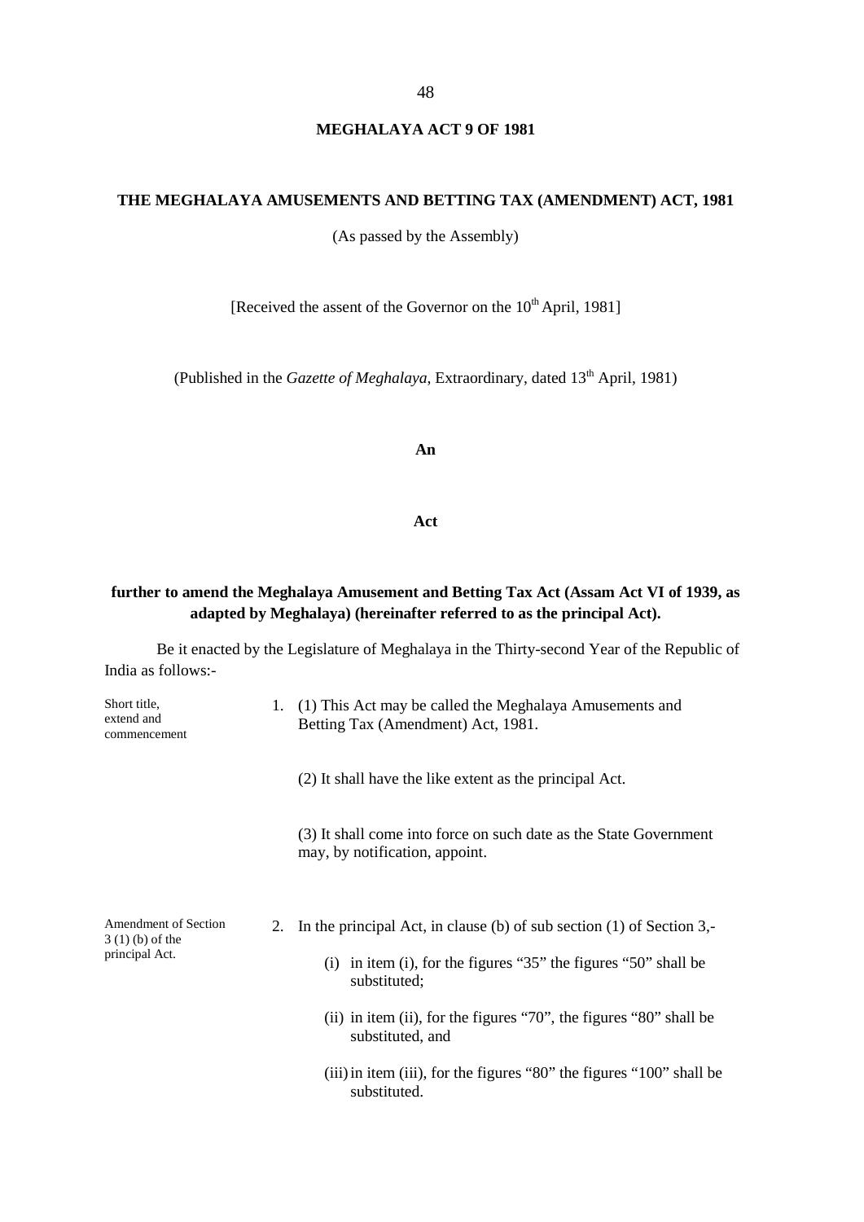# MEGHALAYA ACT 9 OF 1981

## THE MEGHALAYA AMUSEMENTS AND BETTING TAX (AMENDMENT) ACT, 1981

(As passed by the Assembly)

[Received the assent of the Governor on the 10th April, 1981]

(Published in the *Gazette of Meghalaya*, Extraordinary, dated 13th April, 1981)

**An**

**Act**

**further to amend the Meghalaya Amusement and Betting Tax Act (Assam Act VI of 1939, as adapted by Meghalaya) (hereinafter referred to as the principal Act).**

Be it enacted by the Legislature of Meghalaya in the Thirty-second Year of the Republic of India as follows:-

Short title, extend and commencement

1. (1) This Act may be called the Meghalaya Amusements and Betting Tax (Amendment) Act, 1981.

   (2) It shall have the like extent as the principal Act.

   (3) It shall come into force on such date as the State Government may, by notification, appoint.

Amendment of Section 3 (1) (b) of the principal Act.

2. In the principal Act, in clause (b) of sub section (1) of Section 3,-

   (i) in item (i), for the figures "35" the figures "50" shall be substituted;

   (ii) in item (ii), for the figures "70", the figures "80" shall be substituted, and

   (iii) in item (iii), for the figures "80" the figures "100" shall be substituted.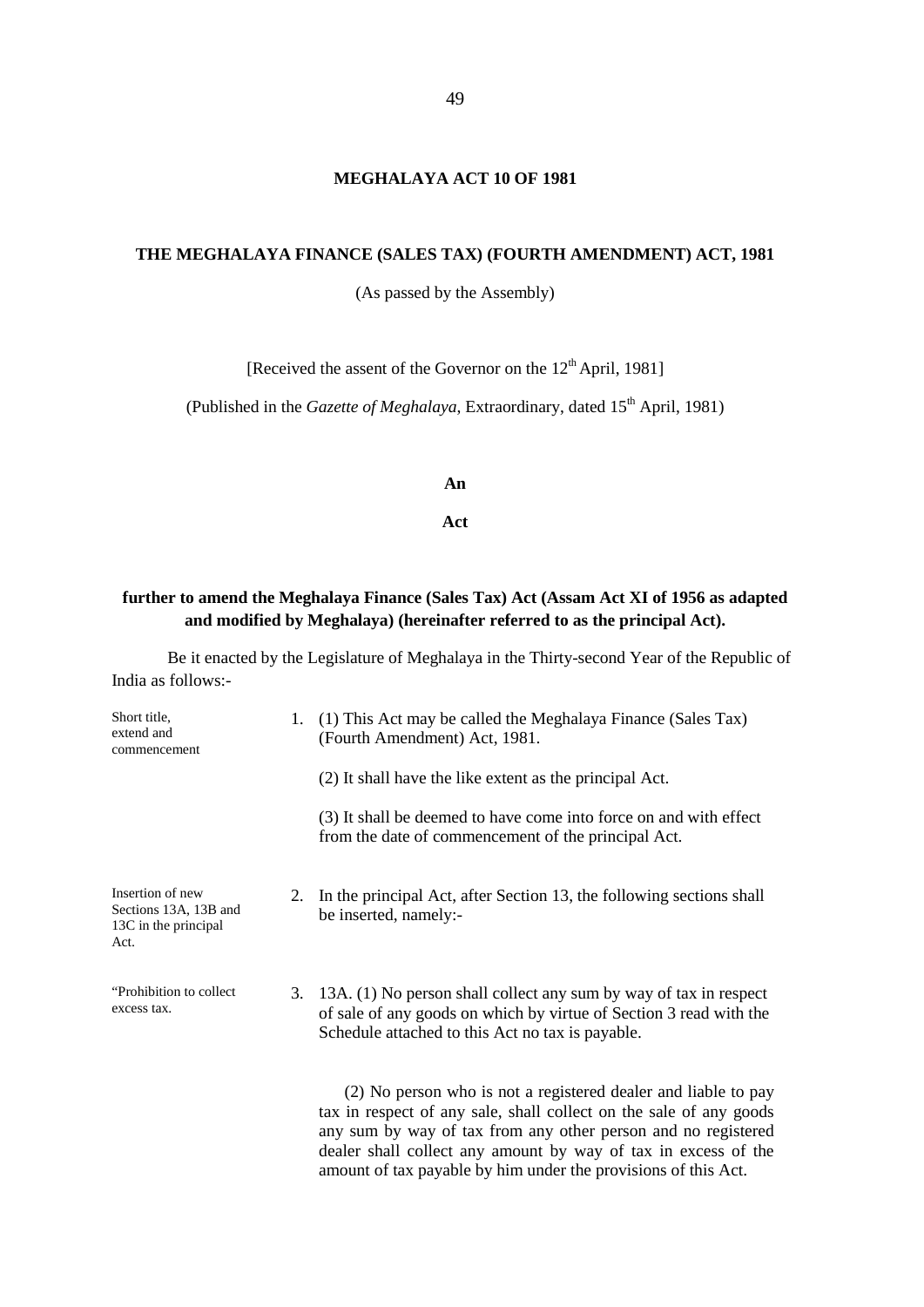# MEGHALAYA ACT 10 OF 1981

## THE MEGHALAYA FINANCE (SALES TAX) (FOURTH AMENDMENT) ACT, 1981

(As passed by the Assembly)

[Received the assent of the Governor on the 12th April, 1981]

(Published in the *Gazette of Meghalaya*, Extraordinary, dated 15th April, 1981)

**An**

**Act**

**further to amend the Meghalaya Finance (Sales Tax) Act (Assam Act XI of 1956 as adapted and modified by Meghalaya) (hereinafter referred to as the principal Act).**

Be it enacted by the Legislature of Meghalaya in the Thirty-second Year of the Republic of India as follows:-

Short title, extend and commencement

1. (1) This Act may be called the Meghalaya Finance (Sales Tax) (Fourth Amendment) Act, 1981.

   (2) It shall have the like extent as the principal Act.

   (3) It shall be deemed to have come into force on and with effect from the date of commencement of the principal Act.

Insertion of new Sections 13A, 13B and 13C in the principal Act.

2. In the principal Act, after Section 13, the following sections shall be inserted, namely:-

"Prohibition to collect excess tax.

3. 13A. (1) No person shall collect any sum by way of tax in respect of sale of any goods on which by virtue of Section 3 read with the Schedule attached to this Act no tax is payable.

   (2) No person who is not a registered dealer and liable to pay tax in respect of any sale, shall collect on the sale of any goods any sum by way of tax from any other person and no registered dealer shall collect any amount by way of tax in excess of the amount of tax payable by him under the provisions of this Act.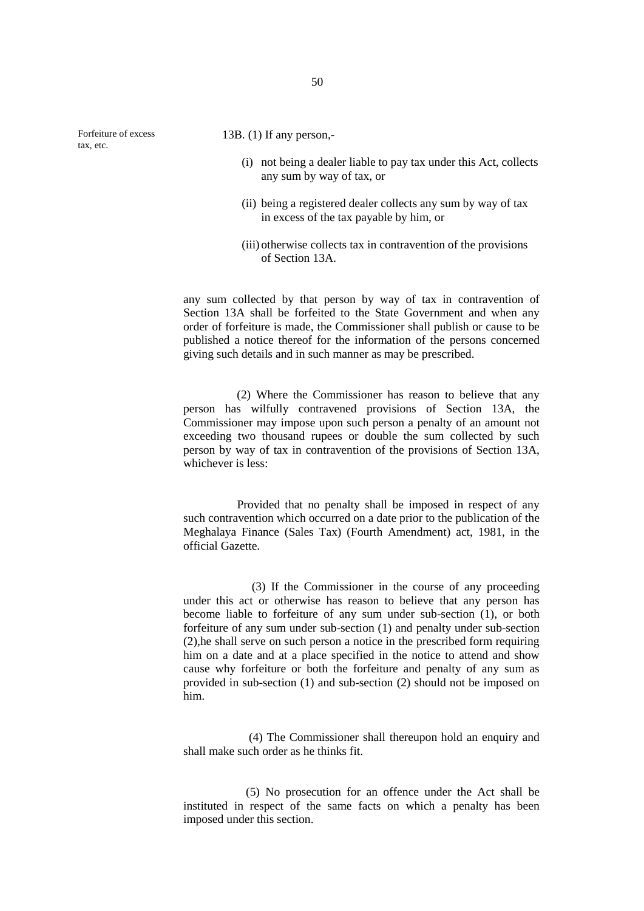Forfeiture of excess tax, etc.

13B. (1) If any person,-

(i) not being a dealer liable to pay tax under this Act, collects any sum by way of tax, or

(ii) being a registered dealer collects any sum by way of tax in excess of the tax payable by him, or

(iii) otherwise collects tax in contravention of the provisions of Section 13A.

any sum collected by that person by way of tax in contravention of Section 13A shall be forfeited to the State Government and when any order of forfeiture is made, the Commissioner shall publish or cause to be published a notice thereof for the information of the persons concerned giving such details and in such manner as may be prescribed.

(2) Where the Commissioner has reason to believe that any person has wilfully contravened provisions of Section 13A, the Commissioner may impose upon such person a penalty of an amount not exceeding two thousand rupees or double the sum collected by such person by way of tax in contravention of the provisions of Section 13A, whichever is less:

Provided that no penalty shall be imposed in respect of any such contravention which occurred on a date prior to the publication of the Meghalaya Finance (Sales Tax) (Fourth Amendment) act, 1981, in the official Gazette.

(3) If the Commissioner in the course of any proceeding under this act or otherwise has reason to believe that any person has become liable to forfeiture of any sum under sub-section (1), or both forfeiture of any sum under sub-section (1) and penalty under sub-section (2),he shall serve on such person a notice in the prescribed form requiring him on a date and at a place specified in the notice to attend and show cause why forfeiture or both the forfeiture and penalty of any sum as provided in sub-section (1) and sub-section (2) should not be imposed on him.

(4) The Commissioner shall thereupon hold an enquiry and shall make such order as he thinks fit.

(5) No prosecution for an offence under the Act shall be instituted in respect of the same facts on which a penalty has been imposed under this section.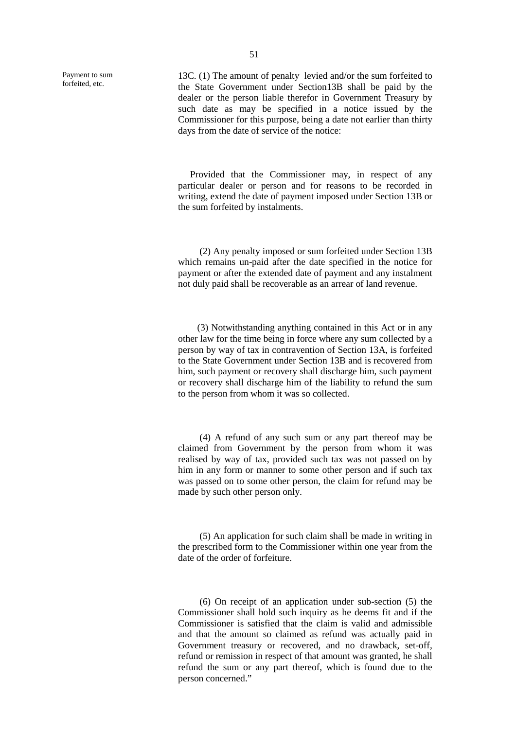Payment to sum forfeited, etc.

13C. (1) The amount of penalty levied and/or the sum forfeited to the State Government under Section13B shall be paid by the dealer or the person liable therefor in Government Treasury by such date as may be specified in a notice issued by the Commissioner for this purpose, being a date not earlier than thirty days from the date of service of the notice:

Provided that the Commissioner may, in respect of any particular dealer or person and for reasons to be recorded in writing, extend the date of payment imposed under Section 13B or the sum forfeited by instalments.

(2) Any penalty imposed or sum forfeited under Section 13B which remains un-paid after the date specified in the notice for payment or after the extended date of payment and any instalment not duly paid shall be recoverable as an arrear of land revenue.

(3) Notwithstanding anything contained in this Act or in any other law for the time being in force where any sum collected by a person by way of tax in contravention of Section 13A, is forfeited to the State Government under Section 13B and is recovered from him, such payment or recovery shall discharge him, such payment or recovery shall discharge him of the liability to refund the sum to the person from whom it was so collected.

(4) A refund of any such sum or any part thereof may be claimed from Government by the person from whom it was realised by way of tax, provided such tax was not passed on by him in any form or manner to some other person and if such tax was passed on to some other person, the claim for refund may be made by such other person only.

(5) An application for such claim shall be made in writing in the prescribed form to the Commissioner within one year from the date of the order of forfeiture.

(6) On receipt of an application under sub-section (5) the Commissioner shall hold such inquiry as he deems fit and if the Commissioner is satisfied that the claim is valid and admissible and that the amount so claimed as refund was actually paid in Government treasury or recovered, and no drawback, set-off, refund or remission in respect of that amount was granted, he shall refund the sum or any part thereof, which is found due to the person concerned."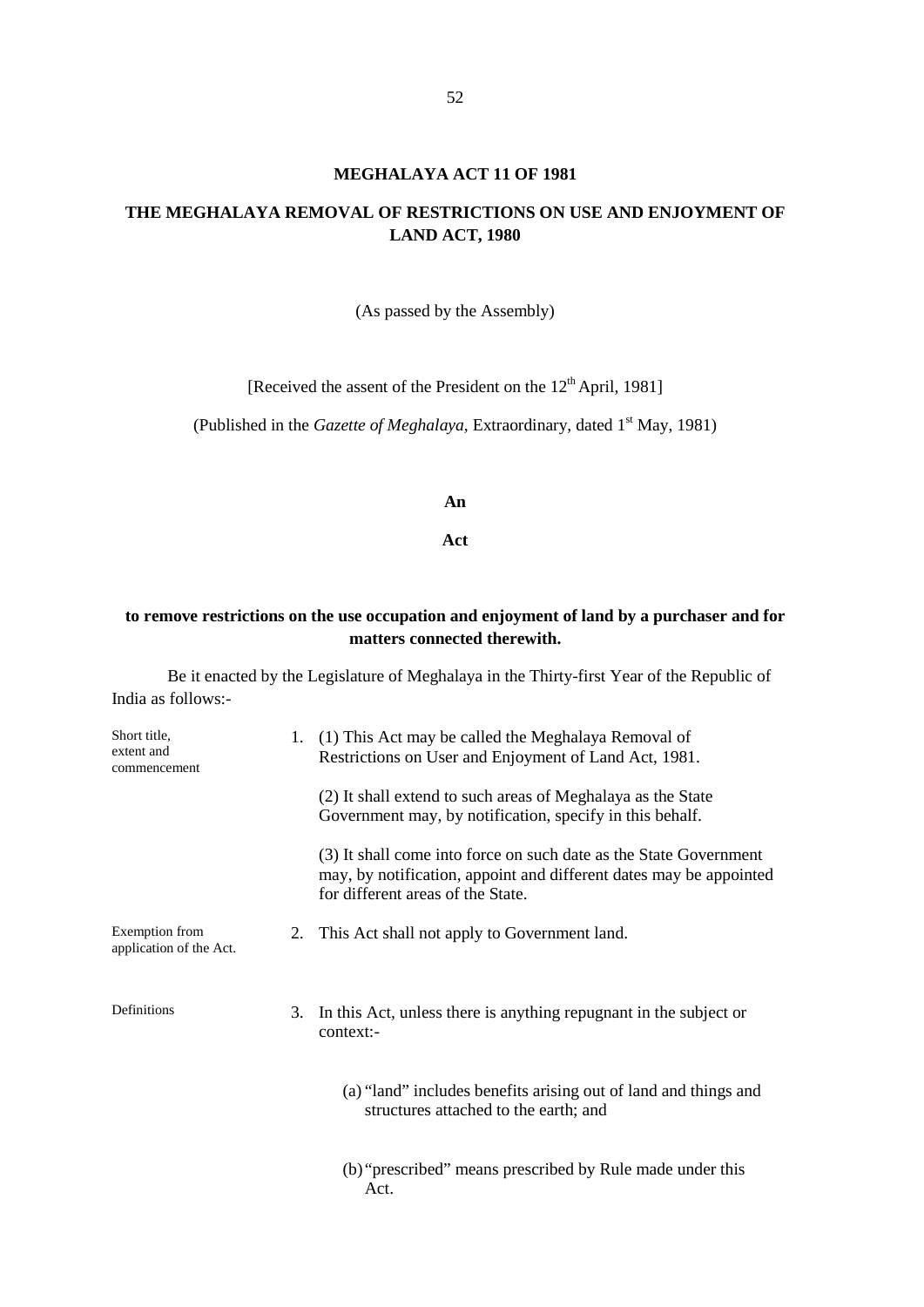## MEGHALAYA ACT 11 OF 1981

## THE MEGHALAYA REMOVAL OF RESTRICTIONS ON USE AND ENJOYMENT OF LAND ACT, 1980

(As passed by the Assembly)

[Received the assent of the President on the 12th April, 1981]

(Published in the *Gazette of Meghalaya*, Extraordinary, dated 1st May, 1981)

**An**

**Act**

**to remove restrictions on the use occupation and enjoyment of land by a purchaser and for matters connected therewith.**

Be it enacted by the Legislature of Meghalaya in the Thirty-first Year of the Republic of India as follows:-

Short title, extent and commencement

1. (1) This Act may be called the Meghalaya Removal of Restrictions on User and Enjoyment of Land Act, 1981.

   (2) It shall extend to such areas of Meghalaya as the State Government may, by notification, specify in this behalf.

   (3) It shall come into force on such date as the State Government may, by notification, appoint and different dates may be appointed for different areas of the State.

Exemption from application of the Act.

2. This Act shall not apply to Government land.

Definitions

3. In this Act, unless there is anything repugnant in the subject or context:-

   (a) "land" includes benefits arising out of land and things and structures attached to the earth; and

   (b) "prescribed" means prescribed by Rule made under this Act.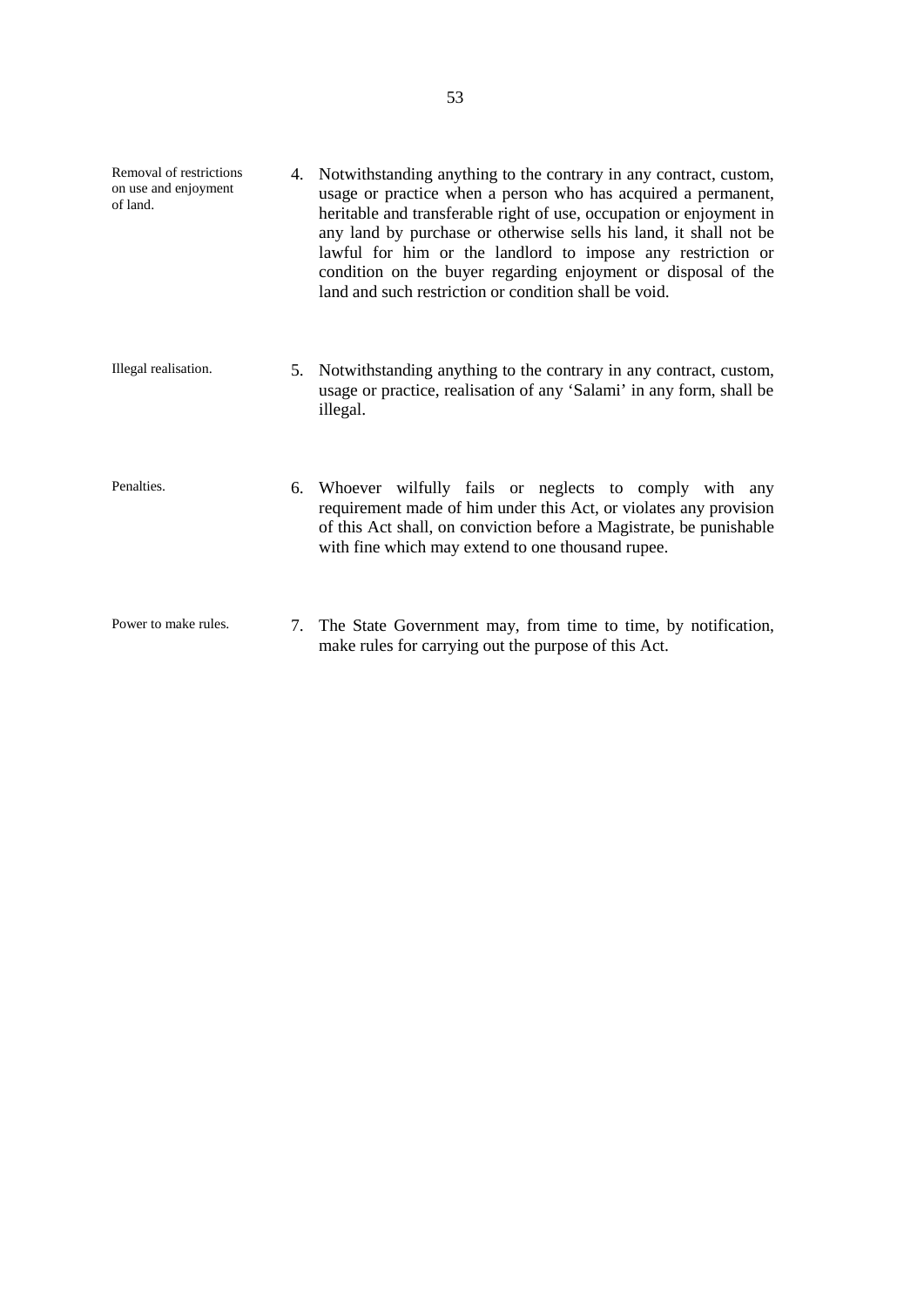**Removal of restrictions on use and enjoyment of land.**

4. Notwithstanding anything to the contrary in any contract, custom, usage or practice when a person who has acquired a permanent, heritable and transferable right of use, occupation or enjoyment in any land by purchase or otherwise sells his land, it shall not be lawful for him or the landlord to impose any restriction or condition on the buyer regarding enjoyment or disposal of the land and such restriction or condition shall be void.

**Illegal realisation.**

5. Notwithstanding anything to the contrary in any contract, custom, usage or practice, realisation of any 'Salami' in any form, shall be illegal.

**Penalties.**

6. Whoever wilfully fails or neglects to comply with any requirement made of him under this Act, or violates any provision of this Act shall, on conviction before a Magistrate, be punishable with fine which may extend to one thousand rupee.

**Power to make rules.**

7. The State Government may, from time to time, by notification, make rules for carrying out the purpose of this Act.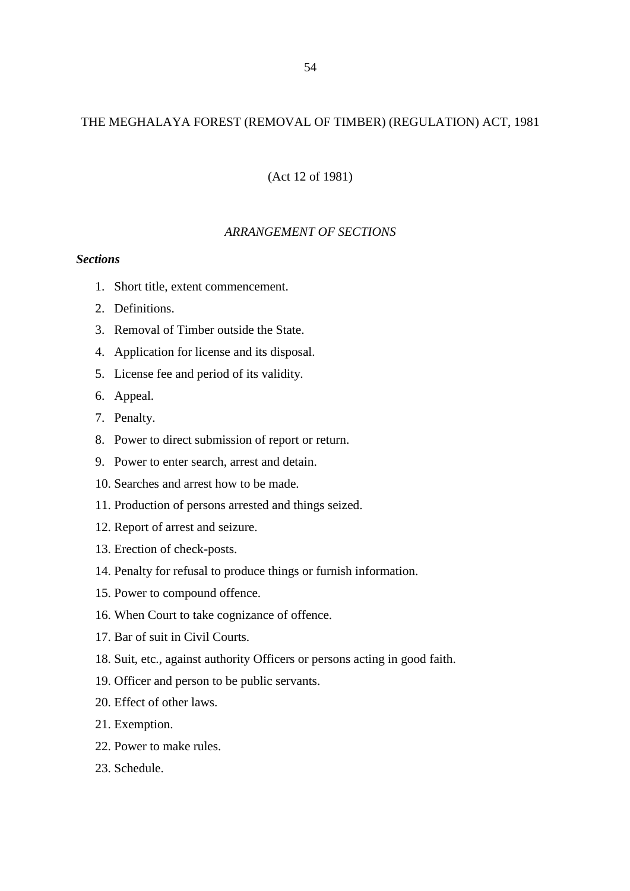# THE MEGHALAYA FOREST (REMOVAL OF TIMBER) (REGULATION) ACT, 1981

(Act 12 of 1981)

*ARRANGEMENT OF SECTIONS*

***Sections***

1. Short title, extent commencement.
2. Definitions.
3. Removal of Timber outside the State.
4. Application for license and its disposal.
5. License fee and period of its validity.
6. Appeal.
7. Penalty.
8. Power to direct submission of report or return.
9. Power to enter search, arrest and detain.
10. Searches and arrest how to be made.
11. Production of persons arrested and things seized.
12. Report of arrest and seizure.
13. Erection of check-posts.
14. Penalty for refusal to produce things or furnish information.
15. Power to compound offence.
16. When Court to take cognizance of offence.
17. Bar of suit in Civil Courts.
18. Suit, etc., against authority Officers or persons acting in good faith.
19. Officer and person to be public servants.
20. Effect of other laws.
21. Exemption.
22. Power to make rules.
23. Schedule.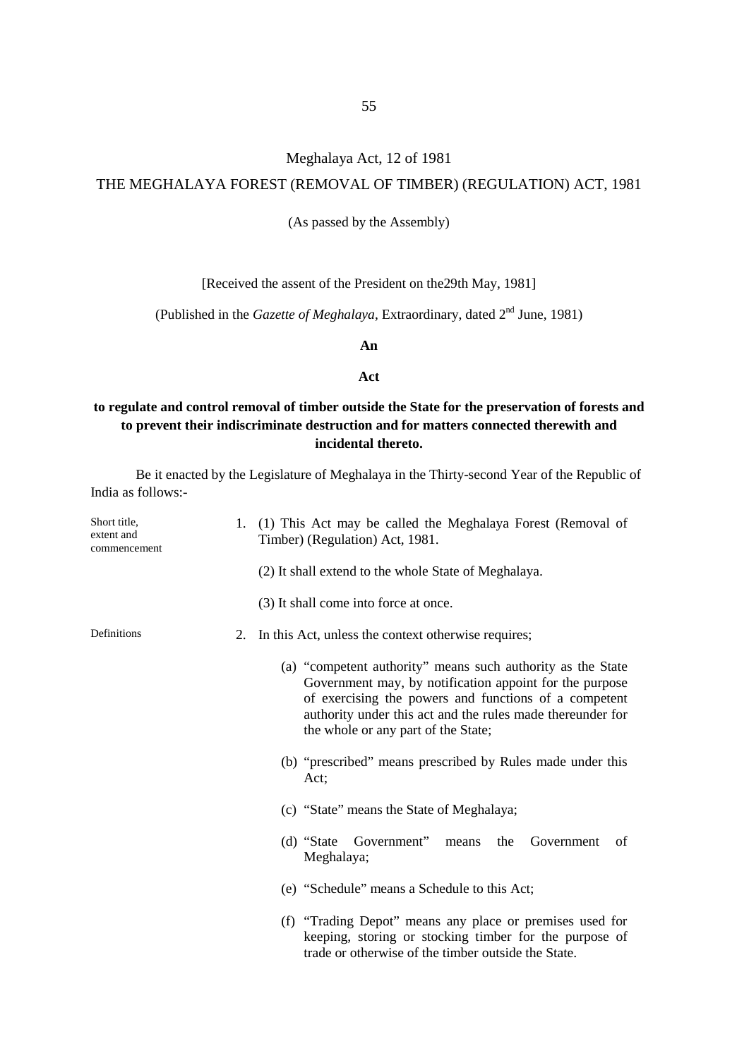Meghalaya Act, 12 of 1981

# THE MEGHALAYA FOREST (REMOVAL OF TIMBER) (REGULATION) ACT, 1981

(As passed by the Assembly)

[Received the assent of the President on the29th May, 1981]

(Published in the *Gazette of Meghalaya*, Extraordinary, dated 2nd June, 1981)

**An**

**Act**

**to regulate and control removal of timber outside the State for the preservation of forests and to prevent their indiscriminate destruction and for matters connected therewith and incidental thereto.**

Be it enacted by the Legislature of Meghalaya in the Thirty-second Year of the Republic of India as follows:-

Short title, extent and commencement

1. (1) This Act may be called the Meghalaya Forest (Removal of Timber) (Regulation) Act, 1981.

   (2) It shall extend to the whole State of Meghalaya.

   (3) It shall come into force at once.

Definitions

2. In this Act, unless the context otherwise requires;

   (a) "competent authority" means such authority as the State Government may, by notification appoint for the purpose of exercising the powers and functions of a competent authority under this act and the rules made thereunder for the whole or any part of the State;

   (b) "prescribed" means prescribed by Rules made under this Act;

   (c) "State" means the State of Meghalaya;

   (d) "State Government" means the Government of Meghalaya;

   (e) "Schedule" means a Schedule to this Act;

   (f) "Trading Depot" means any place or premises used for keeping, storing or stocking timber for the purpose of trade or otherwise of the timber outside the State.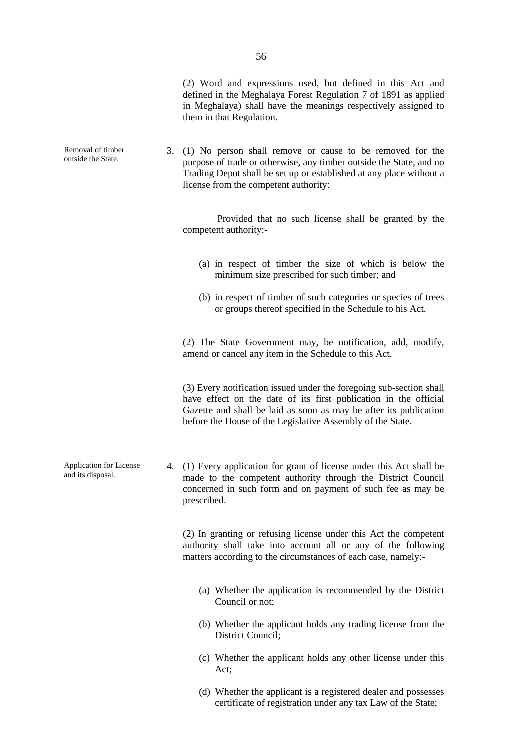(2) Word and expressions used, but defined in this Act and defined in the Meghalaya Forest Regulation 7 of 1891 as applied in Meghalaya) shall have the meanings respectively assigned to them in that Regulation.

*Removal of timber outside the State.*

3. (1) No person shall remove or cause to be removed for the purpose of trade or otherwise, any timber outside the State, and no Trading Depot shall be set up or established at any place without a license from the competent authority:

Provided that no such license shall be granted by the competent authority:-

(a) in respect of timber the size of which is below the minimum size prescribed for such timber; and

(b) in respect of timber of such categories or species of trees or groups thereof specified in the Schedule to his Act.

(2) The State Government may, be notification, add, modify, amend or cancel any item in the Schedule to this Act.

(3) Every notification issued under the foregoing sub-section shall have effect on the date of its first publication in the official Gazette and shall be laid as soon as may be after its publication before the House of the Legislative Assembly of the State.

*Application for License and its disposal.*

4. (1) Every application for grant of license under this Act shall be made to the competent authority through the District Council concerned in such form and on payment of such fee as may be prescribed.

(2) In granting or refusing license under this Act the competent authority shall take into account all or any of the following matters according to the circumstances of each case, namely:-

(a) Whether the application is recommended by the District Council or not;

(b) Whether the applicant holds any trading license from the District Council;

(c) Whether the applicant holds any other license under this Act;

(d) Whether the applicant is a registered dealer and possesses certificate of registration under any tax Law of the State;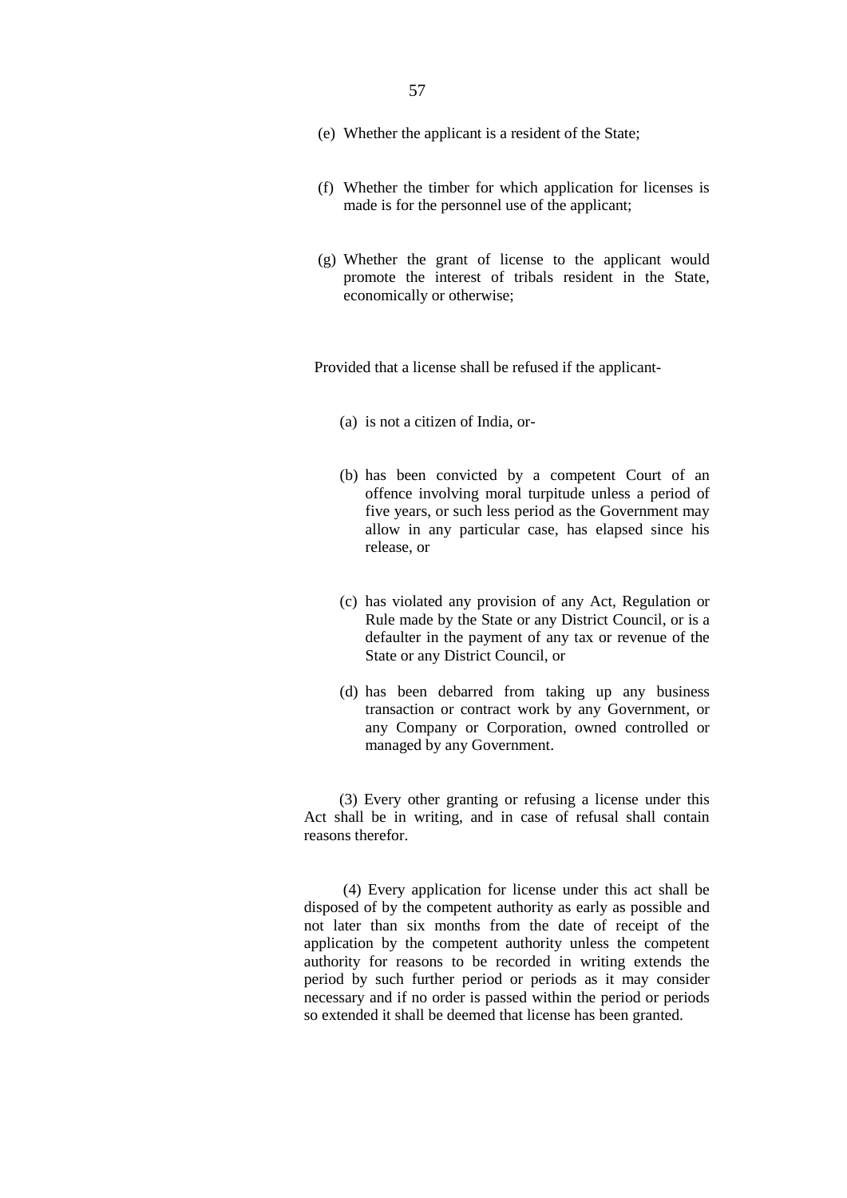(e) Whether the applicant is a resident of the State;

(f) Whether the timber for which application for licenses is made is for the personnel use of the applicant;

(g) Whether the grant of license to the applicant would promote the interest of tribals resident in the State, economically or otherwise;

Provided that a license shall be refused if the applicant-

(a) is not a citizen of India, or-

(b) has been convicted by a competent Court of an offence involving moral turpitude unless a period of five years, or such less period as the Government may allow in any particular case, has elapsed since his release, or

(c) has violated any provision of any Act, Regulation or Rule made by the State or any District Council, or is a defaulter in the payment of any tax or revenue of the State or any District Council, or

(d) has been debarred from taking up any business transaction or contract work by any Government, or any Company or Corporation, owned controlled or managed by any Government.

(3) Every other granting or refusing a license under this Act shall be in writing, and in case of refusal shall contain reasons therefor.

(4) Every application for license under this act shall be disposed of by the competent authority as early as possible and not later than six months from the date of receipt of the application by the competent authority unless the competent authority for reasons to be recorded in writing extends the period by such further period or periods as it may consider necessary and if no order is passed within the period or periods so extended it shall be deemed that license has been granted.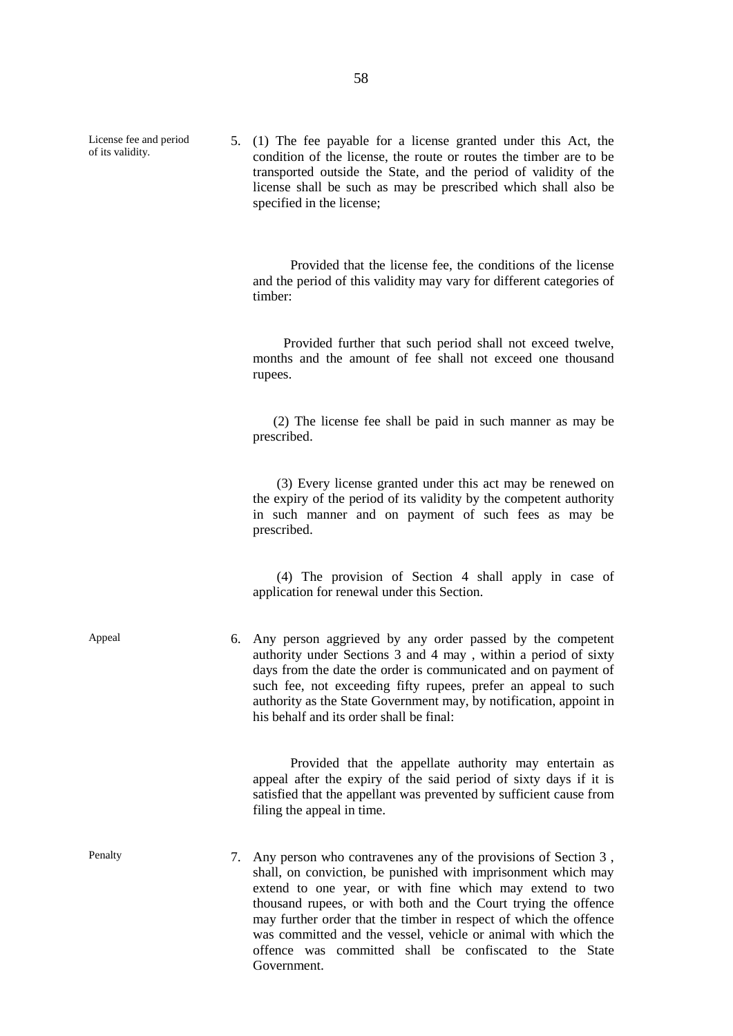**License fee and period of its validity.**

5. (1) The fee payable for a license granted under this Act, the condition of the license, the route or routes the timber are to be transported outside the State, and the period of validity of the license shall be such as may be prescribed which shall also be specified in the license;

Provided that the license fee, the conditions of the license and the period of this validity may vary for different categories of timber:

Provided further that such period shall not exceed twelve, months and the amount of fee shall not exceed one thousand rupees.

(2) The license fee shall be paid in such manner as may be prescribed.

(3) Every license granted under this act may be renewed on the expiry of the period of its validity by the competent authority in such manner and on payment of such fees as may be prescribed.

(4) The provision of Section 4 shall apply in case of application for renewal under this Section.

**Appeal**

6. Any person aggrieved by any order passed by the competent authority under Sections 3 and 4 may , within a period of sixty days from the date the order is communicated and on payment of such fee, not exceeding fifty rupees, prefer an appeal to such authority as the State Government may, by notification, appoint in his behalf and its order shall be final:

Provided that the appellate authority may entertain as appeal after the expiry of the said period of sixty days if it is satisfied that the appellant was prevented by sufficient cause from filing the appeal in time.

**Penalty**

7. Any person who contravenes any of the provisions of Section 3 , shall, on conviction, be punished with imprisonment which may extend to one year, or with fine which may extend to two thousand rupees, or with both and the Court trying the offence may further order that the timber in respect of which the offence was committed and the vessel, vehicle or animal with which the offence was committed shall be confiscated to the State Government.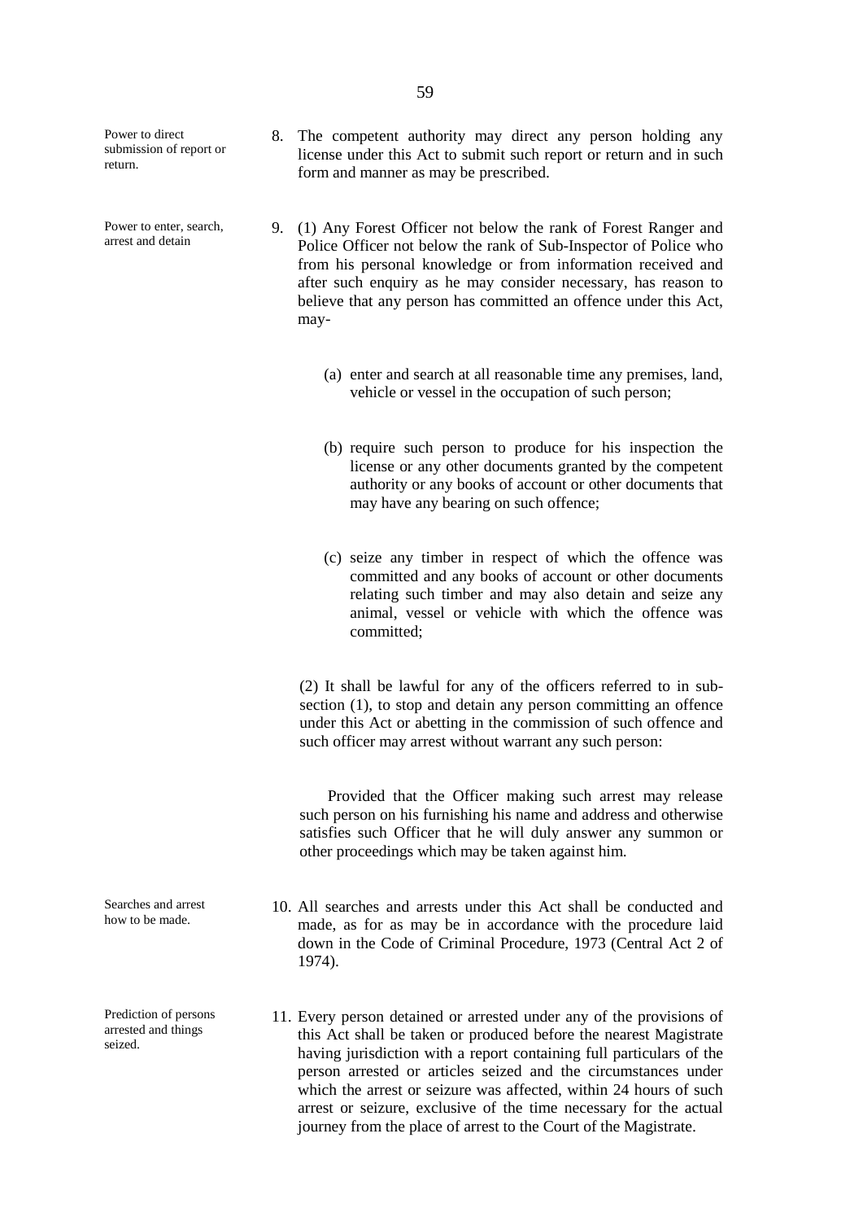**Power to direct submission of report or return.**

8. The competent authority may direct any person holding any license under this Act to submit such report or return and in such form and manner as may be prescribed.

**Power to enter, search, arrest and detain**

9. (1) Any Forest Officer not below the rank of Forest Ranger and Police Officer not below the rank of Sub-Inspector of Police who from his personal knowledge or from information received and after such enquiry as he may consider necessary, has reason to believe that any person has committed an offence under this Act, may-

   (a) enter and search at all reasonable time any premises, land, vehicle or vessel in the occupation of such person;

   (b) require such person to produce for his inspection the license or any other documents granted by the competent authority or any books of account or other documents that may have any bearing on such offence;

   (c) seize any timber in respect of which the offence was committed and any books of account or other documents relating such timber and may also detain and seize any animal, vessel or vehicle with which the offence was committed;

(2) It shall be lawful for any of the officers referred to in sub-section (1), to stop and detain any person committing an offence under this Act or abetting in the commission of such offence and such officer may arrest without warrant any such person:

Provided that the Officer making such arrest may release such person on his furnishing his name and address and otherwise satisfies such Officer that he will duly answer any summon or other proceedings which may be taken against him.

**Searches and arrest how to be made.**

10. All searches and arrests under this Act shall be conducted and made, as for as may be in accordance with the procedure laid down in the Code of Criminal Procedure, 1973 (Central Act 2 of 1974).

**Prediction of persons arrested and things seized.**

11. Every person detained or arrested under any of the provisions of this Act shall be taken or produced before the nearest Magistrate having jurisdiction with a report containing full particulars of the person arrested or articles seized and the circumstances under which the arrest or seizure was affected, within 24 hours of such arrest or seizure, exclusive of the time necessary for the actual journey from the place of arrest to the Court of the Magistrate.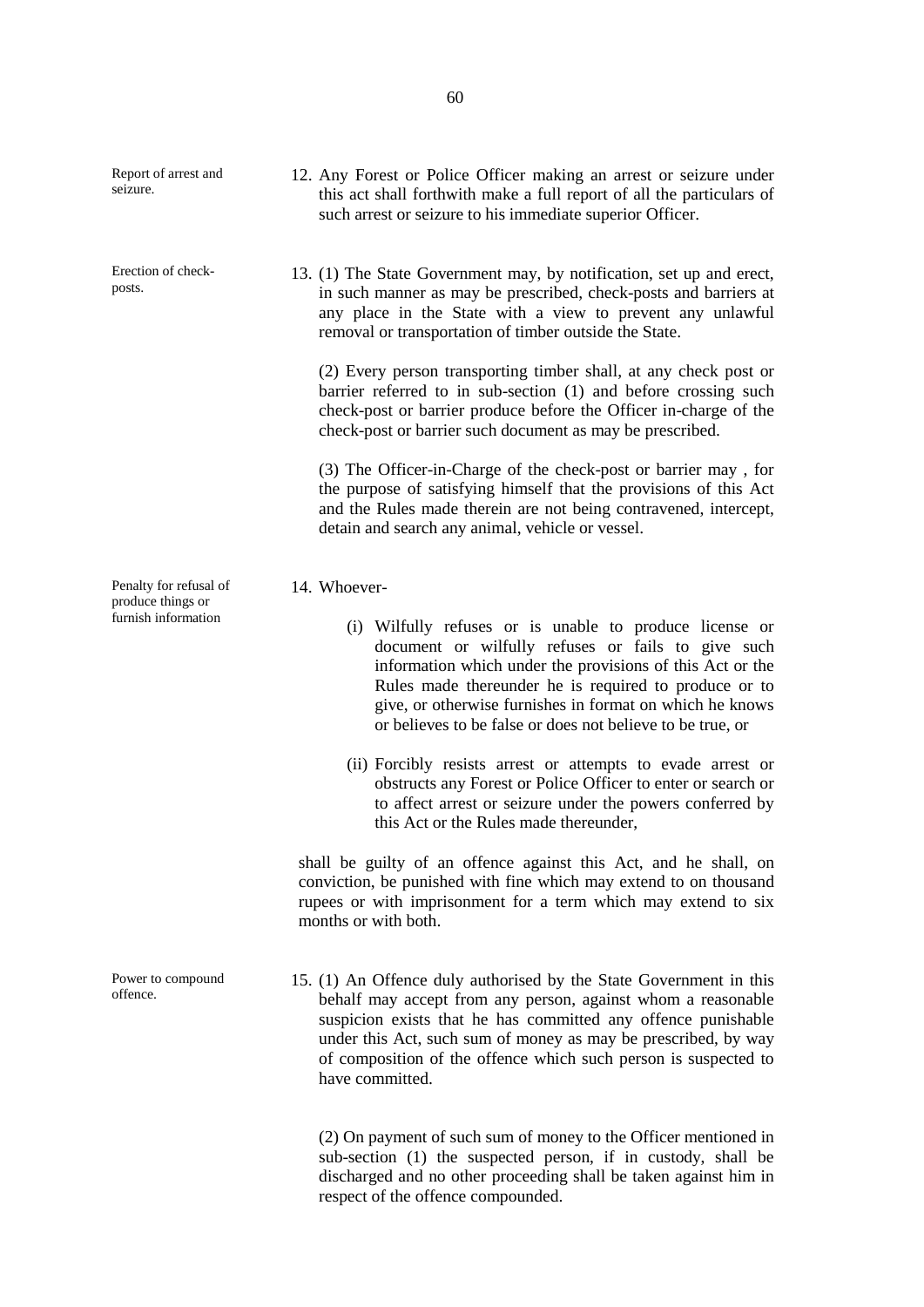Report of arrest and seizure.

12. Any Forest or Police Officer making an arrest or seizure under this act shall forthwith make a full report of all the particulars of such arrest or seizure to his immediate superior Officer.

Erection of check-posts.

13. (1) The State Government may, by notification, set up and erect, in such manner as may be prescribed, check-posts and barriers at any place in the State with a view to prevent any unlawful removal or transportation of timber outside the State.

(2) Every person transporting timber shall, at any check post or barrier referred to in sub-section (1) and before crossing such check-post or barrier produce before the Officer in-charge of the check-post or barrier such document as may be prescribed.

(3) The Officer-in-Charge of the check-post or barrier may , for the purpose of satisfying himself that the provisions of this Act and the Rules made therein are not being contravened, intercept, detain and search any animal, vehicle or vessel.

Penalty for refusal of produce things or furnish information

14. Whoever-

(i) Wilfully refuses or is unable to produce license or document or wilfully refuses or fails to give such information which under the provisions of this Act or the Rules made thereunder he is required to produce or to give, or otherwise furnishes in format on which he knows or believes to be false or does not believe to be true, or

(ii) Forcibly resists arrest or attempts to evade arrest or obstructs any Forest or Police Officer to enter or search or to affect arrest or seizure under the powers conferred by this Act or the Rules made thereunder,

shall be guilty of an offence against this Act, and he shall, on conviction, be punished with fine which may extend to on thousand rupees or with imprisonment for a term which may extend to six months or with both.

Power to compound offence.

15. (1) An Offence duly authorised by the State Government in this behalf may accept from any person, against whom a reasonable suspicion exists that he has committed any offence punishable under this Act, such sum of money as may be prescribed, by way of composition of the offence which such person is suspected to have committed.

(2) On payment of such sum of money to the Officer mentioned in sub-section (1) the suspected person, if in custody, shall be discharged and no other proceeding shall be taken against him in respect of the offence compounded.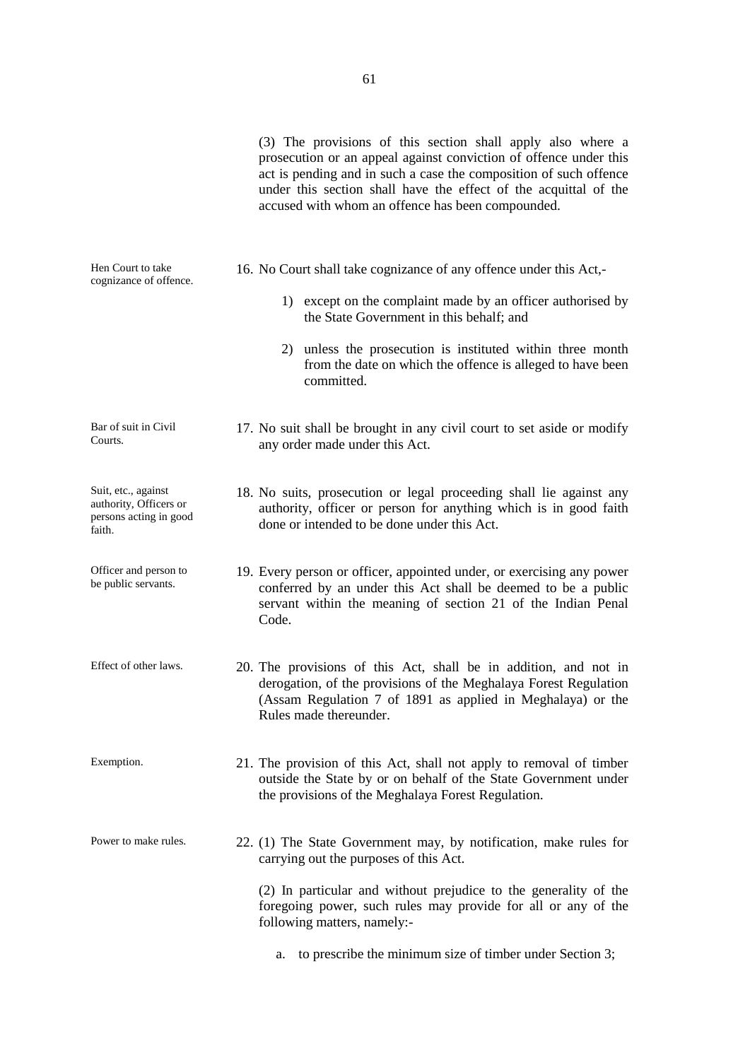(3) The provisions of this section shall apply also where a prosecution or an appeal against conviction of offence under this act is pending and in such a case the composition of such offence under this section shall have the effect of the acquittal of the accused with whom an offence has been compounded.

*Hen Court to take cognizance of offence.*

16. No Court shall take cognizance of any offence under this Act,-

    1) except on the complaint made by an officer authorised by the State Government in this behalf; and

    2) unless the prosecution is instituted within three month from the date on which the offence is alleged to have been committed.

*Bar of suit in Civil Courts.*

17. No suit shall be brought in any civil court to set aside or modify any order made under this Act.

*Suit, etc., against authority, Officers or persons acting in good faith.*

18. No suits, prosecution or legal proceeding shall lie against any authority, officer or person for anything which is in good faith done or intended to be done under this Act.

*Officer and person to be public servants.*

19. Every person or officer, appointed under, or exercising any power conferred by an under this Act shall be deemed to be a public servant within the meaning of section 21 of the Indian Penal Code.

*Effect of other laws.*

20. The provisions of this Act, shall be in addition, and not in derogation, of the provisions of the Meghalaya Forest Regulation (Assam Regulation 7 of 1891 as applied in Meghalaya) or the Rules made thereunder.

*Exemption.*

21. The provision of this Act, shall not apply to removal of timber outside the State by or on behalf of the State Government under the provisions of the Meghalaya Forest Regulation.

*Power to make rules.*

22. (1) The State Government may, by notification, make rules for carrying out the purposes of this Act.

    (2) In particular and without prejudice to the generality of the foregoing power, such rules may provide for all or any of the following matters, namely:-

    a. to prescribe the minimum size of timber under Section 3;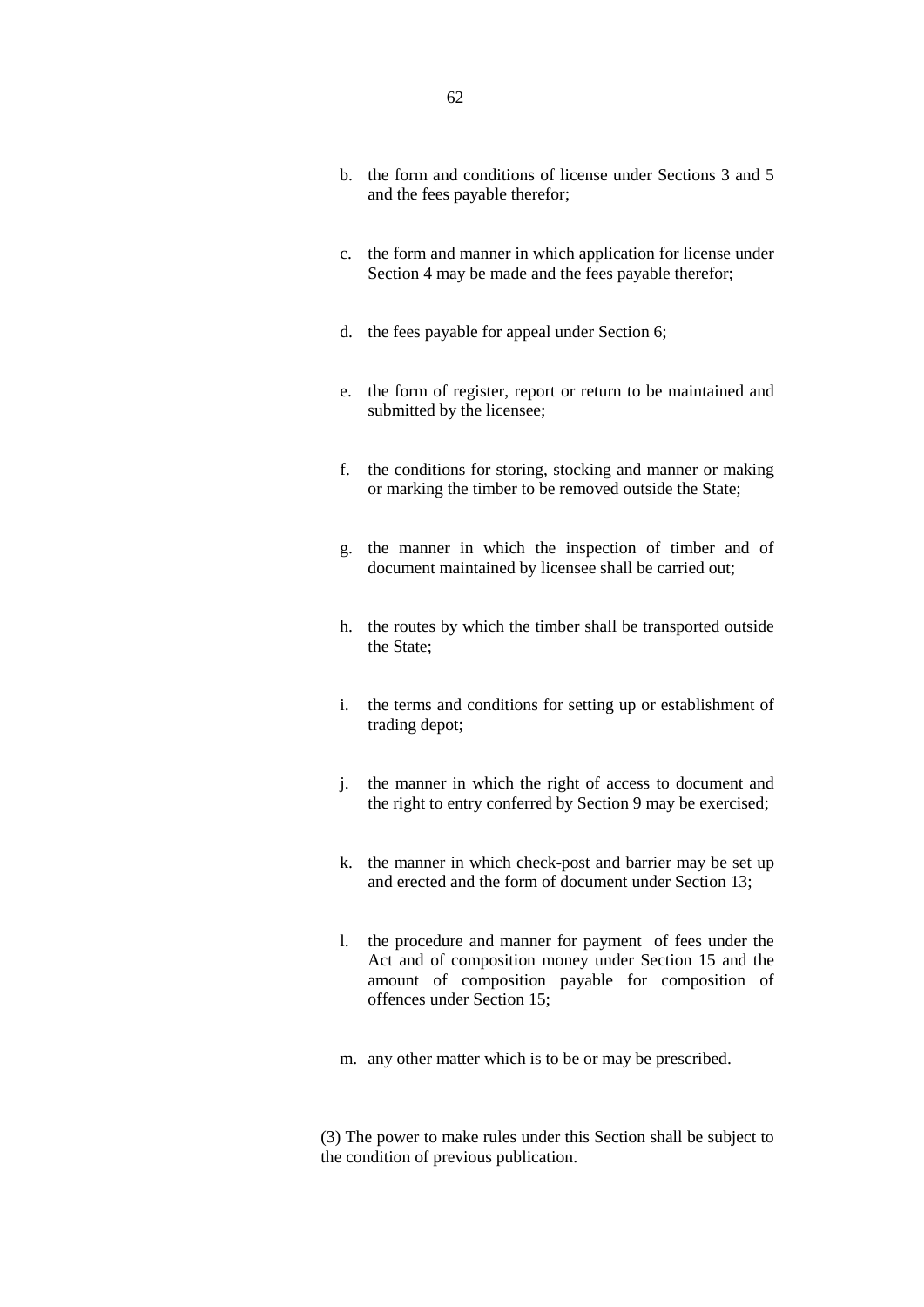b. the form and conditions of license under Sections 3 and 5 and the fees payable therefor;

c. the form and manner in which application for license under Section 4 may be made and the fees payable therefor;

d. the fees payable for appeal under Section 6;

e. the form of register, report or return to be maintained and submitted by the licensee;

f. the conditions for storing, stocking and manner or making or marking the timber to be removed outside the State;

g. the manner in which the inspection of timber and of document maintained by licensee shall be carried out;

h. the routes by which the timber shall be transported outside the State;

i. the terms and conditions for setting up or establishment of trading depot;

j. the manner in which the right of access to document and the right to entry conferred by Section 9 may be exercised;

k. the manner in which check-post and barrier may be set up and erected and the form of document under Section 13;

l. the procedure and manner for payment of fees under the Act and of composition money under Section 15 and the amount of composition payable for composition of offences under Section 15;

m. any other matter which is to be or may be prescribed.

(3) The power to make rules under this Section shall be subject to the condition of previous publication.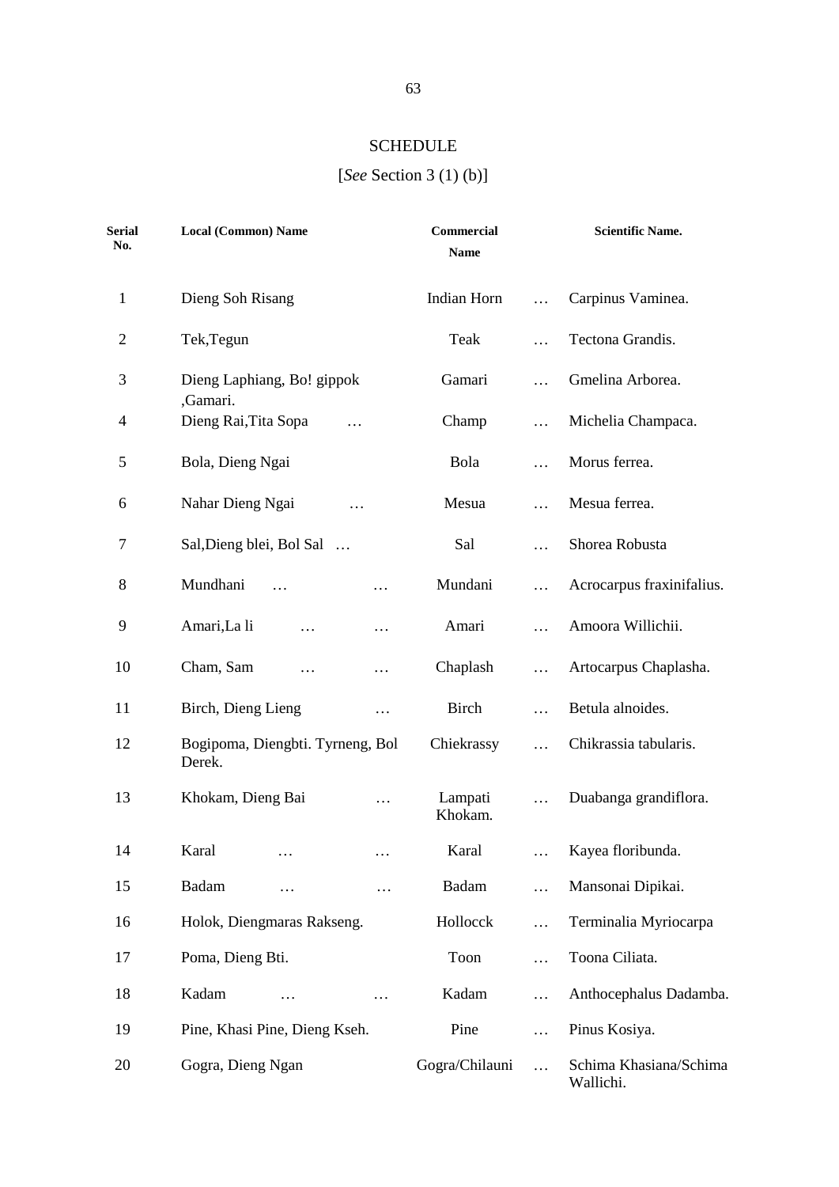# SCHEDULE

[*See* Section 3 (1) (b)]

| Serial No. | Local (Common) Name | Commercial Name | | Scientific Name. |
|---|---|---|---|---|
| 1 | Dieng Soh Risang | Indian Horn | … | Carpinus Vaminea. |
| 2 | Tek,Tegun | Teak | … | Tectona Grandis. |
| 3 | Dieng Laphiang, Bo! gippok ,Gamari. | Gamari | … | Gmelina Arborea. |
| 4 | Dieng Rai,Tita Sopa … | Champ | … | Michelia Champaca. |
| 5 | Bola, Dieng Ngai | Bola | … | Morus ferrea. |
| 6 | Nahar Dieng Ngai … | Mesua | … | Mesua ferrea. |
| 7 | Sal,Dieng blei, Bol Sal … | Sal | … | Shorea Robusta |
| 8 | Mundhani … … | Mundani | … | Acrocarpus fraxinifalius. |
| 9 | Amari,La li … … | Amari | … | Amoora Willichii. |
| 10 | Cham, Sam … … | Chaplash | … | Artocarpus Chaplasha. |
| 11 | Birch, Dieng Lieng … | Birch | … | Betula alnoides. |
| 12 | Bogipoma, Diengbti. Tyrneng, Bol Derek. | Chiekrassy | … | Chikrassia tabularis. |
| 13 | Khokam, Dieng Bai … | Lampati Khokam. | … | Duabanga grandiflora. |
| 14 | Karal … … | Karal | … | Kayea floribunda. |
| 15 | Badam … … | Badam | … | Mansonai Dipikai. |
| 16 | Holok, Diengmaras Rakseng. | Hollocck | … | Terminalia Myriocarpa |
| 17 | Poma, Dieng Bti. | Toon | … | Toona Ciliata. |
| 18 | Kadam … … | Kadam | … | Anthocephalus Dadamba. |
| 19 | Pine, Khasi Pine, Dieng Kseh. | Pine | … | Pinus Kosiya. |
| 20 | Gogra, Dieng Ngan | Gogra/Chilauni | … | Schima Khasiana/Schima Wallichi. |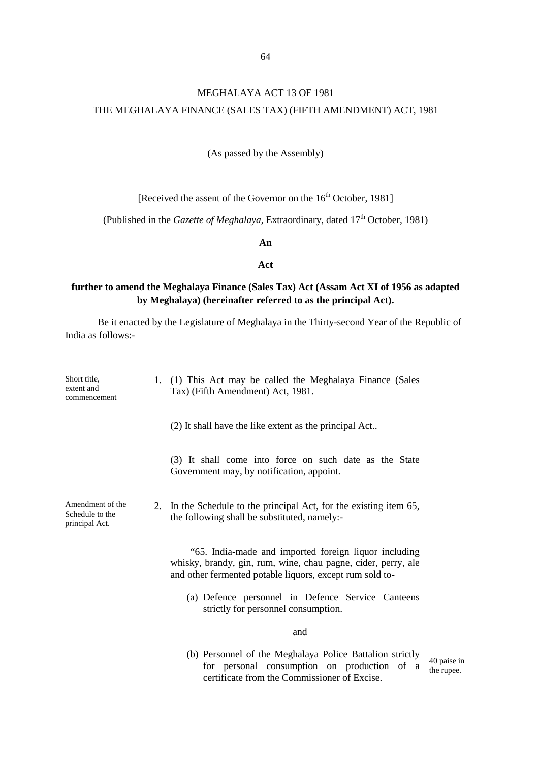MEGHALAYA ACT 13 OF 1981

THE MEGHALAYA FINANCE (SALES TAX) (FIFTH AMENDMENT) ACT, 1981

(As passed by the Assembly)

[Received the assent of the Governor on the 16th October, 1981]

(Published in the *Gazette of Meghalaya*, Extraordinary, dated 17th October, 1981)

**An**

**Act**

**further to amend the Meghalaya Finance (Sales Tax) Act (Assam Act XI of 1956 as adapted by Meghalaya) (hereinafter referred to as the principal Act).**

Be it enacted by the Legislature of Meghalaya in the Thirty-second Year of the Republic of India as follows:-

Short title, extent and commencement

1. (1) This Act may be called the Meghalaya Finance (Sales Tax) (Fifth Amendment) Act, 1981.

(2) It shall have the like extent as the principal Act..

(3) It shall come into force on such date as the State Government may, by notification, appoint.

Amendment of the Schedule to the principal Act.

2. In the Schedule to the principal Act, for the existing item 65, the following shall be substituted, namely:-

"65. India-made and imported foreign liquor including whisky, brandy, gin, rum, wine, chau pagne, cider, perry, ale and other fermented potable liquors, except rum sold to-

(a) Defence personnel in Defence Service Canteens strictly for personnel consumption.

and

(b) Personnel of the Meghalaya Police Battalion strictly for personal consumption on production of a certificate from the Commissioner of Excise. — 40 paise in the rupee.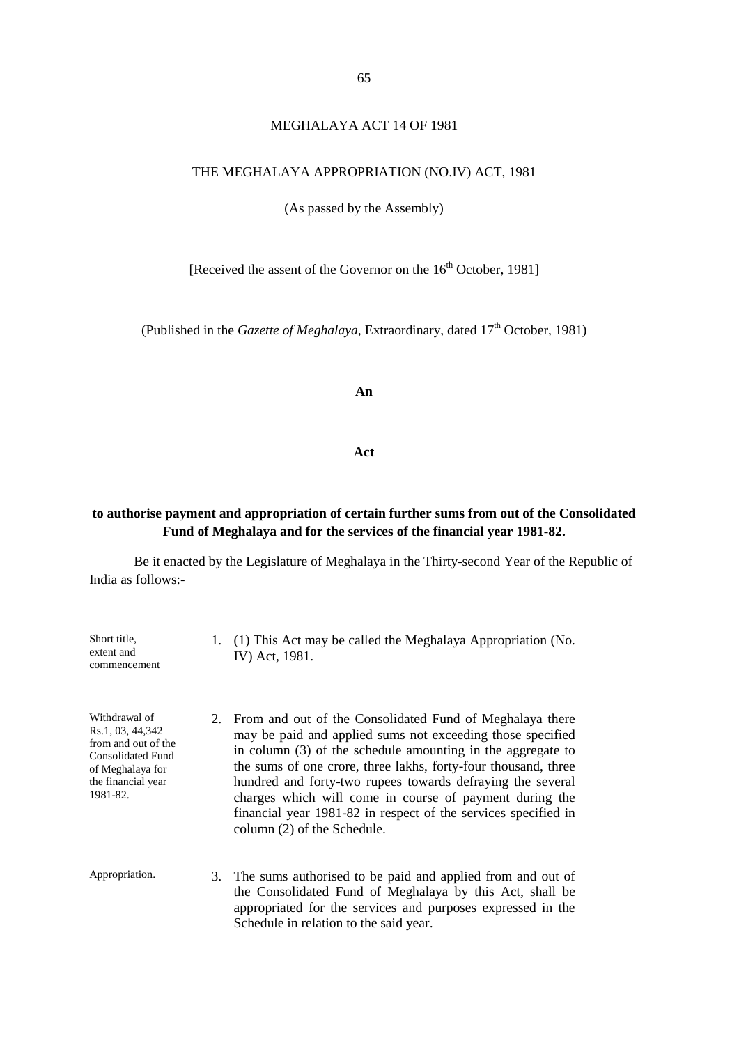# MEGHALAYA ACT 14 OF 1981

## THE MEGHALAYA APPROPRIATION (NO.IV) ACT, 1981

(As passed by the Assembly)

[Received the assent of the Governor on the 16th October, 1981]

(Published in the *Gazette of Meghalaya*, Extraordinary, dated 17th October, 1981)

**An**

**Act**

**to authorise payment and appropriation of certain further sums from out of the Consolidated Fund of Meghalaya and for the services of the financial year 1981-82.**

Be it enacted by the Legislature of Meghalaya in the Thirty-second Year of the Republic of India as follows:-

*Short title, extent and commencement*

1. (1) This Act may be called the Meghalaya Appropriation (No. IV) Act, 1981.

*Withdrawal of Rs.1, 03, 44,342 from and out of the Consolidated Fund of Meghalaya for the financial year 1981-82.*

2. From and out of the Consolidated Fund of Meghalaya there may be paid and applied sums not exceeding those specified in column (3) of the schedule amounting in the aggregate to the sums of one crore, three lakhs, forty-four thousand, three hundred and forty-two rupees towards defraying the several charges which will come in course of payment during the financial year 1981-82 in respect of the services specified in column (2) of the Schedule.

*Appropriation.*

3. The sums authorised to be paid and applied from and out of the Consolidated Fund of Meghalaya by this Act, shall be appropriated for the services and purposes expressed in the Schedule in relation to the said year.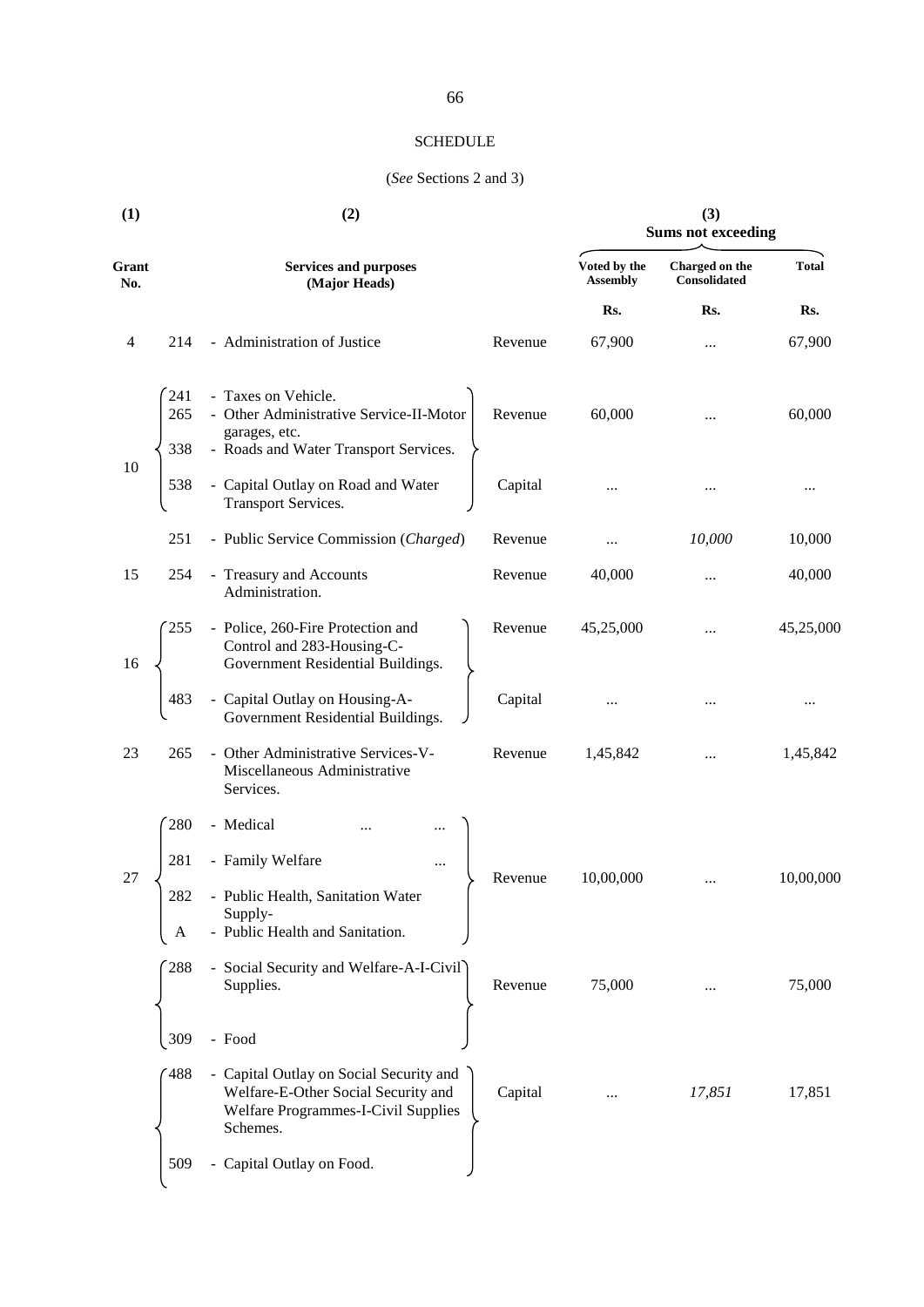SCHEDULE

(*See* Sections 2 and 3)

| (1) | | (2) | | (3) | | |
|---|---|---|---|---|---|---|
| | | | | Sums not exceeding | | |
| Grant No. | | Services and purposes (Major Heads) | | Voted by the Assembly | Charged on the Consolidated | Total |
| | | | | Rs. | Rs. | Rs. |
| 4 | 214 | - Administration of Justice | Revenue | 67,900 | ... | 67,900 |
| 10 | 241 | - Taxes on Vehicle. | Revenue | 60,000 | ... | 60,000 |
| | 265 | - Other Administrative Service-II-Motor garages, etc. | | | | |
| | 338 | - Roads and Water Transport Services. | | | | |
| | 538 | - Capital Outlay on Road and Water Transport Services. | Capital | ... | ... | ... |
| | 251 | - Public Service Commission (*Charged*) | Revenue | ... | *10,000* | 10,000 |
| 15 | 254 | - Treasury and Accounts Administration. | Revenue | 40,000 | ... | 40,000 |
| 16 | 255 | - Police, 260-Fire Protection and Control and 283-Housing-C-Government Residential Buildings. | Revenue | 45,25,000 | ... | 45,25,000 |
| | 483 | - Capital Outlay on Housing-A-Government Residential Buildings. | Capital | ... | ... | ... |
| 23 | 265 | - Other Administrative Services-V-Miscellaneous Administrative Services. | Revenue | 1,45,842 | ... | 1,45,842 |
| 27 | 280 | - Medical ... ... | Revenue | 10,00,000 | ... | 10,00,000 |
| | 281 | - Family Welfare ... | | | | |
| | 282 | - Public Health, Sanitation Water Supply- | | | | |
| | A | - Public Health and Sanitation. | | | | |
| | 288 | - Social Security and Welfare-A-I-Civil Supplies. | Revenue | 75,000 | ... | 75,000 |
| | 309 | - Food | | | | |
| | 488 | - Capital Outlay on Social Security and Welfare-E-Other Social Security and Welfare Programmes-I-Civil Supplies Schemes. | Capital | ... | *17,851* | 17,851 |
| | 509 | - Capital Outlay on Food. | | | | |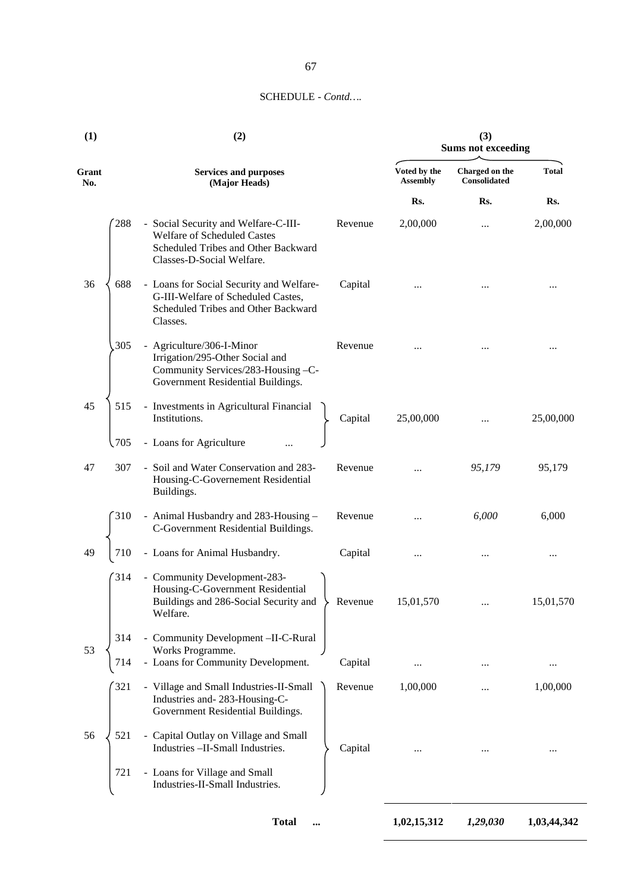SCHEDULE - *Contd….*

| (1) | | (2) | | (3) Sums not exceeding | | |
|---|---|---|---|---|---|---|
| Grant No. | | Services and purposes (Major Heads) | | Voted by the Assembly | Charged on the Consolidated | Total |
| | | | | Rs. | Rs. | Rs. |
| 36 | 288 | - Social Security and Welfare-C-III-Welfare of Scheduled Castes Scheduled Tribes and Other Backward Classes-D-Social Welfare. | Revenue | 2,00,000 | ... | 2,00,000 |
| | 688 | - Loans for Social Security and Welfare-G-III-Welfare of Scheduled Castes, Scheduled Tribes and Other Backward Classes. | Capital | ... | ... | ... |
| 45 | 305 | - Agriculture/306-I-Minor Irrigation/295-Other Social and Community Services/283-Housing –C-Government Residential Buildings. | Revenue | ... | ... | ... |
| | 515 | - Investments in Agricultural Financial Institutions. | Capital | 25,00,000 | ... | 25,00,000 |
| | 705 | - Loans for Agriculture ... | | | | |
| 47 | 307 | - Soil and Water Conservation and 283-Housing-C-Governement Residential Buildings. | Revenue | ... | *95,179* | 95,179 |
| 49 | 310 | - Animal Husbandry and 283-Housing – C-Government Residential Buildings. | Revenue | ... | *6,000* | 6,000 |
| | 710 | - Loans for Animal Husbandry. | Capital | ... | ... | ... |
| 53 | 314 | - Community Development-283-Housing-C-Government Residential Buildings and 286-Social Security and Welfare. | Revenue | 15,01,570 | ... | 15,01,570 |
| | 314 | - Community Development –II-C-Rural Works Programme. | | | | |
| | 714 | - Loans for Community Development. | Capital | ... | ... | ... |
| 56 | 321 | - Village and Small Industries-II-Small Industries and- 283-Housing-C-Government Residential Buildings. | Revenue | 1,00,000 | ... | 1,00,000 |
| | 521 | - Capital Outlay on Village and Small Industries –II-Small Industries. | Capital | ... | ... | ... |
| | 721 | - Loans for Village and Small Industries-II-Small Industries. | | | | |
| | | **Total ...** | | **1,02,15,312** | ***1,29,030*** | **1,03,44,342** |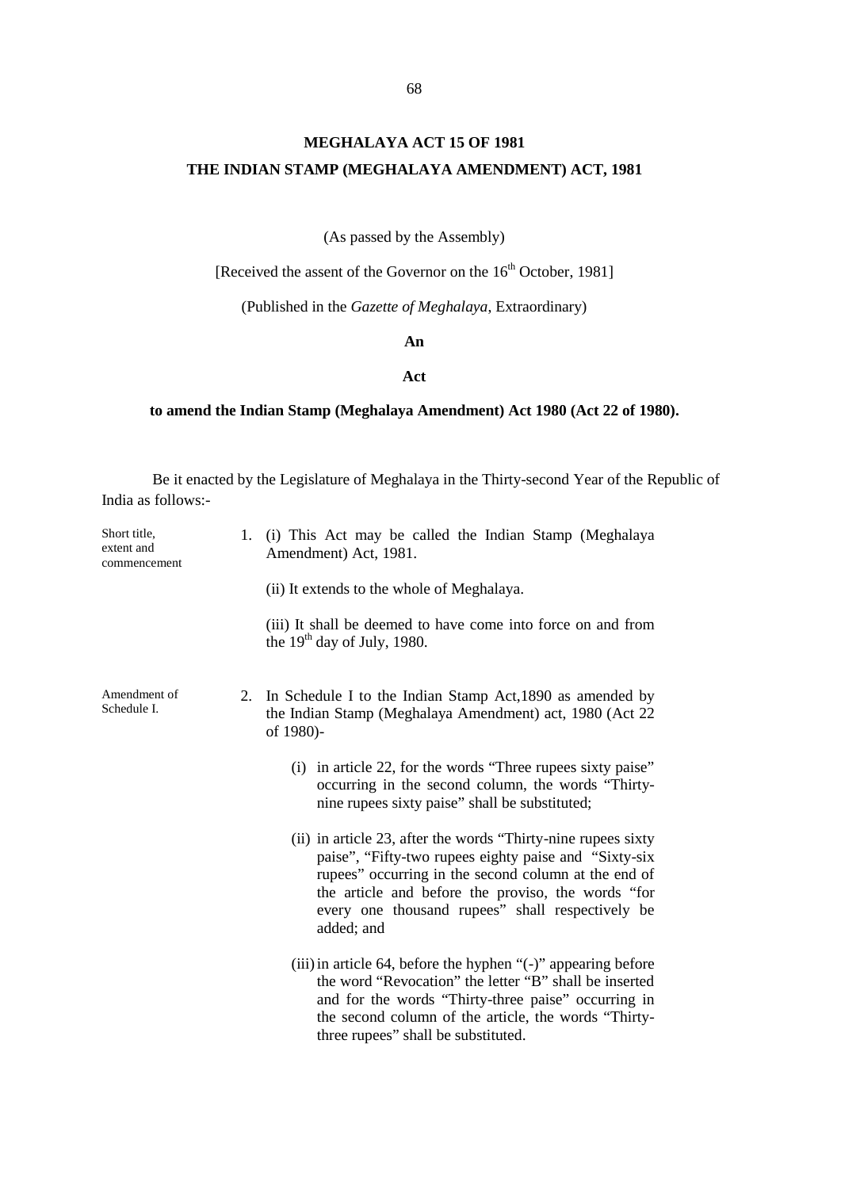# MEGHALAYA ACT 15 OF 1981

## THE INDIAN STAMP (MEGHALAYA AMENDMENT) ACT, 1981

(As passed by the Assembly)

[Received the assent of the Governor on the 16th October, 1981]

(Published in the *Gazette of Meghalaya*, Extraordinary)

**An**

**Act**

**to amend the Indian Stamp (Meghalaya Amendment) Act 1980 (Act 22 of 1980).**

Be it enacted by the Legislature of Meghalaya in the Thirty-second Year of the Republic of India as follows:-

Short title, extent and commencement

1. (i) This Act may be called the Indian Stamp (Meghalaya Amendment) Act, 1981.

   (ii) It extends to the whole of Meghalaya.

   (iii) It shall be deemed to have come into force on and from the 19th day of July, 1980.

Amendment of Schedule I.

2. In Schedule I to the Indian Stamp Act,1890 as amended by the Indian Stamp (Meghalaya Amendment) act, 1980 (Act 22 of 1980)-

   (i) in article 22, for the words "Three rupees sixty paise" occurring in the second column, the words "Thirty-nine rupees sixty paise" shall be substituted;

   (ii) in article 23, after the words "Thirty-nine rupees sixty paise", "Fifty-two rupees eighty paise and "Sixty-six rupees" occurring in the second column at the end of the article and before the proviso, the words "for every one thousand rupees" shall respectively be added; and

   (iii) in article 64, before the hyphen "(-)" appearing before the word "Revocation" the letter "B" shall be inserted and for the words "Thirty-three paise" occurring in the second column of the article, the words "Thirty-three rupees" shall be substituted.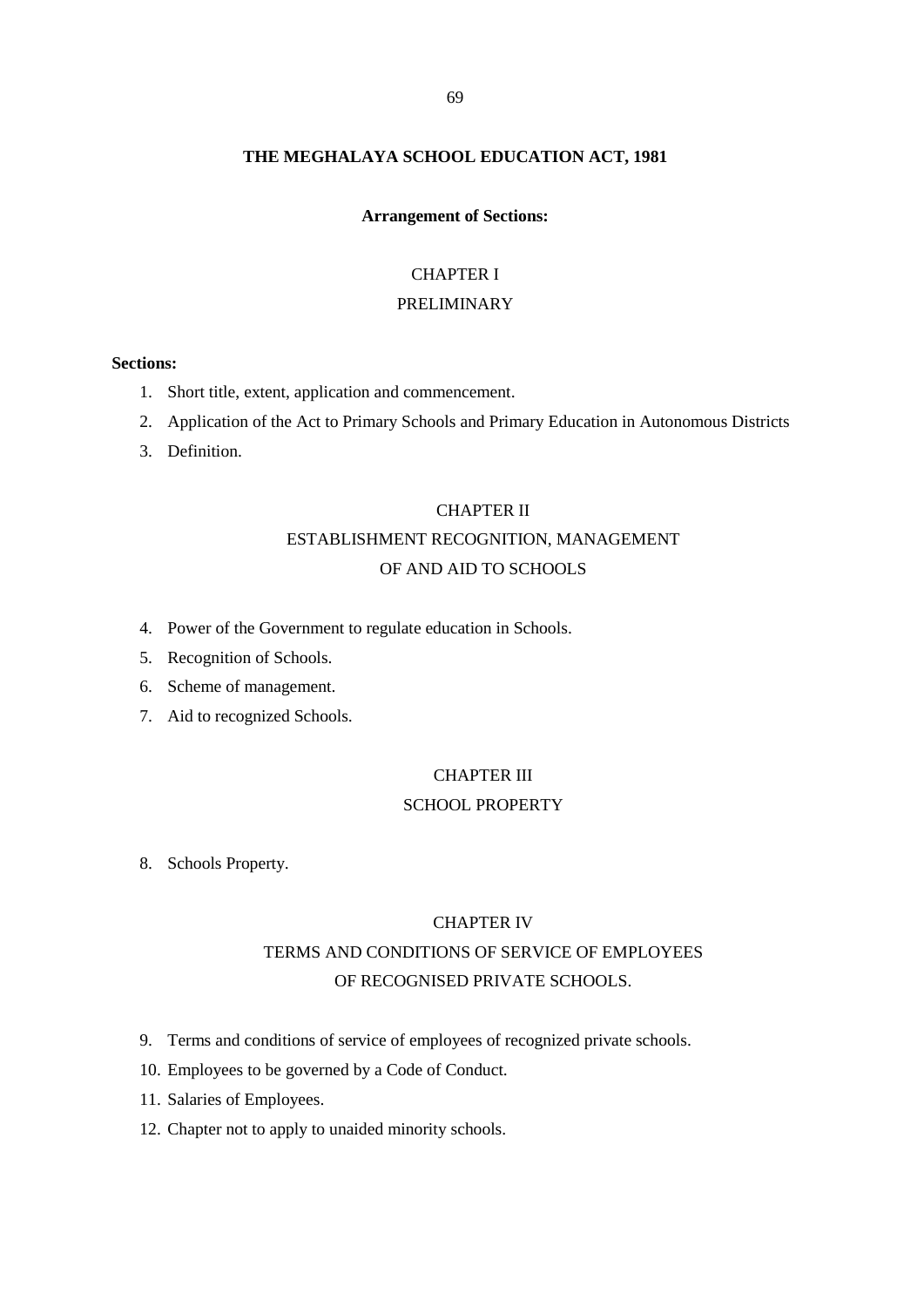# THE MEGHALAYA SCHOOL EDUCATION ACT, 1981

**Arrangement of Sections:**

CHAPTER I

PRELIMINARY

**Sections:**

1. Short title, extent, application and commencement.
2. Application of the Act to Primary Schools and Primary Education in Autonomous Districts
3. Definition.

CHAPTER II

ESTABLISHMENT RECOGNITION, MANAGEMENT OF AND AID TO SCHOOLS

4. Power of the Government to regulate education in Schools.
5. Recognition of Schools.
6. Scheme of management.
7. Aid to recognized Schools.

CHAPTER III

SCHOOL PROPERTY

8. Schools Property.

CHAPTER IV

TERMS AND CONDITIONS OF SERVICE OF EMPLOYEES OF RECOGNISED PRIVATE SCHOOLS.

9. Terms and conditions of service of employees of recognized private schools.
10. Employees to be governed by a Code of Conduct.
11. Salaries of Employees.
12. Chapter not to apply to unaided minority schools.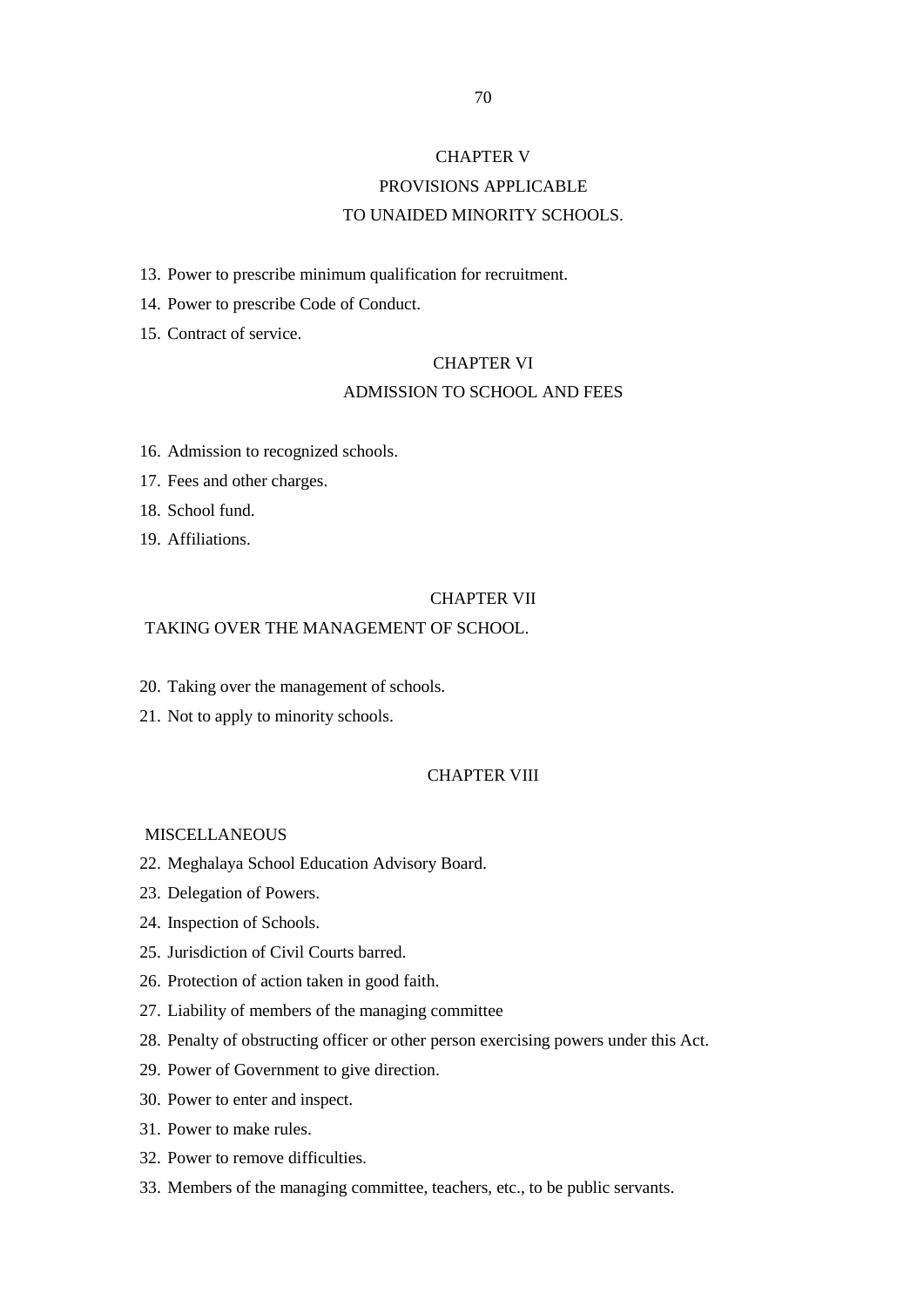## CHAPTER V

## PROVISIONS APPLICABLE TO UNAIDED MINORITY SCHOOLS.

13. Power to prescribe minimum qualification for recruitment.
14. Power to prescribe Code of Conduct.
15. Contract of service.

## CHAPTER VI

## ADMISSION TO SCHOOL AND FEES

16. Admission to recognized schools.
17. Fees and other charges.
18. School fund.
19. Affiliations.

## CHAPTER VII

## TAKING OVER THE MANAGEMENT OF SCHOOL.

20. Taking over the management of schools.
21. Not to apply to minority schools.

## CHAPTER VIII

## MISCELLANEOUS

22. Meghalaya School Education Advisory Board.
23. Delegation of Powers.
24. Inspection of Schools.
25. Jurisdiction of Civil Courts barred.
26. Protection of action taken in good faith.
27. Liability of members of the managing committee
28. Penalty of obstructing officer or other person exercising powers under this Act.
29. Power of Government to give direction.
30. Power to enter and inspect.
31. Power to make rules.
32. Power to remove difficulties.
33. Members of the managing committee, teachers, etc., to be public servants.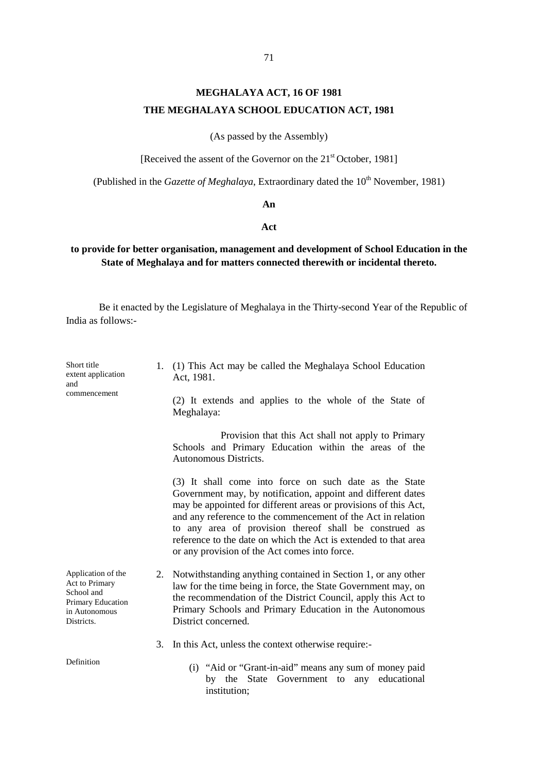# MEGHALAYA ACT, 16 OF 1981

## THE MEGHALAYA SCHOOL EDUCATION ACT, 1981

(As passed by the Assembly)

[Received the assent of the Governor on the 21st October, 1981]

(Published in the *Gazette of Meghalaya*, Extraordinary dated the 10th November, 1981)

**An**

**Act**

**to provide for better organisation, management and development of School Education in the State of Meghalaya and for matters connected therewith or incidental thereto.**

Be it enacted by the Legislature of Meghalaya in the Thirty-second Year of the Republic of India as follows:-

Short title extent application and commencement

1. (1) This Act may be called the Meghalaya School Education Act, 1981.

   (2) It extends and applies to the whole of the State of Meghalaya:

   Provision that this Act shall not apply to Primary Schools and Primary Education within the areas of the Autonomous Districts.

   (3) It shall come into force on such date as the State Government may, by notification, appoint and different dates may be appointed for different areas or provisions of this Act, and any reference to the commencement of the Act in relation to any area of provision thereof shall be construed as reference to the date on which the Act is extended to that area or any provision of the Act comes into force.

Application of the Act to Primary School and Primary Education in Autonomous Districts.

2. Notwithstanding anything contained in Section 1, or any other law for the time being in force, the State Government may, on the recommendation of the District Council, apply this Act to Primary Schools and Primary Education in the Autonomous District concerned.

Definition

3. In this Act, unless the context otherwise require:-

   (i) "Aid or "Grant-in-aid" means any sum of money paid by the State Government to any educational institution;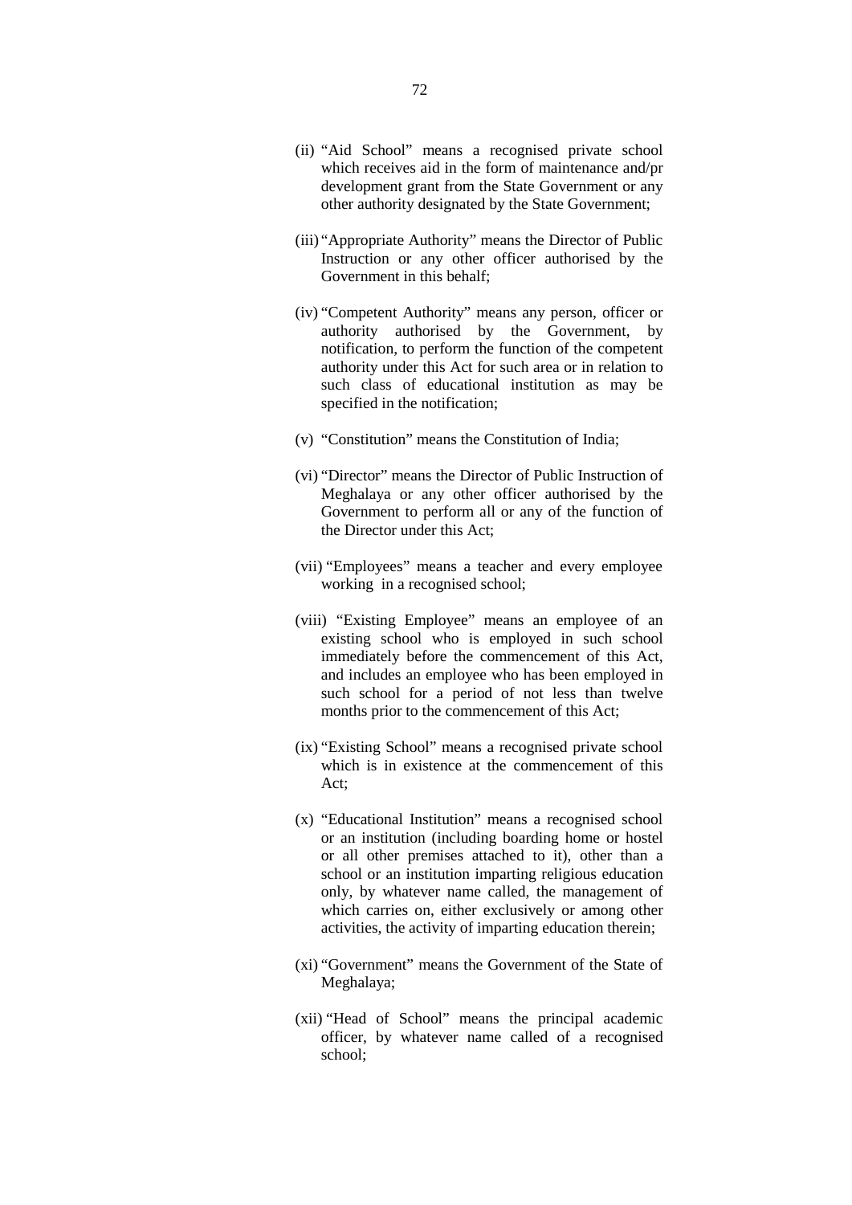(ii) "Aid School" means a recognised private school which receives aid in the form of maintenance and/pr development grant from the State Government or any other authority designated by the State Government;

(iii) "Appropriate Authority" means the Director of Public Instruction or any other officer authorised by the Government in this behalf;

(iv) "Competent Authority" means any person, officer or authority authorised by the Government, by notification, to perform the function of the competent authority under this Act for such area or in relation to such class of educational institution as may be specified in the notification;

(v) "Constitution" means the Constitution of India;

(vi) "Director" means the Director of Public Instruction of Meghalaya or any other officer authorised by the Government to perform all or any of the function of the Director under this Act;

(vii) "Employees" means a teacher and every employee working in a recognised school;

(viii) "Existing Employee" means an employee of an existing school who is employed in such school immediately before the commencement of this Act, and includes an employee who has been employed in such school for a period of not less than twelve months prior to the commencement of this Act;

(ix) "Existing School" means a recognised private school which is in existence at the commencement of this Act;

(x) "Educational Institution" means a recognised school or an institution (including boarding home or hostel or all other premises attached to it), other than a school or an institution imparting religious education only, by whatever name called, the management of which carries on, either exclusively or among other activities, the activity of imparting education therein;

(xi) "Government" means the Government of the State of Meghalaya;

(xii) "Head of School" means the principal academic officer, by whatever name called of a recognised school;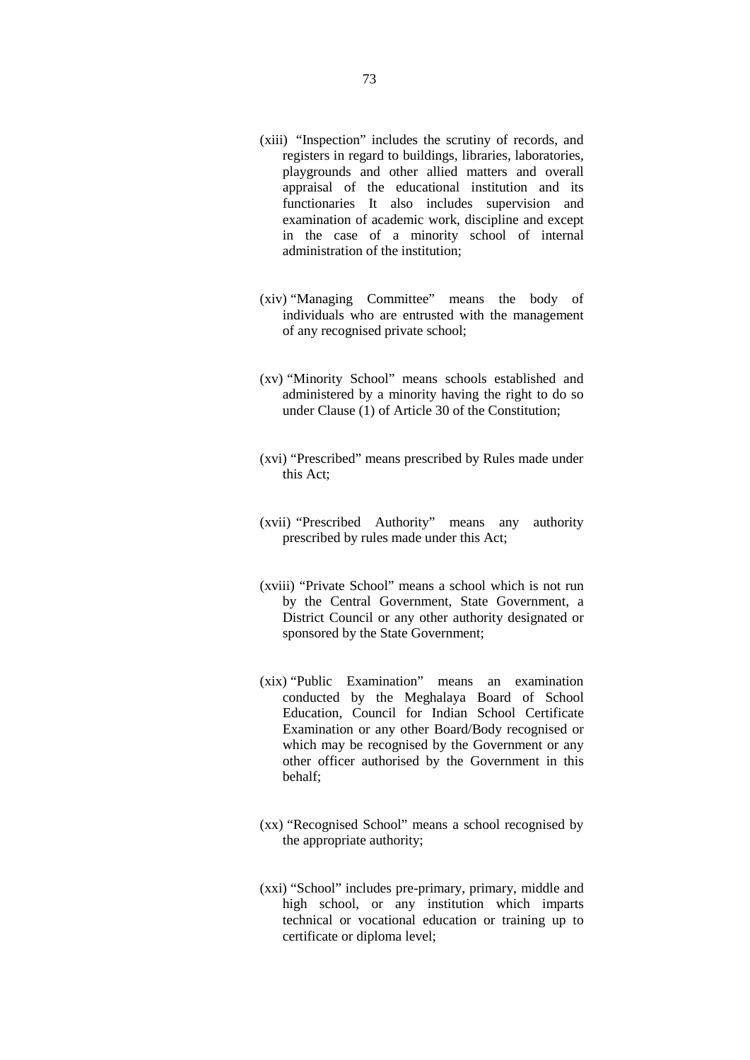(xiii) "Inspection" includes the scrutiny of records, and registers in regard to buildings, libraries, laboratories, playgrounds and other allied matters and overall appraisal of the educational institution and its functionaries It also includes supervision and examination of academic work, discipline and except in the case of a minority school of internal administration of the institution;

(xiv) "Managing Committee" means the body of individuals who are entrusted with the management of any recognised private school;

(xv) "Minority School" means schools established and administered by a minority having the right to do so under Clause (1) of Article 30 of the Constitution;

(xvi) "Prescribed" means prescribed by Rules made under this Act;

(xvii) "Prescribed Authority" means any authority prescribed by rules made under this Act;

(xviii) "Private School" means a school which is not run by the Central Government, State Government, a District Council or any other authority designated or sponsored by the State Government;

(xix) "Public Examination" means an examination conducted by the Meghalaya Board of School Education, Council for Indian School Certificate Examination or any other Board/Body recognised or which may be recognised by the Government or any other officer authorised by the Government in this behalf;

(xx) "Recognised School" means a school recognised by the appropriate authority;

(xxi) "School" includes pre-primary, primary, middle and high school, or any institution which imparts technical or vocational education or training up to certificate or diploma level;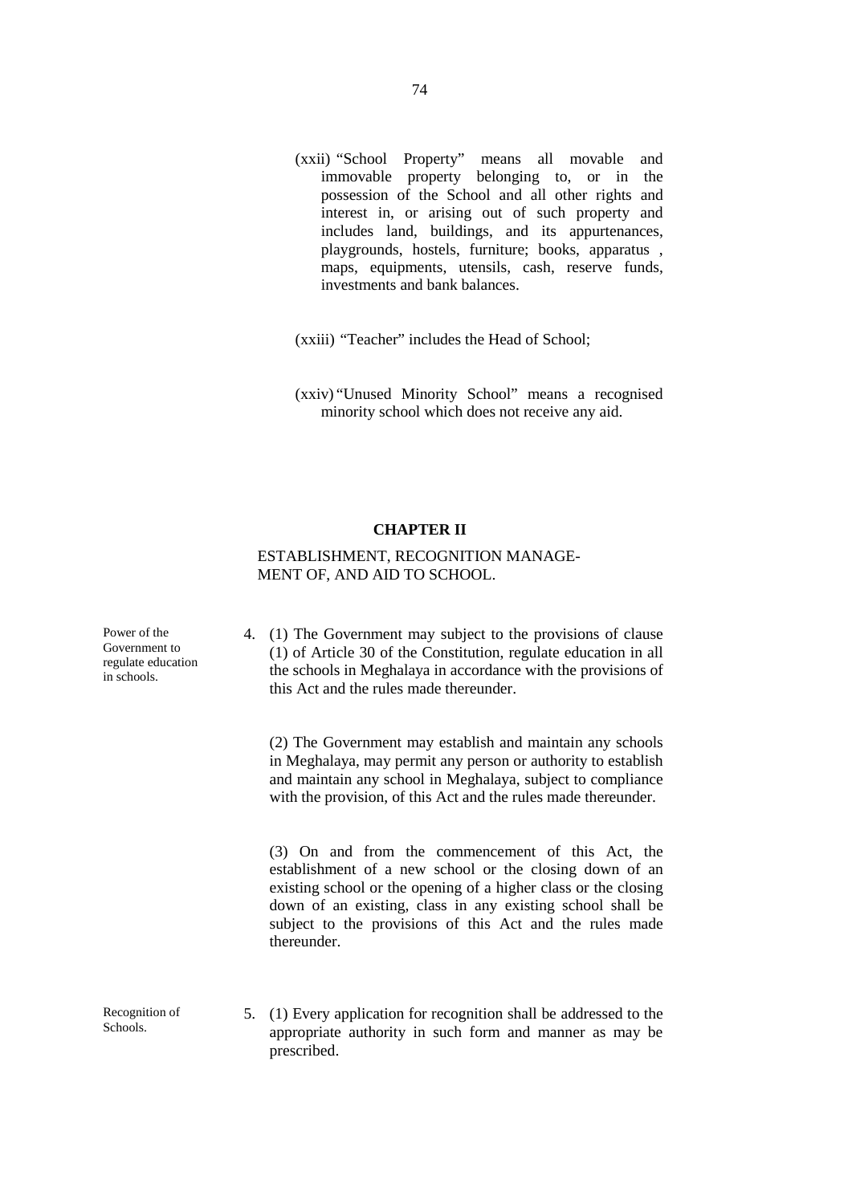(xxii) "School Property" means all movable and immovable property belonging to, or in the possession of the School and all other rights and interest in, or arising out of such property and includes land, buildings, and its appurtenances, playgrounds, hostels, furniture; books, apparatus , maps, equipments, utensils, cash, reserve funds, investments and bank balances.

(xxiii) "Teacher" includes the Head of School;

(xxiv) "Unused Minority School" means a recognised minority school which does not receive any aid.

## CHAPTER II

### ESTABLISHMENT, RECOGNITION MANAGE-MENT OF, AND AID TO SCHOOL.

*Power of the Government to regulate education in schools.*

4. (1) The Government may subject to the provisions of clause (1) of Article 30 of the Constitution, regulate education in all the schools in Meghalaya in accordance with the provisions of this Act and the rules made thereunder.

(2) The Government may establish and maintain any schools in Meghalaya, may permit any person or authority to establish and maintain any school in Meghalaya, subject to compliance with the provision, of this Act and the rules made thereunder.

(3) On and from the commencement of this Act, the establishment of a new school or the closing down of an existing school or the opening of a higher class or the closing down of an existing, class in any existing school shall be subject to the provisions of this Act and the rules made thereunder.

*Recognition of Schools.*

5. (1) Every application for recognition shall be addressed to the appropriate authority in such form and manner as may be prescribed.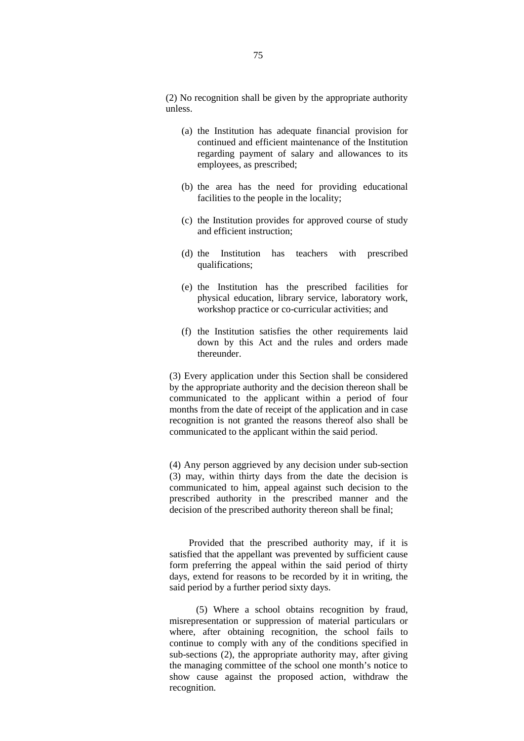(2) No recognition shall be given by the appropriate authority unless.

(a) the Institution has adequate financial provision for continued and efficient maintenance of the Institution regarding payment of salary and allowances to its employees, as prescribed;

(b) the area has the need for providing educational facilities to the people in the locality;

(c) the Institution provides for approved course of study and efficient instruction;

(d) the Institution has teachers with prescribed qualifications;

(e) the Institution has the prescribed facilities for physical education, library service, laboratory work, workshop practice or co-curricular activities; and

(f) the Institution satisfies the other requirements laid down by this Act and the rules and orders made thereunder.

(3) Every application under this Section shall be considered by the appropriate authority and the decision thereon shall be communicated to the applicant within a period of four months from the date of receipt of the application and in case recognition is not granted the reasons thereof also shall be communicated to the applicant within the said period.

(4) Any person aggrieved by any decision under sub-section (3) may, within thirty days from the date the decision is communicated to him, appeal against such decision to the prescribed authority in the prescribed manner and the decision of the prescribed authority thereon shall be final;

Provided that the prescribed authority may, if it is satisfied that the appellant was prevented by sufficient cause form preferring the appeal within the said period of thirty days, extend for reasons to be recorded by it in writing, the said period by a further period sixty days.

(5) Where a school obtains recognition by fraud, misrepresentation or suppression of material particulars or where, after obtaining recognition, the school fails to continue to comply with any of the conditions specified in sub-sections (2), the appropriate authority may, after giving the managing committee of the school one month's notice to show cause against the proposed action, withdraw the recognition.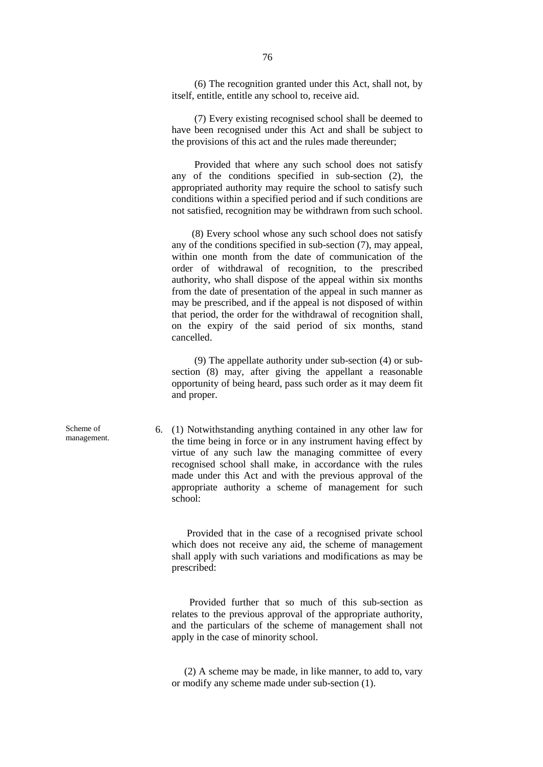(6) The recognition granted under this Act, shall not, by itself, entitle, entitle any school to, receive aid.

(7) Every existing recognised school shall be deemed to have been recognised under this Act and shall be subject to the provisions of this act and the rules made thereunder;

Provided that where any such school does not satisfy any of the conditions specified in sub-section (2), the appropriated authority may require the school to satisfy such conditions within a specified period and if such conditions are not satisfied, recognition may be withdrawn from such school.

(8) Every school whose any such school does not satisfy any of the conditions specified in sub-section (7), may appeal, within one month from the date of communication of the order of withdrawal of recognition, to the prescribed authority, who shall dispose of the appeal within six months from the date of presentation of the appeal in such manner as may be prescribed, and if the appeal is not disposed of within that period, the order for the withdrawal of recognition shall, on the expiry of the said period of six months, stand cancelled.

(9) The appellate authority under sub-section (4) or sub-section (8) may, after giving the appellant a reasonable opportunity of being heard, pass such order as it may deem fit and proper.

Scheme of management.

6. (1) Notwithstanding anything contained in any other law for the time being in force or in any instrument having effect by virtue of any such law the managing committee of every recognised school shall make, in accordance with the rules made under this Act and with the previous approval of the appropriate authority a scheme of management for such school:

Provided that in the case of a recognised private school which does not receive any aid, the scheme of management shall apply with such variations and modifications as may be prescribed:

Provided further that so much of this sub-section as relates to the previous approval of the appropriate authority, and the particulars of the scheme of management shall not apply in the case of minority school.

(2) A scheme may be made, in like manner, to add to, vary or modify any scheme made under sub-section (1).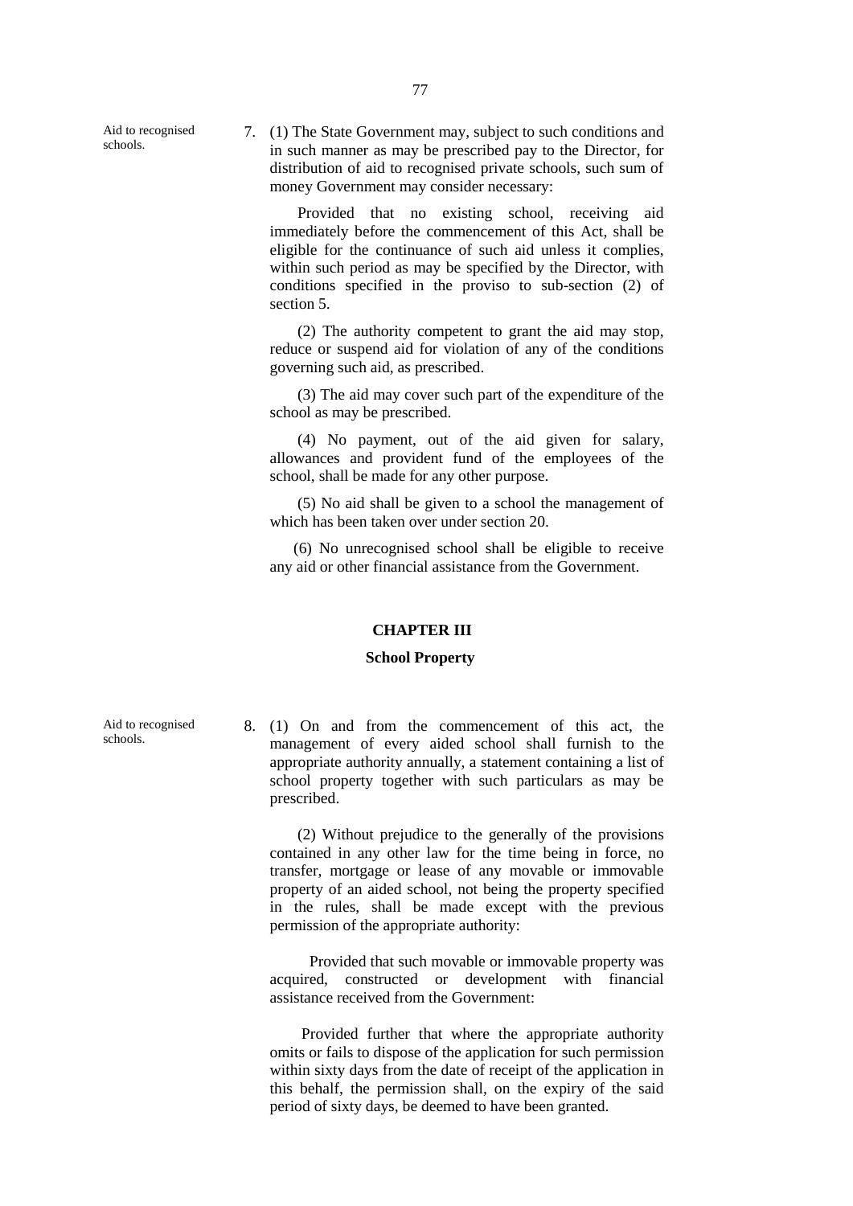Aid to recognised schools.

7. (1) The State Government may, subject to such conditions and in such manner as may be prescribed pay to the Director, for distribution of aid to recognised private schools, such sum of money Government may consider necessary:

Provided that no existing school, receiving aid immediately before the commencement of this Act, shall be eligible for the continuance of such aid unless it complies, within such period as may be specified by the Director, with conditions specified in the proviso to sub-section (2) of section 5.

(2) The authority competent to grant the aid may stop, reduce or suspend aid for violation of any of the conditions governing such aid, as prescribed.

(3) The aid may cover such part of the expenditure of the school as may be prescribed.

(4) No payment, out of the aid given for salary, allowances and provident fund of the employees of the school, shall be made for any other purpose.

(5) No aid shall be given to a school the management of which has been taken over under section 20.

(6) No unrecognised school shall be eligible to receive any aid or other financial assistance from the Government.

## CHAPTER III

### School Property

Aid to recognised schools.

8. (1) On and from the commencement of this act, the management of every aided school shall furnish to the appropriate authority annually, a statement containing a list of school property together with such particulars as may be prescribed.

(2) Without prejudice to the generally of the provisions contained in any other law for the time being in force, no transfer, mortgage or lease of any movable or immovable property of an aided school, not being the property specified in the rules, shall be made except with the previous permission of the appropriate authority:

Provided that such movable or immovable property was acquired, constructed or development with financial assistance received from the Government:

Provided further that where the appropriate authority omits or fails to dispose of the application for such permission within sixty days from the date of receipt of the application in this behalf, the permission shall, on the expiry of the said period of sixty days, be deemed to have been granted.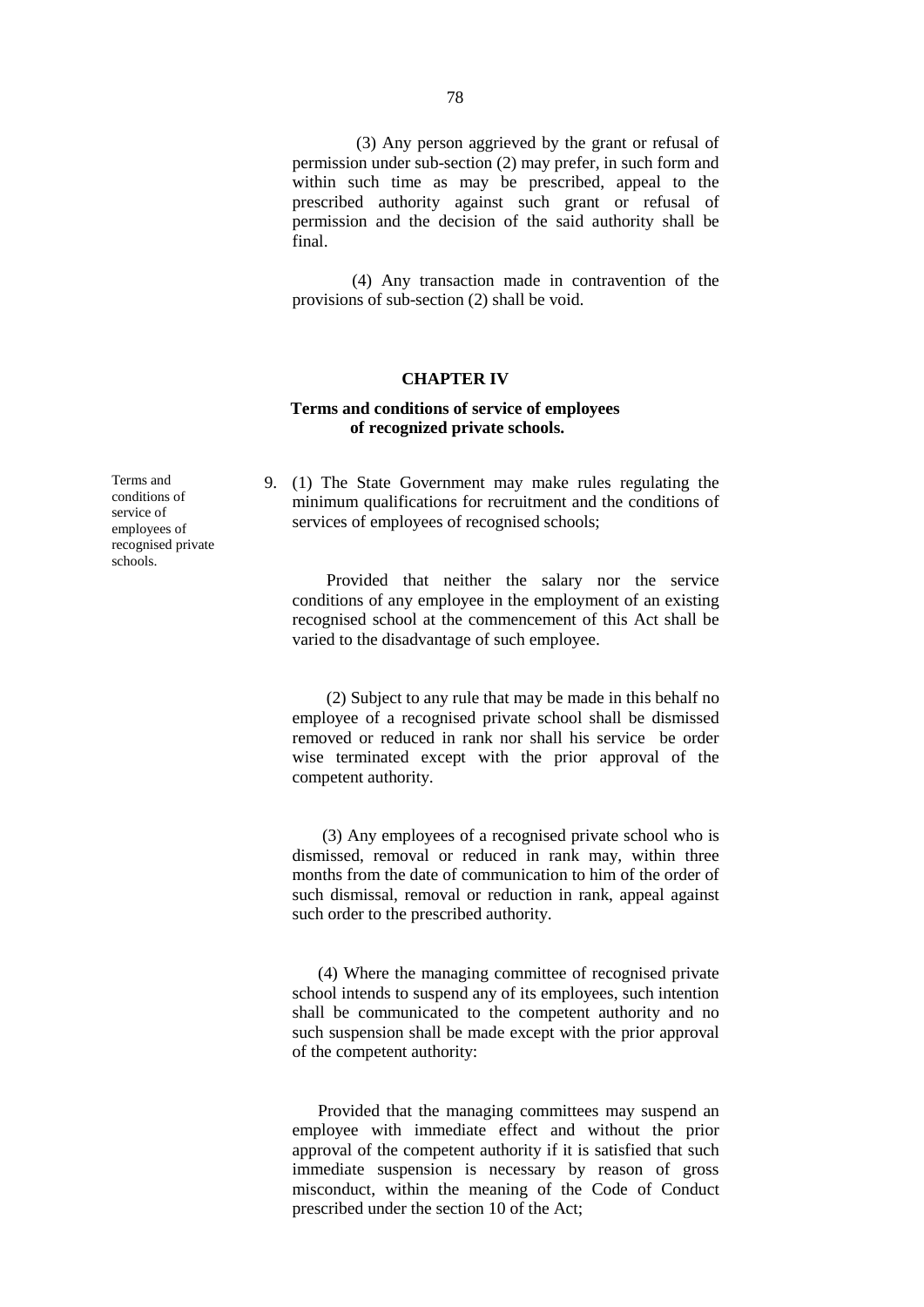(3) Any person aggrieved by the grant or refusal of permission under sub-section (2) may prefer, in such form and within such time as may be prescribed, appeal to the prescribed authority against such grant or refusal of permission and the decision of the said authority shall be final.

(4) Any transaction made in contravention of the provisions of sub-section (2) shall be void.

## CHAPTER IV

### Terms and conditions of service of employees of recognized private schools.

*Terms and conditions of service of employees of recognised private schools.*

9. (1) The State Government may make rules regulating the minimum qualifications for recruitment and the conditions of services of employees of recognised schools;

Provided that neither the salary nor the service conditions of any employee in the employment of an existing recognised school at the commencement of this Act shall be varied to the disadvantage of such employee.

(2) Subject to any rule that may be made in this behalf no employee of a recognised private school shall be dismissed removed or reduced in rank nor shall his service be order wise terminated except with the prior approval of the competent authority.

(3) Any employees of a recognised private school who is dismissed, removal or reduced in rank may, within three months from the date of communication to him of the order of such dismissal, removal or reduction in rank, appeal against such order to the prescribed authority.

(4) Where the managing committee of recognised private school intends to suspend any of its employees, such intention shall be communicated to the competent authority and no such suspension shall be made except with the prior approval of the competent authority:

Provided that the managing committees may suspend an employee with immediate effect and without the prior approval of the competent authority if it is satisfied that such immediate suspension is necessary by reason of gross misconduct, within the meaning of the Code of Conduct prescribed under the section 10 of the Act;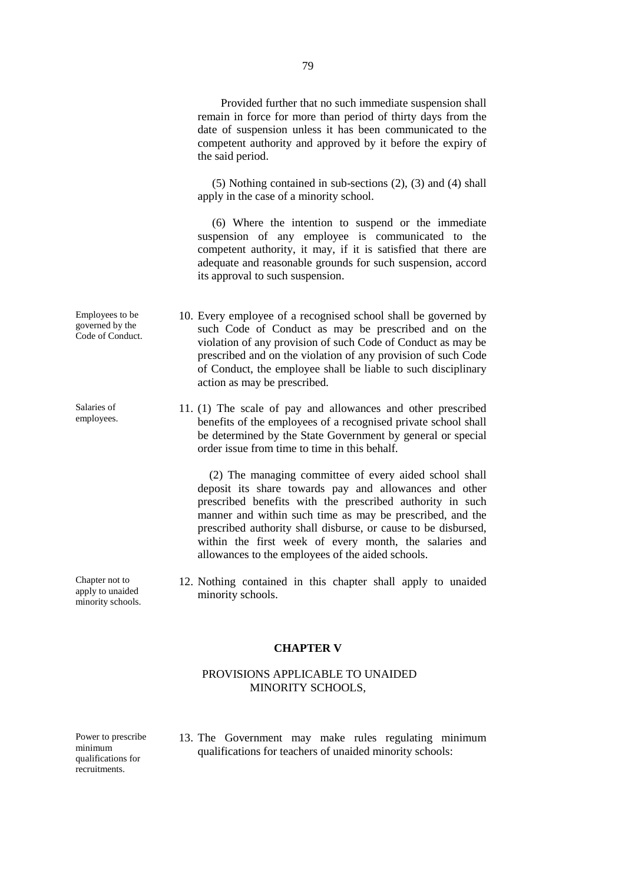Provided further that no such immediate suspension shall remain in force for more than period of thirty days from the date of suspension unless it has been communicated to the competent authority and approved by it before the expiry of the said period.

(5) Nothing contained in sub-sections (2), (3) and (4) shall apply in the case of a minority school.

(6) Where the intention to suspend or the immediate suspension of any employee is communicated to the competent authority, it may, if it is satisfied that there are adequate and reasonable grounds for such suspension, accord its approval to such suspension.

*Employees to be governed by the Code of Conduct.*

10. Every employee of a recognised school shall be governed by such Code of Conduct as may be prescribed and on the violation of any provision of such Code of Conduct as may be prescribed and on the violation of any provision of such Code of Conduct, the employee shall be liable to such disciplinary action as may be prescribed.

*Salaries of employees.*

11. (1) The scale of pay and allowances and other prescribed benefits of the employees of a recognised private school shall be determined by the State Government by general or special order issue from time to time in this behalf.

(2) The managing committee of every aided school shall deposit its share towards pay and allowances and other prescribed benefits with the prescribed authority in such manner and within such time as may be prescribed, and the prescribed authority shall disburse, or cause to be disbursed, within the first week of every month, the salaries and allowances to the employees of the aided schools.

*Chapter not to apply to unaided minority schools.*

12. Nothing contained in this chapter shall apply to unaided minority schools.

## CHAPTER V

### PROVISIONS APPLICABLE TO UNAIDED MINORITY SCHOOLS,

*Power to prescribe minimum qualifications for recruitments.*

13. The Government may make rules regulating minimum qualifications for teachers of unaided minority schools: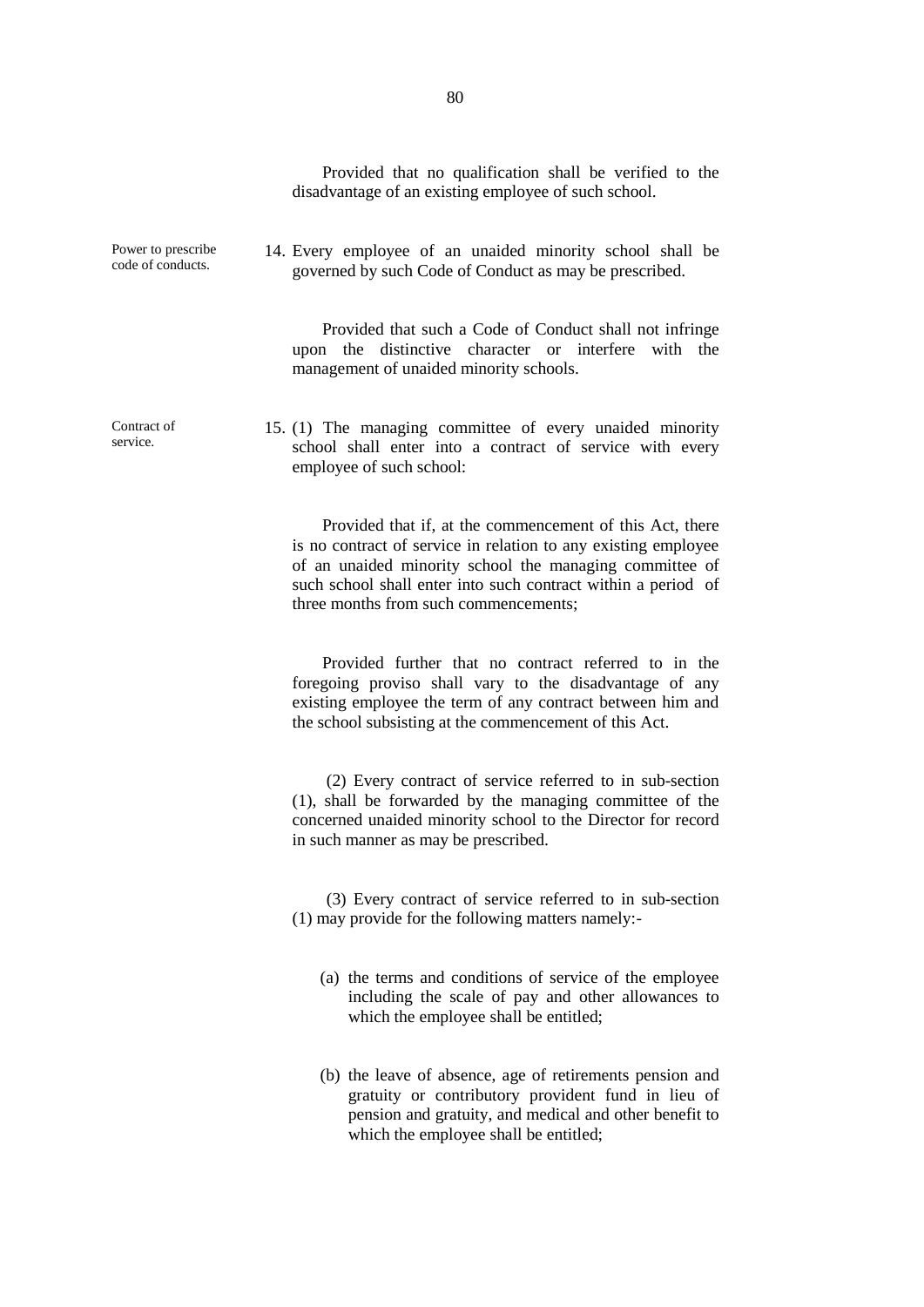Provided that no qualification shall be verified to the disadvantage of an existing employee of such school.

Power to prescribe code of conducts.

14. Every employee of an unaided minority school shall be governed by such Code of Conduct as may be prescribed.

Provided that such a Code of Conduct shall not infringe upon the distinctive character or interfere with the management of unaided minority schools.

Contract of service.

15. (1) The managing committee of every unaided minority school shall enter into a contract of service with every employee of such school:

Provided that if, at the commencement of this Act, there is no contract of service in relation to any existing employee of an unaided minority school the managing committee of such school shall enter into such contract within a period of three months from such commencements;

Provided further that no contract referred to in the foregoing proviso shall vary to the disadvantage of any existing employee the term of any contract between him and the school subsisting at the commencement of this Act.

(2) Every contract of service referred to in sub-section (1), shall be forwarded by the managing committee of the concerned unaided minority school to the Director for record in such manner as may be prescribed.

(3) Every contract of service referred to in sub-section (1) may provide for the following matters namely:-

(a) the terms and conditions of service of the employee including the scale of pay and other allowances to which the employee shall be entitled;

(b) the leave of absence, age of retirements pension and gratuity or contributory provident fund in lieu of pension and gratuity, and medical and other benefit to which the employee shall be entitled;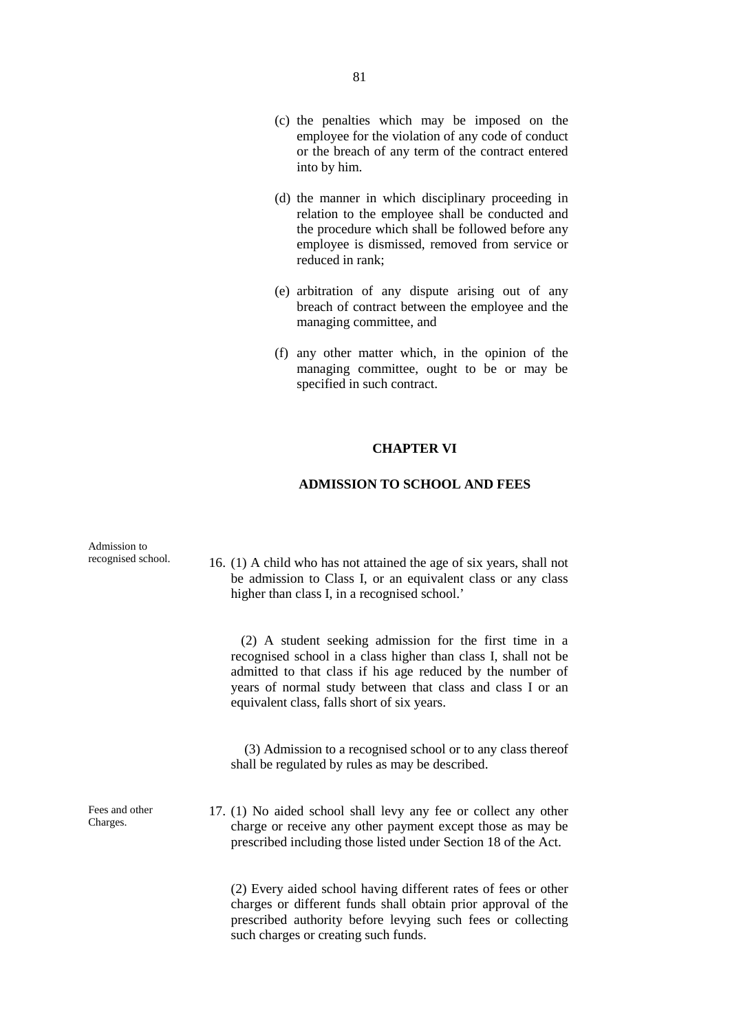(c) the penalties which may be imposed on the employee for the violation of any code of conduct or the breach of any term of the contract entered into by him.

(d) the manner in which disciplinary proceeding in relation to the employee shall be conducted and the procedure which shall be followed before any employee is dismissed, removed from service or reduced in rank;

(e) arbitration of any dispute arising out of any breach of contract between the employee and the managing committee, and

(f) any other matter which, in the opinion of the managing committee, ought to be or may be specified in such contract.

## CHAPTER VI

## ADMISSION TO SCHOOL AND FEES

Admission to recognised school.

16. (1) A child who has not attained the age of six years, shall not be admission to Class I, or an equivalent class or any class higher than class I, in a recognised school.'

(2) A student seeking admission for the first time in a recognised school in a class higher than class I, shall not be admitted to that class if his age reduced by the number of years of normal study between that class and class I or an equivalent class, falls short of six years.

(3) Admission to a recognised school or to any class thereof shall be regulated by rules as may be described.

Fees and other Charges.

17. (1) No aided school shall levy any fee or collect any other charge or receive any other payment except those as may be prescribed including those listed under Section 18 of the Act.

(2) Every aided school having different rates of fees or other charges or different funds shall obtain prior approval of the prescribed authority before levying such fees or collecting such charges or creating such funds.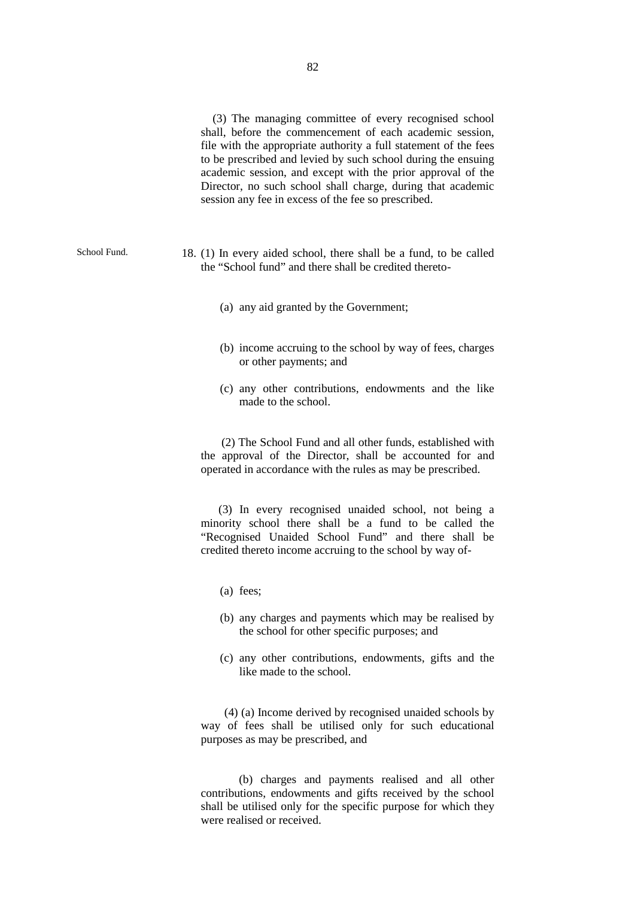(3) The managing committee of every recognised school shall, before the commencement of each academic session, file with the appropriate authority a full statement of the fees to be prescribed and levied by such school during the ensuing academic session, and except with the prior approval of the Director, no such school shall charge, during that academic session any fee in excess of the fee so prescribed.

School Fund.

18. (1) In every aided school, there shall be a fund, to be called the "School fund" and there shall be credited thereto-

(a) any aid granted by the Government;

(b) income accruing to the school by way of fees, charges or other payments; and

(c) any other contributions, endowments and the like made to the school.

(2) The School Fund and all other funds, established with the approval of the Director, shall be accounted for and operated in accordance with the rules as may be prescribed.

(3) In every recognised unaided school, not being a minority school there shall be a fund to be called the "Recognised Unaided School Fund" and there shall be credited thereto income accruing to the school by way of-

(a) fees;

(b) any charges and payments which may be realised by the school for other specific purposes; and

(c) any other contributions, endowments, gifts and the like made to the school.

(4) (a) Income derived by recognised unaided schools by way of fees shall be utilised only for such educational purposes as may be prescribed, and

(b) charges and payments realised and all other contributions, endowments and gifts received by the school shall be utilised only for the specific purpose for which they were realised or received.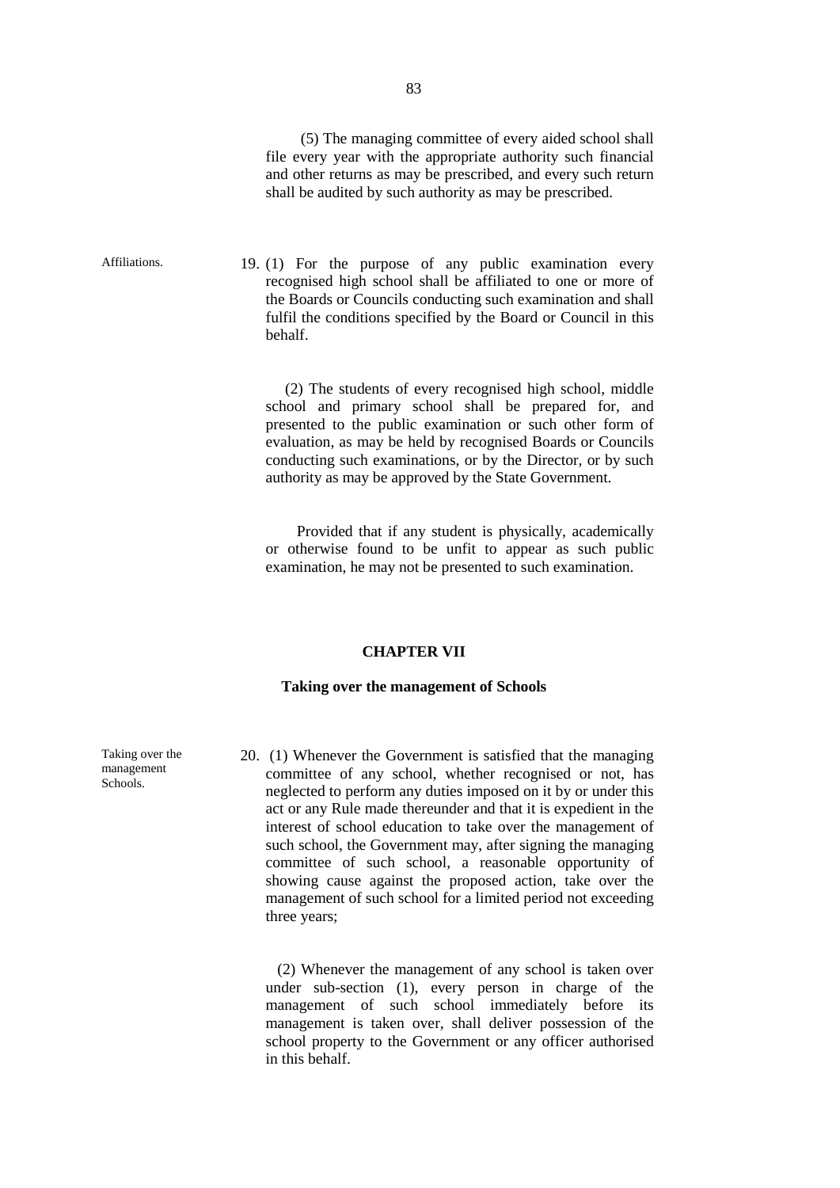(5) The managing committee of every aided school shall file every year with the appropriate authority such financial and other returns as may be prescribed, and every such return shall be audited by such authority as may be prescribed.

Affiliations.

19. (1) For the purpose of any public examination every recognised high school shall be affiliated to one or more of the Boards or Councils conducting such examination and shall fulfil the conditions specified by the Board or Council in this behalf.

(2) The students of every recognised high school, middle school and primary school shall be prepared for, and presented to the public examination or such other form of evaluation, as may be held by recognised Boards or Councils conducting such examinations, or by the Director, or by such authority as may be approved by the State Government.

Provided that if any student is physically, academically or otherwise found to be unfit to appear as such public examination, he may not be presented to such examination.

## CHAPTER VII

### Taking over the management of Schools

Taking over the management Schools.

20. (1) Whenever the Government is satisfied that the managing committee of any school, whether recognised or not, has neglected to perform any duties imposed on it by or under this act or any Rule made thereunder and that it is expedient in the interest of school education to take over the management of such school, the Government may, after signing the managing committee of such school, a reasonable opportunity of showing cause against the proposed action, take over the management of such school for a limited period not exceeding three years;

(2) Whenever the management of any school is taken over under sub-section (1), every person in charge of the management of such school immediately before its management is taken over, shall deliver possession of the school property to the Government or any officer authorised in this behalf.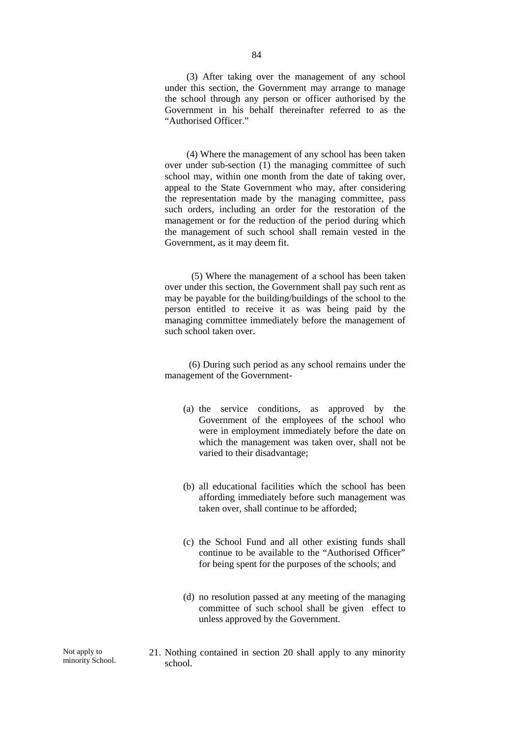(3) After taking over the management of any school under this section, the Government may arrange to manage the school through any person or officer authorised by the Government in his behalf thereinafter referred to as the "Authorised Officer."

(4) Where the management of any school has been taken over under sub-section (1) the managing committee of such school may, within one month from the date of taking over, appeal to the State Government who may, after considering the representation made by the managing committee, pass such orders, including an order for the restoration of the management or for the reduction of the period during which the management of such school shall remain vested in the Government, as it may deem fit.

(5) Where the management of a school has been taken over under this section, the Government shall pay such rent as may be payable for the building/buildings of the school to the person entitled to receive it as was being paid by the managing committee immediately before the management of such school taken over.

(6) During such period as any school remains under the management of the Government-

(a) the service conditions, as approved by the Government of the employees of the school who were in employment immediately before the date on which the management was taken over, shall not be varied to their disadvantage;

(b) all educational facilities which the school has been affording immediately before such management was taken over, shall continue to be afforded;

(c) the School Fund and all other existing funds shall continue to be available to the "Authorised Officer" for being spent for the purposes of the schools; and

(d) no resolution passed at any meeting of the managing committee of such school shall be given effect to unless approved by the Government.

Not apply to minority School.

21. Nothing contained in section 20 shall apply to any minority school.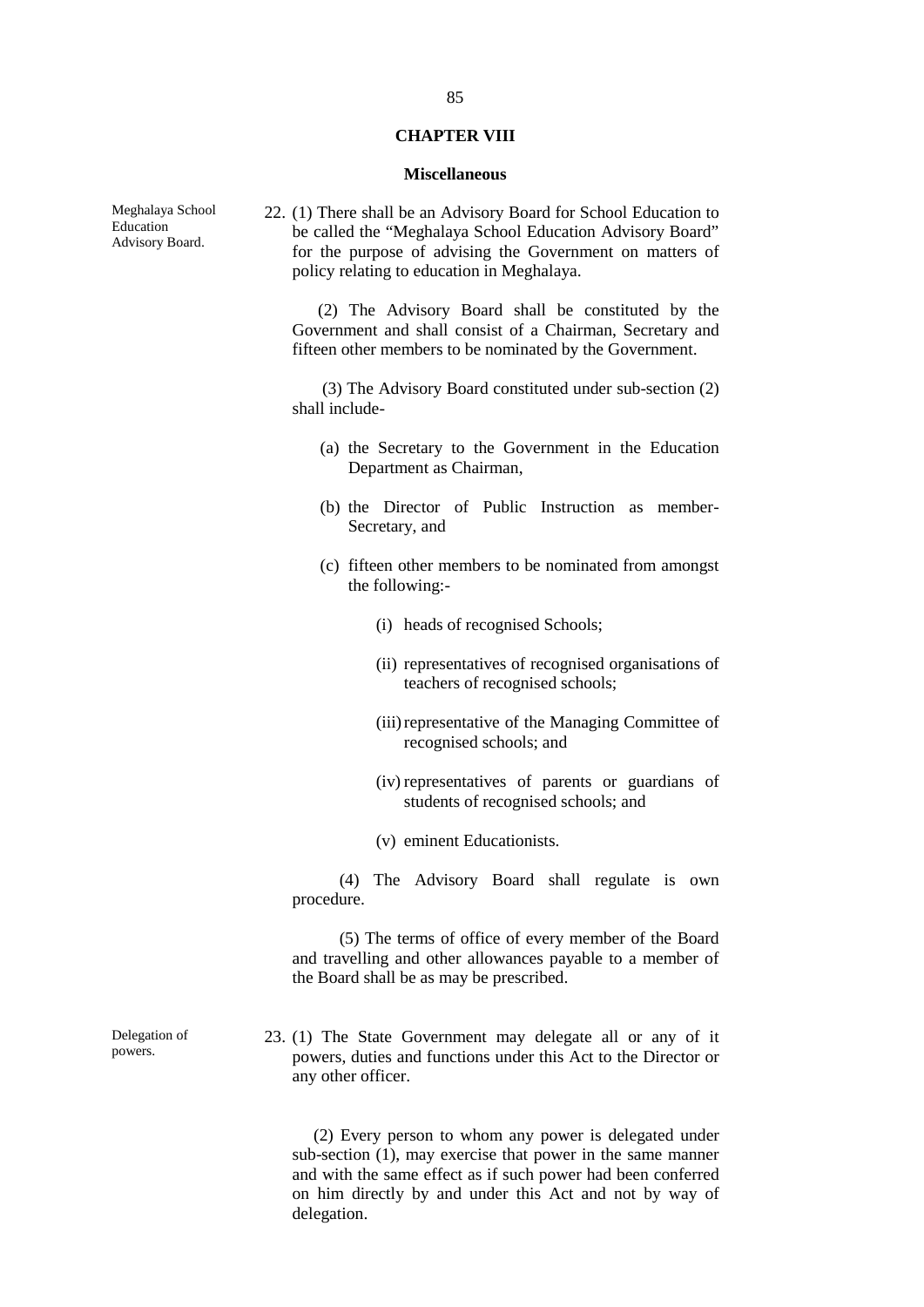## CHAPTER VIII

### Miscellaneous

**Meghalaya School Education Advisory Board.**

22. (1) There shall be an Advisory Board for School Education to be called the "Meghalaya School Education Advisory Board" for the purpose of advising the Government on matters of policy relating to education in Meghalaya.

(2) The Advisory Board shall be constituted by the Government and shall consist of a Chairman, Secretary and fifteen other members to be nominated by the Government.

(3) The Advisory Board constituted under sub-section (2) shall include-

(a) the Secretary to the Government in the Education Department as Chairman,

(b) the Director of Public Instruction as member-Secretary, and

(c) fifteen other members to be nominated from amongst the following:-

(i) heads of recognised Schools;

(ii) representatives of recognised organisations of teachers of recognised schools;

(iii) representative of the Managing Committee of recognised schools; and

(iv) representatives of parents or guardians of students of recognised schools; and

(v) eminent Educationists.

(4) The Advisory Board shall regulate is own procedure.

(5) The terms of office of every member of the Board and travelling and other allowances payable to a member of the Board shall be as may be prescribed.

**Delegation of powers.**

23. (1) The State Government may delegate all or any of it powers, duties and functions under this Act to the Director or any other officer.

(2) Every person to whom any power is delegated under sub-section (1), may exercise that power in the same manner and with the same effect as if such power had been conferred on him directly by and under this Act and not by way of delegation.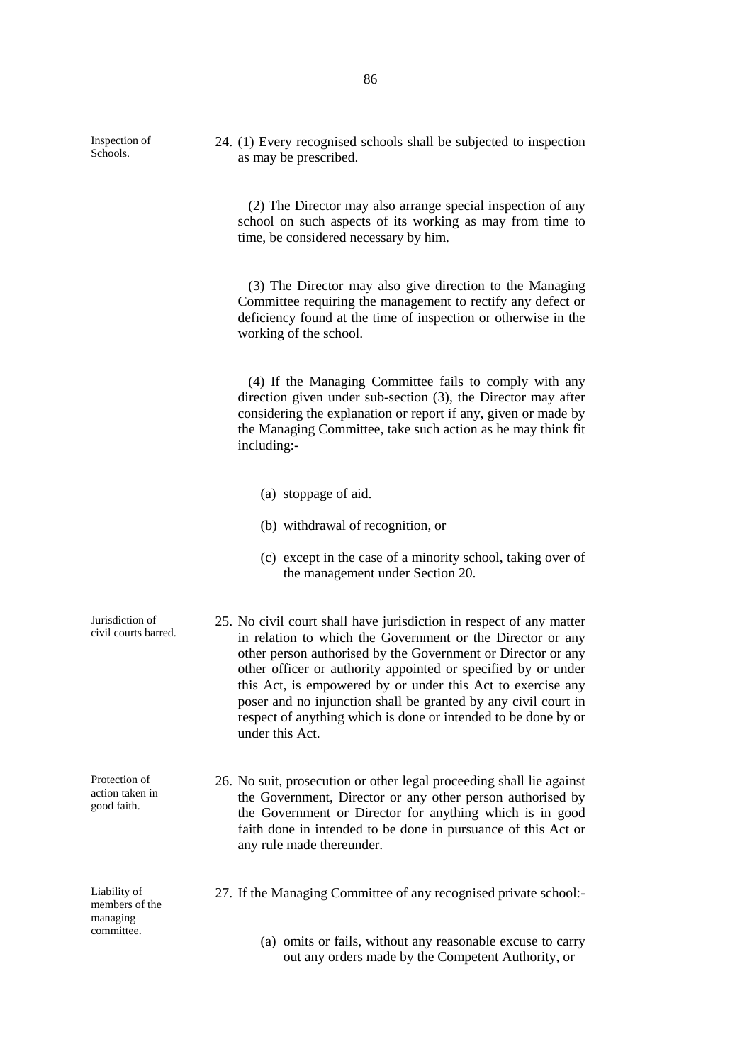**Inspection of Schools.**

24. (1) Every recognised schools shall be subjected to inspection as may be prescribed.

(2) The Director may also arrange special inspection of any school on such aspects of its working as may from time to time, be considered necessary by him.

(3) The Director may also give direction to the Managing Committee requiring the management to rectify any defect or deficiency found at the time of inspection or otherwise in the working of the school.

(4) If the Managing Committee fails to comply with any direction given under sub-section (3), the Director may after considering the explanation or report if any, given or made by the Managing Committee, take such action as he may think fit including:-

(a) stoppage of aid.

(b) withdrawal of recognition, or

(c) except in the case of a minority school, taking over of the management under Section 20.

**Jurisdiction of civil courts barred.**

25. No civil court shall have jurisdiction in respect of any matter in relation to which the Government or the Director or any other person authorised by the Government or Director or any other officer or authority appointed or specified by or under this Act, is empowered by or under this Act to exercise any poser and no injunction shall be granted by any civil court in respect of anything which is done or intended to be done by or under this Act.

**Protection of action taken in good faith.**

26. No suit, prosecution or other legal proceeding shall lie against the Government, Director or any other person authorised by the Government or Director for anything which is in good faith done in intended to be done in pursuance of this Act or any rule made thereunder.

**Liability of members of the managing committee.**

27. If the Managing Committee of any recognised private school:-

(a) omits or fails, without any reasonable excuse to carry out any orders made by the Competent Authority, or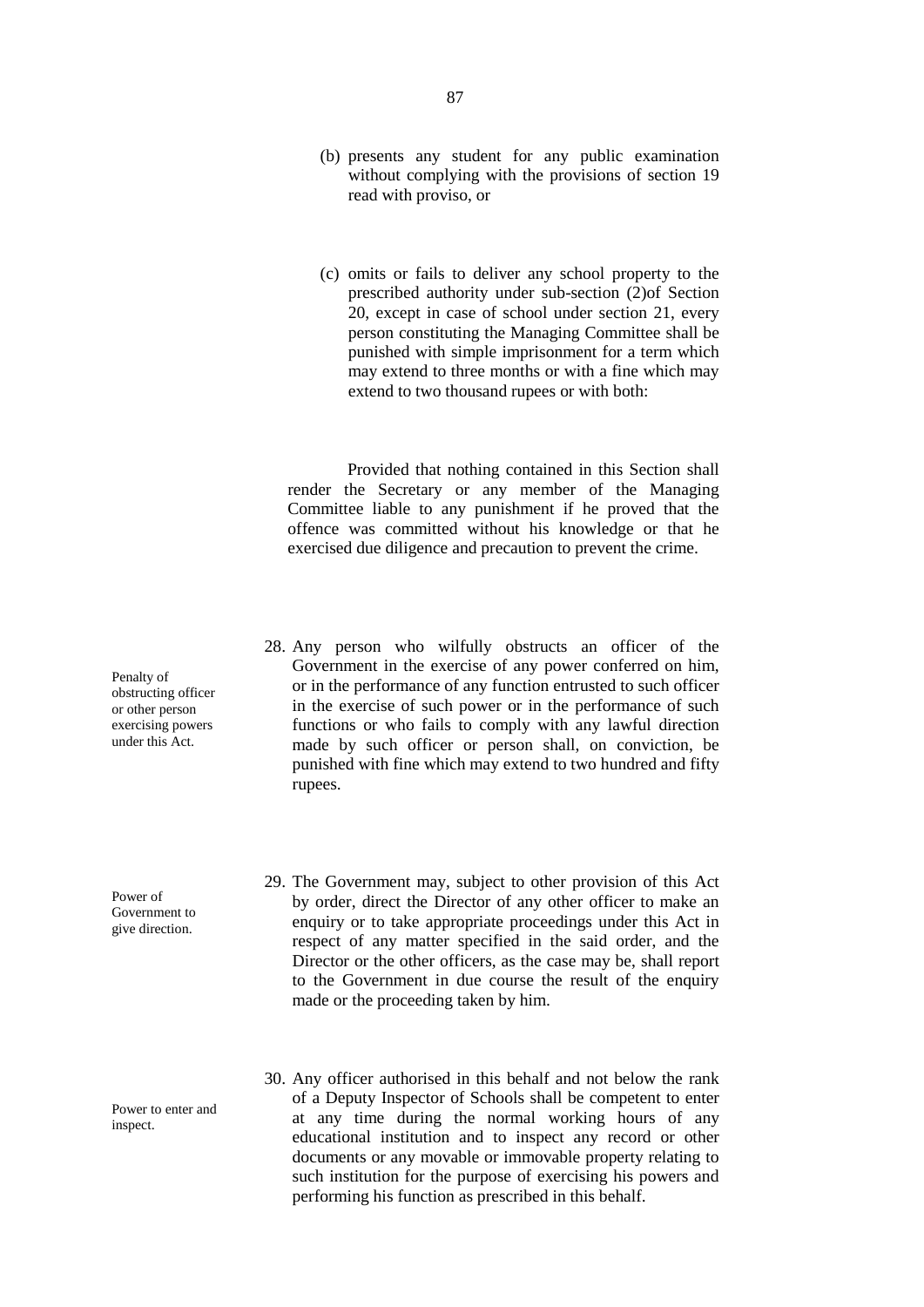(b) presents any student for any public examination without complying with the provisions of section 19 read with proviso, or

(c) omits or fails to deliver any school property to the prescribed authority under sub-section (2)of Section 20, except in case of school under section 21, every person constituting the Managing Committee shall be punished with simple imprisonment for a term which may extend to three months or with a fine which may extend to two thousand rupees or with both:

Provided that nothing contained in this Section shall render the Secretary or any member of the Managing Committee liable to any punishment if he proved that the offence was committed without his knowledge or that he exercised due diligence and precaution to prevent the crime.

*Penalty of obstructing officer or other person exercising powers under this Act.*

28. Any person who wilfully obstructs an officer of the Government in the exercise of any power conferred on him, or in the performance of any function entrusted to such officer in the exercise of such power or in the performance of such functions or who fails to comply with any lawful direction made by such officer or person shall, on conviction, be punished with fine which may extend to two hundred and fifty rupees.

*Power of Government to give direction.*

29. The Government may, subject to other provision of this Act by order, direct the Director of any other officer to make an enquiry or to take appropriate proceedings under this Act in respect of any matter specified in the said order, and the Director or the other officers, as the case may be, shall report to the Government in due course the result of the enquiry made or the proceeding taken by him.

*Power to enter and inspect.*

30. Any officer authorised in this behalf and not below the rank of a Deputy Inspector of Schools shall be competent to enter at any time during the normal working hours of any educational institution and to inspect any record or other documents or any movable or immovable property relating to such institution for the purpose of exercising his powers and performing his function as prescribed in this behalf.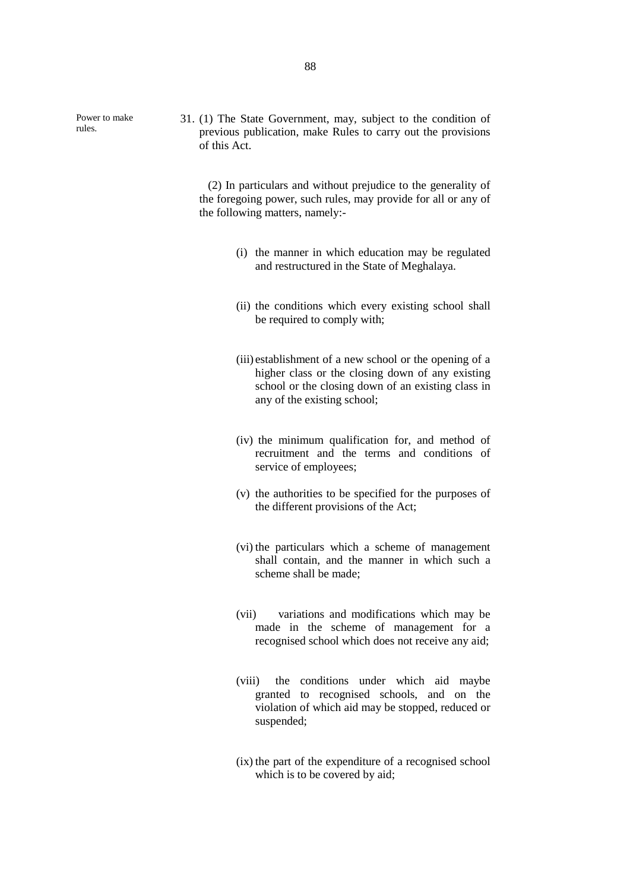Power to make rules.

31. (1) The State Government, may, subject to the condition of previous publication, make Rules to carry out the provisions of this Act.

(2) In particulars and without prejudice to the generality of the foregoing power, such rules, may provide for all or any of the following matters, namely:-

(i) the manner in which education may be regulated and restructured in the State of Meghalaya.

(ii) the conditions which every existing school shall be required to comply with;

(iii) establishment of a new school or the opening of a higher class or the closing down of any existing school or the closing down of an existing class in any of the existing school;

(iv) the minimum qualification for, and method of recruitment and the terms and conditions of service of employees;

(v) the authorities to be specified for the purposes of the different provisions of the Act;

(vi) the particulars which a scheme of management shall contain, and the manner in which such a scheme shall be made;

(vii) variations and modifications which may be made in the scheme of management for a recognised school which does not receive any aid;

(viii) the conditions under which aid maybe granted to recognised schools, and on the violation of which aid may be stopped, reduced or suspended;

(ix) the part of the expenditure of a recognised school which is to be covered by aid;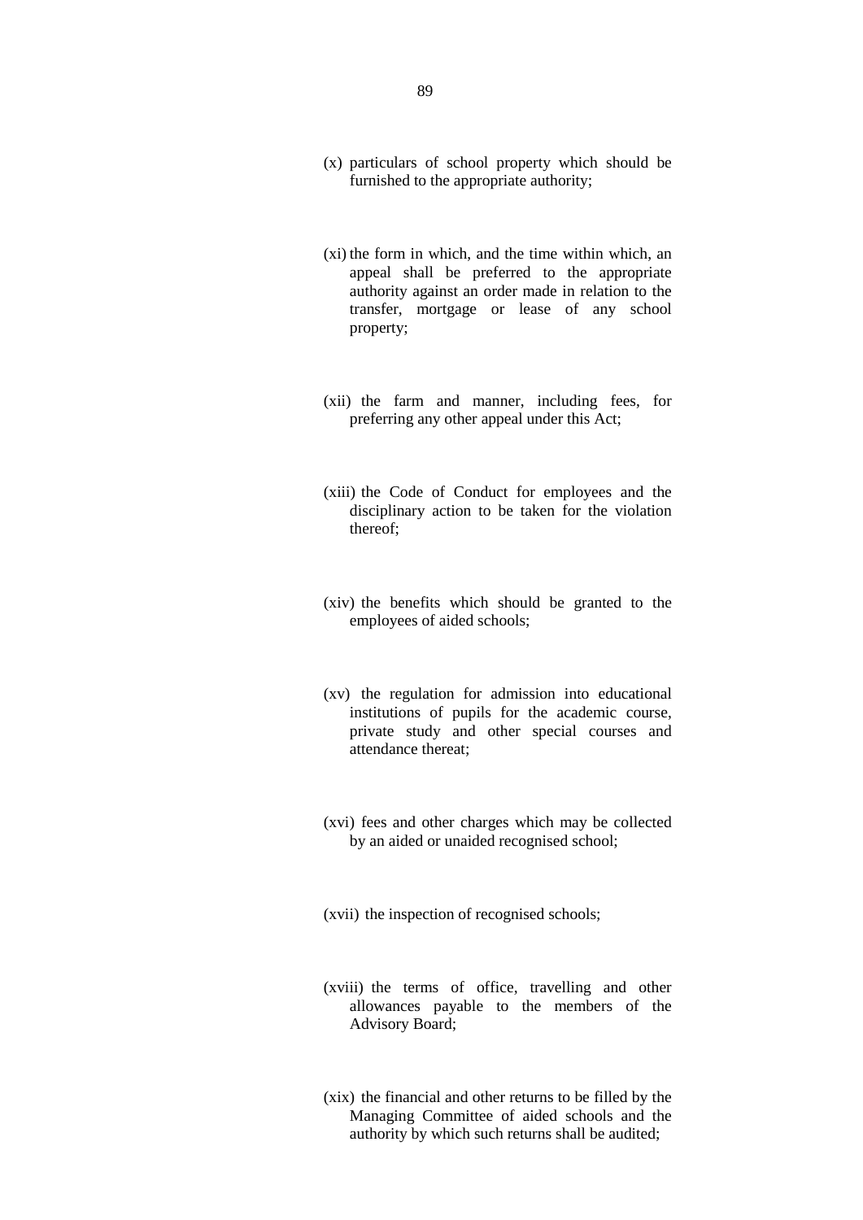(x) particulars of school property which should be furnished to the appropriate authority;

(xi) the form in which, and the time within which, an appeal shall be preferred to the appropriate authority against an order made in relation to the transfer, mortgage or lease of any school property;

(xii) the farm and manner, including fees, for preferring any other appeal under this Act;

(xiii) the Code of Conduct for employees and the disciplinary action to be taken for the violation thereof;

(xiv) the benefits which should be granted to the employees of aided schools;

(xv) the regulation for admission into educational institutions of pupils for the academic course, private study and other special courses and attendance thereat;

(xvi) fees and other charges which may be collected by an aided or unaided recognised school;

(xvii) the inspection of recognised schools;

(xviii) the terms of office, travelling and other allowances payable to the members of the Advisory Board;

(xix) the financial and other returns to be filled by the Managing Committee of aided schools and the authority by which such returns shall be audited;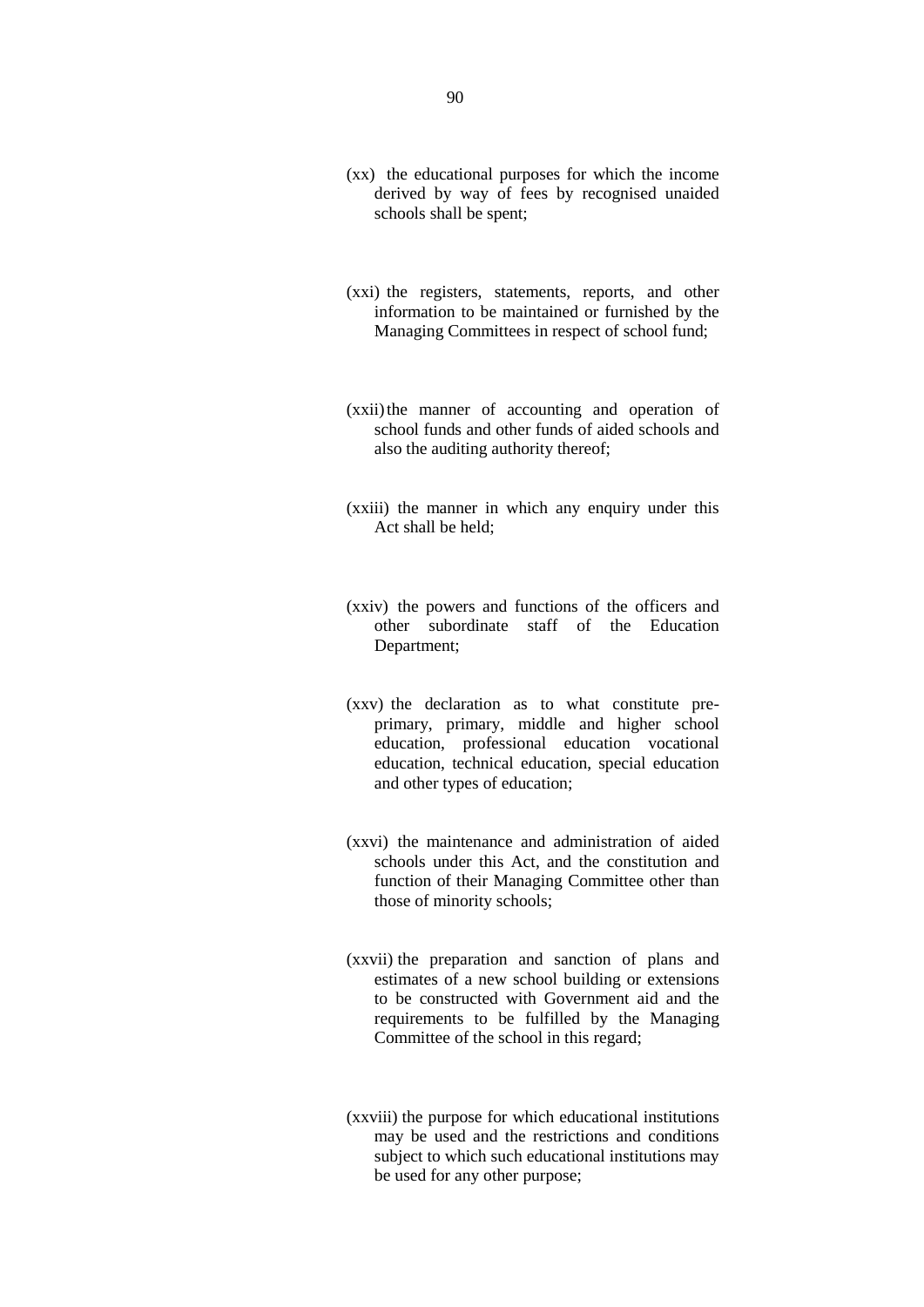(xx) the educational purposes for which the income derived by way of fees by recognised unaided schools shall be spent;

(xxi) the registers, statements, reports, and other information to be maintained or furnished by the Managing Committees in respect of school fund;

(xxii) the manner of accounting and operation of school funds and other funds of aided schools and also the auditing authority thereof;

(xxiii) the manner in which any enquiry under this Act shall be held;

(xxiv) the powers and functions of the officers and other subordinate staff of the Education Department;

(xxv) the declaration as to what constitute pre-primary, primary, middle and higher school education, professional education vocational education, technical education, special education and other types of education;

(xxvi) the maintenance and administration of aided schools under this Act, and the constitution and function of their Managing Committee other than those of minority schools;

(xxvii) the preparation and sanction of plans and estimates of a new school building or extensions to be constructed with Government aid and the requirements to be fulfilled by the Managing Committee of the school in this regard;

(xxviii) the purpose for which educational institutions may be used and the restrictions and conditions subject to which such educational institutions may be used for any other purpose;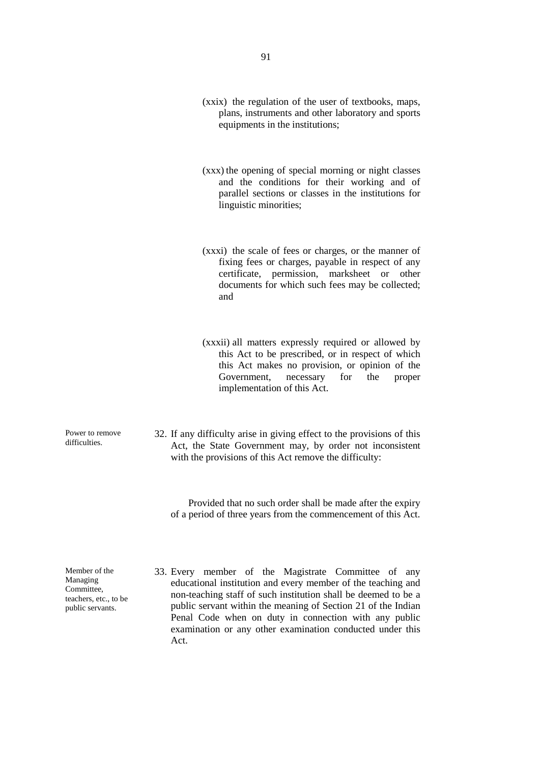(xxix) the regulation of the user of textbooks, maps, plans, instruments and other laboratory and sports equipments in the institutions;

(xxx) the opening of special morning or night classes and the conditions for their working and of parallel sections or classes in the institutions for linguistic minorities;

(xxxi) the scale of fees or charges, or the manner of fixing fees or charges, payable in respect of any certificate, permission, marksheet or other documents for which such fees may be collected; and

(xxxii) all matters expressly required or allowed by this Act to be prescribed, or in respect of which this Act makes no provision, or opinion of the Government, necessary for the proper implementation of this Act.

Power to remove difficulties.

32. If any difficulty arise in giving effect to the provisions of this Act, the State Government may, by order not inconsistent with the provisions of this Act remove the difficulty:

Provided that no such order shall be made after the expiry of a period of three years from the commencement of this Act.

Member of the Managing Committee, teachers, etc., to be public servants.

33. Every member of the Magistrate Committee of any educational institution and every member of the teaching and non-teaching staff of such institution shall be deemed to be a public servant within the meaning of Section 21 of the Indian Penal Code when on duty in connection with any public examination or any other examination conducted under this Act.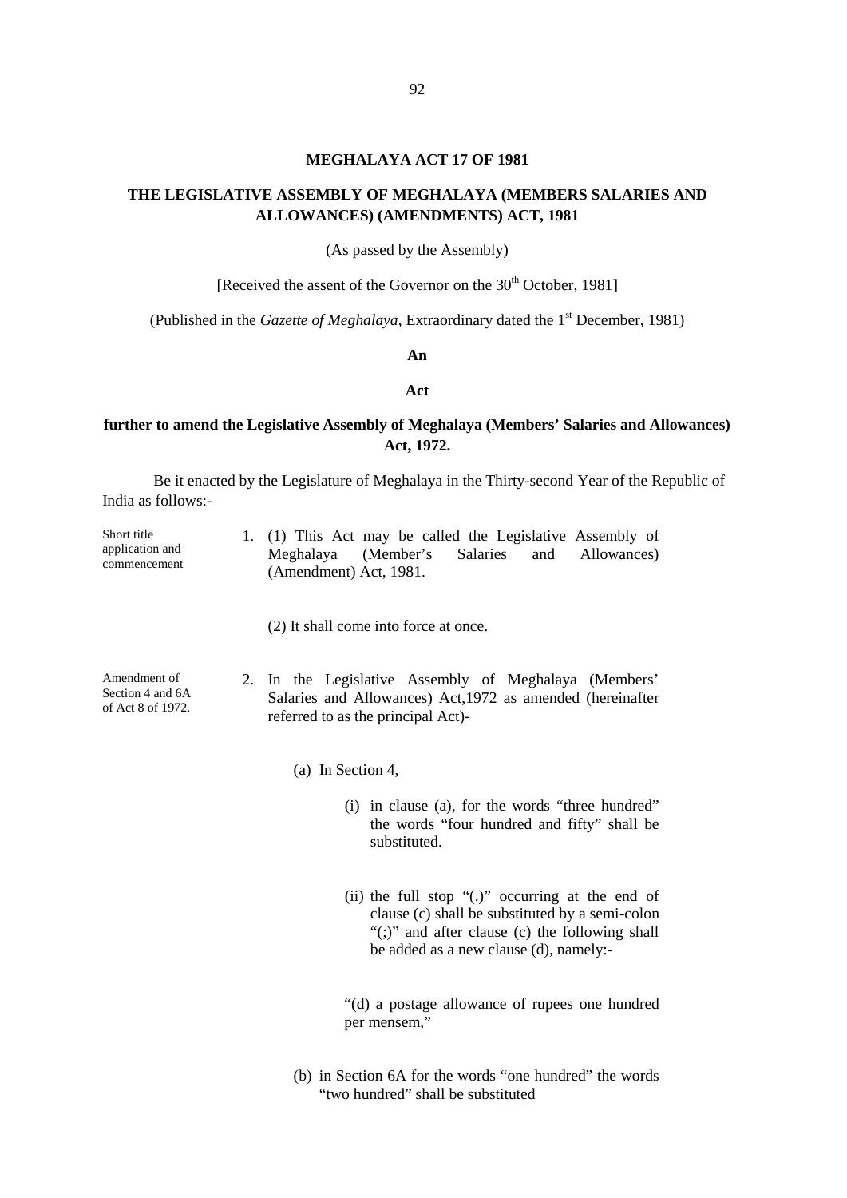## MEGHALAYA ACT 17 OF 1981

## THE LEGISLATIVE ASSEMBLY OF MEGHALAYA (MEMBERS SALARIES AND ALLOWANCES) (AMENDMENTS) ACT, 1981

(As passed by the Assembly)

[Received the assent of the Governor on the 30th October, 1981]

(Published in the *Gazette of Meghalaya*, Extraordinary dated the 1st December, 1981)

**An**

**Act**

**further to amend the Legislative Assembly of Meghalaya (Members' Salaries and Allowances) Act, 1972.**

Be it enacted by the Legislature of Meghalaya in the Thirty-second Year of the Republic of India as follows:-

Short title application and commencement

1. (1) This Act may be called the Legislative Assembly of Meghalaya (Member's Salaries and Allowances) (Amendment) Act, 1981.

   (2) It shall come into force at once.

Amendment of Section 4 and 6A of Act 8 of 1972.

2. In the Legislative Assembly of Meghalaya (Members' Salaries and Allowances) Act,1972 as amended (hereinafter referred to as the principal Act)-

   (a) In Section 4,

      (i) in clause (a), for the words "three hundred" the words "four hundred and fifty" shall be substituted.

      (ii) the full stop "(.)" occurring at the end of clause (c) shall be substituted by a semi-colon "(;)" and after clause (c) the following shall be added as a new clause (d), namely:-

      "(d) a postage allowance of rupees one hundred per mensem,"

   (b) in Section 6A for the words "one hundred" the words "two hundred" shall be substituted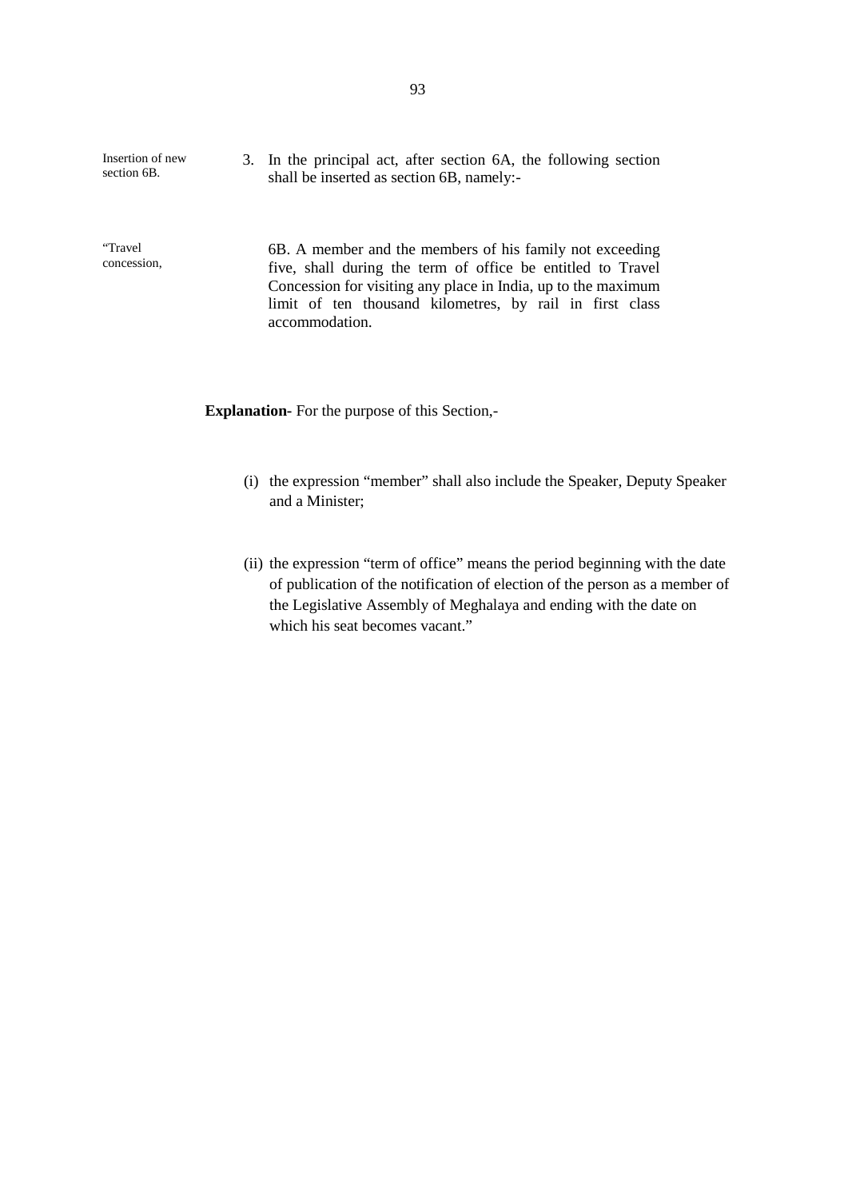Insertion of new section 6B.

3. In the principal act, after section 6A, the following section shall be inserted as section 6B, namely:-

"Travel concession,

6B. A member and the members of his family not exceeding five, shall during the term of office be entitled to Travel Concession for visiting any place in India, up to the maximum limit of ten thousand kilometres, by rail in first class accommodation.

**Explanation**- For the purpose of this Section,-

(i) the expression "member" shall also include the Speaker, Deputy Speaker and a Minister;

(ii) the expression "term of office" means the period beginning with the date of publication of the notification of election of the person as a member of the Legislative Assembly of Meghalaya and ending with the date on which his seat becomes vacant."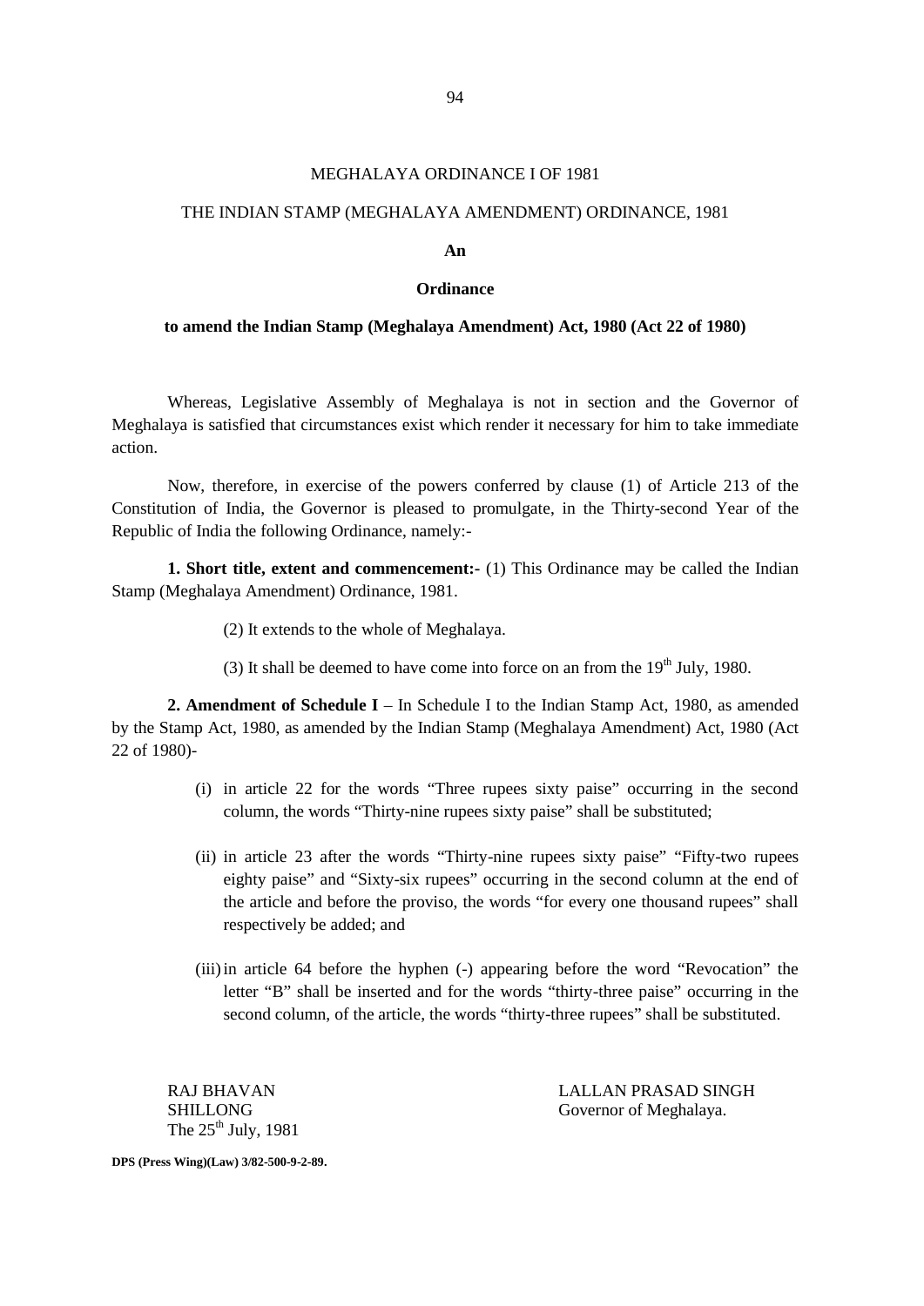# MEGHALAYA ORDINANCE I OF 1981

## THE INDIAN STAMP (MEGHALAYA AMENDMENT) ORDINANCE, 1981

**An**

**Ordinance**

**to amend the Indian Stamp (Meghalaya Amendment) Act, 1980 (Act 22 of 1980)**

Whereas, Legislative Assembly of Meghalaya is not in section and the Governor of Meghalaya is satisfied that circumstances exist which render it necessary for him to take immediate action.

Now, therefore, in exercise of the powers conferred by clause (1) of Article 213 of the Constitution of India, the Governor is pleased to promulgate, in the Thirty-second Year of the Republic of India the following Ordinance, namely:-

**1. Short title, extent and commencement:-** (1) This Ordinance may be called the Indian Stamp (Meghalaya Amendment) Ordinance, 1981.

(2) It extends to the whole of Meghalaya.

(3) It shall be deemed to have come into force on an from the 19th July, 1980.

**2. Amendment of Schedule I** – In Schedule I to the Indian Stamp Act, 1980, as amended by the Stamp Act, 1980, as amended by the Indian Stamp (Meghalaya Amendment) Act, 1980 (Act 22 of 1980)-

(i) in article 22 for the words "Three rupees sixty paise" occurring in the second column, the words "Thirty-nine rupees sixty paise" shall be substituted;

(ii) in article 23 after the words "Thirty-nine rupees sixty paise" "Fifty-two rupees eighty paise" and "Sixty-six rupees" occurring in the second column at the end of the article and before the proviso, the words "for every one thousand rupees" shall respectively be added; and

(iii) in article 64 before the hyphen (-) appearing before the word "Revocation" the letter "B" shall be inserted and for the words "thirty-three paise" occurring in the second column, of the article, the words "thirty-three rupees" shall be substituted.

RAJ BHAVAN
SHILLONG
The 25th July, 1981

LALLAN PRASAD SINGH
Governor of Meghalaya.

**DPS (Press Wing)(Law) 3/82-500-9-2-89.**